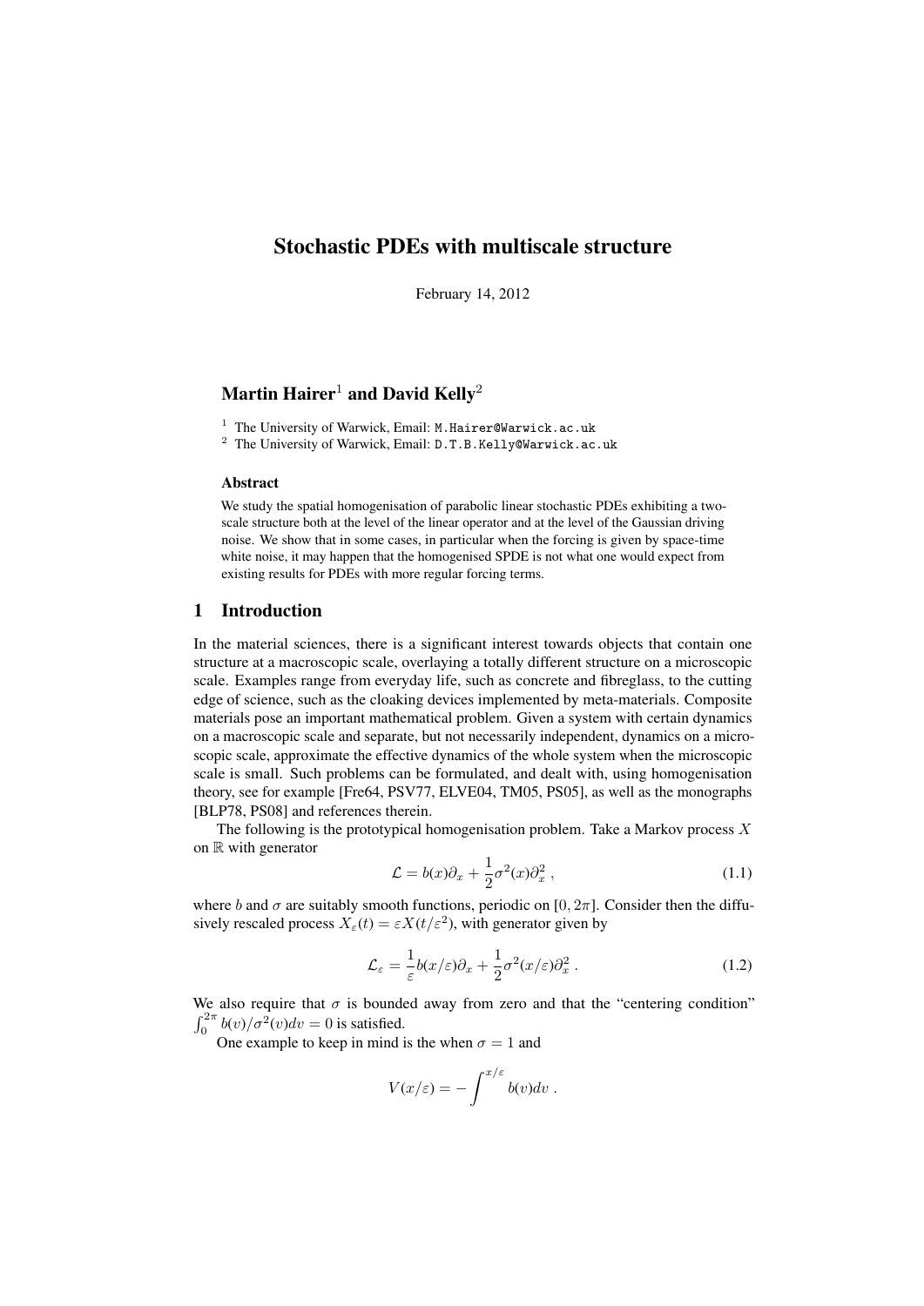# Stochastic PDEs with multiscale structure

February 14, 2012

## Martin Hairer[1] and David Kelly[2]

[1] The University of Warwick, Email: M.Hairer@Warwick.ac.uk
[2] The University of Warwick, Email: D.T.B.Kelly@Warwick.ac.uk

### Abstract

We study the spatial homogenisation of parabolic linear stochastic PDEs exhibiting a two-scale structure both at the level of the linear operator and at the level of the Gaussian driving noise. We show that in some cases, in particular when the forcing is given by space-time white noise, it may happen that the homogenised SPDE is not what one would expect from existing results for PDEs with more regular forcing terms.

## 1 Introduction

In the material sciences, there is a significant interest towards objects that contain one structure at a macroscopic scale, overlaying a totally different structure on a microscopic scale. Examples range from everyday life, such as concrete and fibreglass, to the cutting edge of science, such as the cloaking devices implemented by meta-materials. Composite materials pose an important mathematical problem. Given a system with certain dynamics on a macroscopic scale and separate, but not necessarily independent, dynamics on a microscopic scale, approximate the effective dynamics of the whole system when the microscopic scale is small. Such problems can be formulated, and dealt with, using homogenisation theory, see for example [Fre64, PSV77, ELVE04, TM05, PS05], as well as the monographs [BLP78, PS08] and references therein.

The following is the prototypical homogenisation problem. Take a Markov process $X$ on $\mathbb{R}$ with generator

$$\mathcal{L} = b(x)\partial_x + \frac{1}{2}\sigma^2(x)\partial_x^2 \;, \tag{1.1}$$

where $b$ and $\sigma$ are suitably smooth functions, periodic on $[0, 2\pi]$. Consider then the diffusively rescaled process $X_\varepsilon(t) = \varepsilon X(t/\varepsilon^2)$, with generator given by

$$\mathcal{L}_\varepsilon = \frac{1}{\varepsilon} b(x/\varepsilon)\partial_x + \frac{1}{2}\sigma^2(x/\varepsilon)\partial_x^2 \;. \tag{1.2}$$

We also require that $\sigma$ is bounded away from zero and that the "centering condition" $\int_0^{2\pi} b(v)/\sigma^2(v)dv = 0$ is satisfied.

One example to keep in mind is the when $\sigma = 1$ and

$$V(x/\varepsilon) = -\int^{x/\varepsilon} b(v)dv \;.$$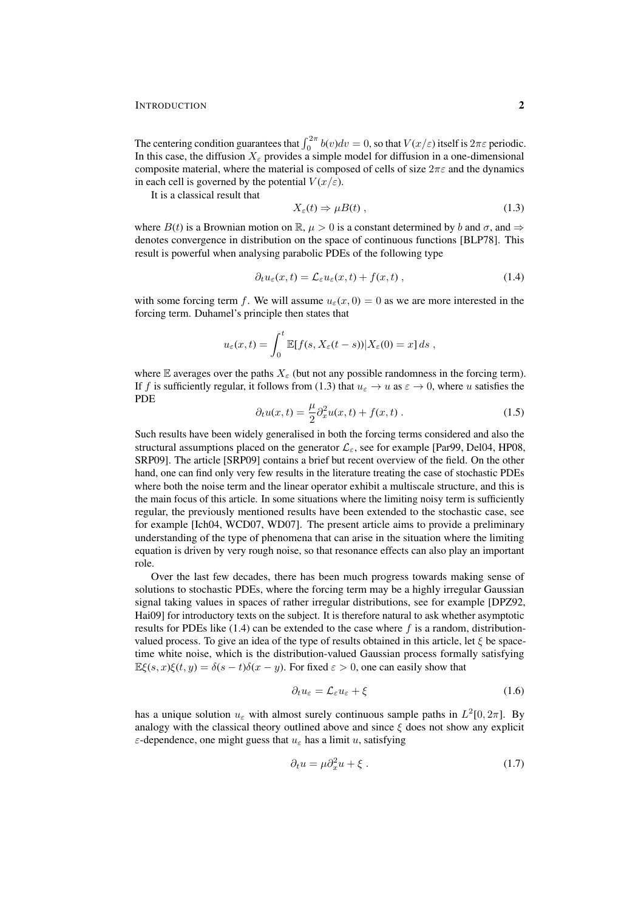The centering condition guarantees that $\int_0^{2\pi} b(v)dv = 0$, so that $V(x/\varepsilon)$ itself is $2\pi\varepsilon$ periodic. In this case, the diffusion $X_\varepsilon$ provides a simple model for diffusion in a one-dimensional composite material, where the material is composed of cells of size $2\pi\varepsilon$ and the dynamics in each cell is governed by the potential $V(x/\varepsilon)$.

It is a classical result that

$$X_\varepsilon(t) \Rightarrow \mu B(t) \;, \tag{1.3}$$

where $B(t)$ is a Brownian motion on $\mathbb{R}$, $\mu > 0$ is a constant determined by $b$ and $\sigma$, and $\Rightarrow$ denotes convergence in distribution on the space of continuous functions [BLP78]. This result is powerful when analysing parabolic PDEs of the following type

$$\partial_t u_\varepsilon(x,t) = \mathcal{L}_\varepsilon u_\varepsilon(x,t) + f(x,t) \;, \tag{1.4}$$

with some forcing term $f$. We will assume $u_\varepsilon(x,0) = 0$ as we are more interested in the forcing term. Duhamel's principle then states that

$$u_\varepsilon(x,t) = \int_0^t \mathbb{E}[f(s, X_\varepsilon(t-s)) | X_\varepsilon(0) = x] \, ds \;,$$

where $\mathbb{E}$ averages over the paths $X_\varepsilon$ (but not any possible randomness in the forcing term). If $f$ is sufficiently regular, it follows from (1.3) that $u_\varepsilon \to u$ as $\varepsilon \to 0$, where $u$ satisfies the PDE

$$\partial_t u(x,t) = \frac{\mu}{2} \partial_x^2 u(x,t) + f(x,t) \;. \tag{1.5}$$

Such results have been widely generalised in both the forcing terms considered and also the structural assumptions placed on the generator $\mathcal{L}_\varepsilon$, see for example [Par99, Del04, HP08, SRP09]. The article [SRP09] contains a brief but recent overview of the field. On the other hand, one can find only very few results in the literature treating the case of stochastic PDEs where both the noise term and the linear operator exhibit a multiscale structure, and this is the main focus of this article. In some situations where the limiting noisy term is sufficiently regular, the previously mentioned results have been extended to the stochastic case, see for example [Ich04, WCD07, WD07]. The present article aims to provide a preliminary understanding of the type of phenomena that can arise in the situation where the limiting equation is driven by very rough noise, so that resonance effects can also play an important role.

Over the last few decades, there has been much progress towards making sense of solutions to stochastic PDEs, where the forcing term may be a highly irregular Gaussian signal taking values in spaces of rather irregular distributions, see for example [DPZ92, Hai09] for introductory texts on the subject. It is therefore natural to ask whether asymptotic results for PDEs like (1.4) can be extended to the case where $f$ is a random, distribution-valued process. To give an idea of the type of results obtained in this article, let $\xi$ be space-time white noise, which is the distribution-valued Gaussian process formally satisfying $\mathbb{E}\xi(s,x)\xi(t,y) = \delta(s-t)\delta(x-y)$. For fixed $\varepsilon > 0$, one can easily show that

$$\partial_t u_\varepsilon = \mathcal{L}_\varepsilon u_\varepsilon + \xi \tag{1.6}$$

has a unique solution $u_\varepsilon$ with almost surely continuous sample paths in $L^2[0, 2\pi]$. By analogy with the classical theory outlined above and since $\xi$ does not show any explicit $\varepsilon$-dependence, one might guess that $u_\varepsilon$ has a limit $u$, satisfying

$$\partial_t u = \mu \partial_x^2 u + \xi \;. \tag{1.7}$$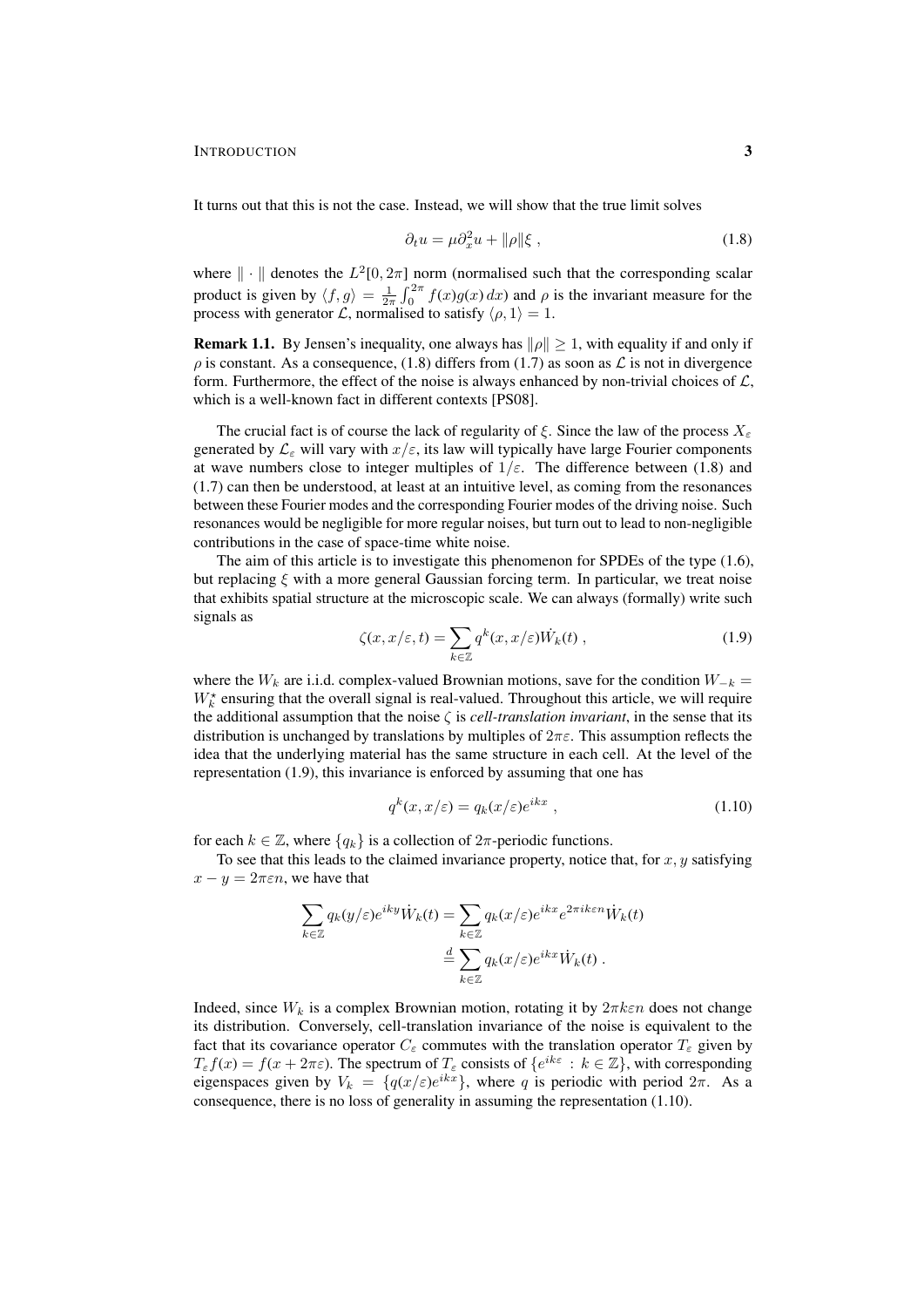It turns out that this is not the case. Instead, we will show that the true limit solves

$$\partial_t u = \mu \partial_x^2 u + \|\rho\| \xi \;, \tag{1.8}$$

where $\|\cdot\|$ denotes the $L^2[0, 2\pi]$ norm (normalised such that the corresponding scalar product is given by $\langle f, g \rangle = \frac{1}{2\pi}\int_0^{2\pi} f(x)g(x)\,dx$) and $\rho$ is the invariant measure for the process with generator $\mathcal{L}$, normalised to satisfy $\langle \rho, 1 \rangle = 1$.

**Remark 1.1.** By Jensen's inequality, one always has $\|\rho\| \geq 1$, with equality if and only if $\rho$ is constant. As a consequence, (1.8) differs from (1.7) as soon as $\mathcal{L}$ is not in divergence form. Furthermore, the effect of the noise is always enhanced by non-trivial choices of $\mathcal{L}$, which is a well-known fact in different contexts [PS08].

The crucial fact is of course the lack of regularity of $\xi$. Since the law of the process $X_\varepsilon$ generated by $\mathcal{L}_\varepsilon$ will vary with $x/\varepsilon$, its law will typically have large Fourier components at wave numbers close to integer multiples of $1/\varepsilon$. The difference between (1.8) and (1.7) can then be understood, at least at an intuitive level, as coming from the resonances between these Fourier modes and the corresponding Fourier modes of the driving noise. Such resonances would be negligible for more regular noises, but turn out to lead to non-negligible contributions in the case of space-time white noise.

The aim of this article is to investigate this phenomenon for SPDEs of the type (1.6), but replacing $\xi$ with a more general Gaussian forcing term. In particular, we treat noise that exhibits spatial structure at the microscopic scale. We can always (formally) write such signals as

$$\zeta(x, x/\varepsilon, t) = \sum_{k\in\mathbb{Z}} q^k(x, x/\varepsilon)\dot{W}_k(t) \;, \tag{1.9}$$

where the $W_k$ are i.i.d. complex-valued Brownian motions, save for the condition $W_{-k} = W_k^\star$ ensuring that the overall signal is real-valued. Throughout this article, we will require the additional assumption that the noise $\zeta$ is *cell-translation invariant*, in the sense that its distribution is unchanged by translations by multiples of $2\pi\varepsilon$. This assumption reflects the idea that the underlying material has the same structure in each cell. At the level of the representation (1.9), this invariance is enforced by assuming that one has

$$q^k(x, x/\varepsilon) = q_k(x/\varepsilon)e^{ikx} \;, \tag{1.10}$$

for each $k \in \mathbb{Z}$, where $\{q_k\}$ is a collection of $2\pi$-periodic functions.

To see that this leads to the claimed invariance property, notice that, for $x, y$ satisfying $x - y = 2\pi\varepsilon n$, we have that

$$\begin{aligned}\sum_{k\in\mathbb{Z}} q_k(y/\varepsilon)e^{iky}\dot{W}_k(t) &= \sum_{k\in\mathbb{Z}} q_k(x/\varepsilon)e^{ikx}e^{2\pi ik\varepsilon n}\dot{W}_k(t) \\ &\stackrel{d}{=} \sum_{k\in\mathbb{Z}} q_k(x/\varepsilon)e^{ikx}\dot{W}_k(t) \;.\end{aligned}$$

Indeed, since $W_k$ is a complex Brownian motion, rotating it by $2\pi k\varepsilon n$ does not change its distribution. Conversely, cell-translation invariance of the noise is equivalent to the fact that its covariance operator $C_\varepsilon$ commutes with the translation operator $T_\varepsilon$ given by $T_\varepsilon f(x) = f(x + 2\pi\varepsilon)$. The spectrum of $T_\varepsilon$ consists of $\{e^{ik\varepsilon} : k \in \mathbb{Z}\}$, with corresponding eigenspaces given by $V_k = \{q(x/\varepsilon)e^{ikx}\}$, where $q$ is periodic with period $2\pi$. As a consequence, there is no loss of generality in assuming the representation (1.10).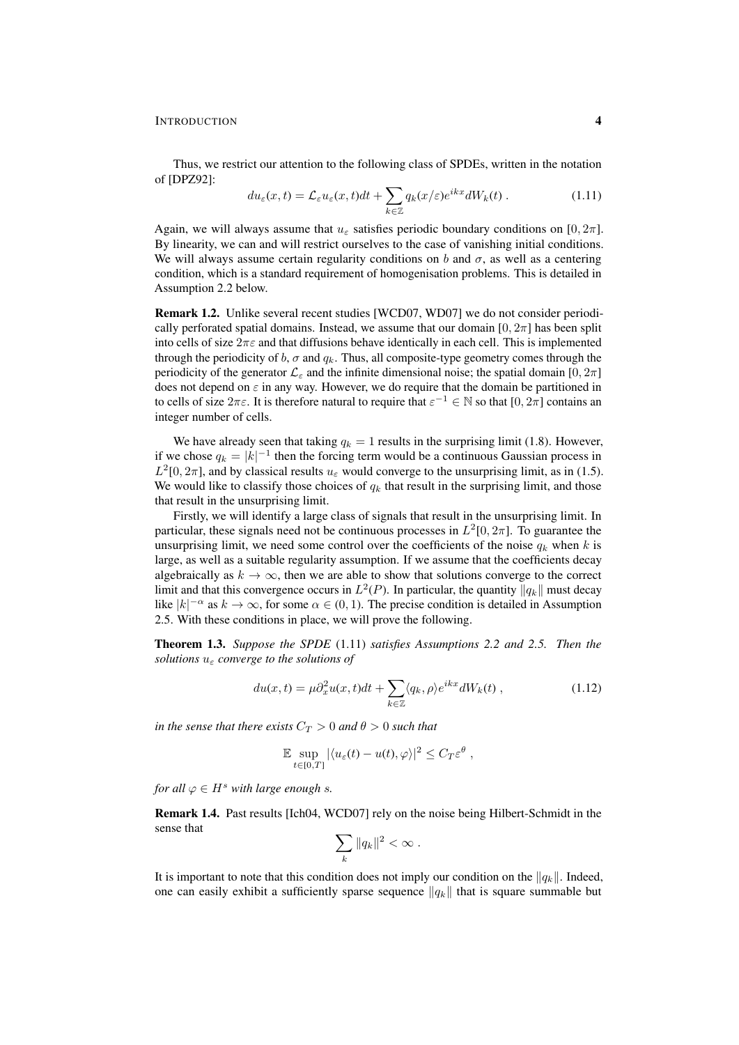Thus, we restrict our attention to the following class of SPDEs, written in the notation of [DPZ92]:

$$du_\varepsilon(x,t) = \mathcal{L}_\varepsilon u_\varepsilon(x,t)dt + \sum_{k\in\mathbb{Z}} q_k(x/\varepsilon)e^{ikx}dW_k(t)\ . \tag{1.11}$$

Again, we will always assume that $u_\varepsilon$ satisfies periodic boundary conditions on $[0,2\pi]$. By linearity, we can and will restrict ourselves to the case of vanishing initial conditions. We will always assume certain regularity conditions on $b$ and $\sigma$, as well as a centering condition, which is a standard requirement of homogenisation problems. This is detailed in Assumption 2.2 below.

**Remark 1.2.** Unlike several recent studies [WCD07, WD07] we do not consider periodically perforated spatial domains. Instead, we assume that our domain $[0,2\pi]$ has been split into cells of size $2\pi\varepsilon$ and that diffusions behave identically in each cell. This is implemented through the periodicity of $b$, $\sigma$ and $q_k$. Thus, all composite-type geometry comes through the periodicity of the generator $\mathcal{L}_\varepsilon$ and the infinite dimensional noise; the spatial domain $[0,2\pi]$ does not depend on $\varepsilon$ in any way. However, we do require that the domain be partitioned in to cells of size $2\pi\varepsilon$. It is therefore natural to require that $\varepsilon^{-1}\in\mathbb{N}$ so that $[0,2\pi]$ contains an integer number of cells.

We have already seen that taking $q_k = 1$ results in the surprising limit (1.8). However, if we chose $q_k = |k|^{-1}$ then the forcing term would be a continuous Gaussian process in $L^2[0,2\pi]$, and by classical results $u_\varepsilon$ would converge to the unsurprising limit, as in (1.5). We would like to classify those choices of $q_k$ that result in the surprising limit, and those that result in the unsurprising limit.

Firstly, we will identify a large class of signals that result in the unsurprising limit. In particular, these signals need not be continuous processes in $L^2[0,2\pi]$. To guarantee the unsurprising limit, we need some control over the coefficients of the noise $q_k$ when $k$ is large, as well as a suitable regularity assumption. If we assume that the coefficients decay algebraically as $k\to\infty$, then we are able to show that solutions converge to the correct limit and that this convergence occurs in $L^2(P)$. In particular, the quantity $\|q_k\|$ must decay like $|k|^{-\alpha}$ as $k\to\infty$, for some $\alpha\in(0,1)$. The precise condition is detailed in Assumption 2.5. With these conditions in place, we will prove the following.

**Theorem 1.3.** *Suppose the SPDE* (1.11) *satisfies Assumptions 2.2 and 2.5. Then the solutions $u_\varepsilon$ converge to the solutions of*

$$du(x,t) = \mu\partial_x^2 u(x,t)dt + \sum_{k\in\mathbb{Z}}\langle q_k,\rho\rangle e^{ikx}dW_k(t)\ , \tag{1.12}$$

*in the sense that there exists $C_T>0$ and $\theta>0$ such that*

$$\mathbb{E}\sup_{t\in[0,T]}|\langle u_\varepsilon(t)-u(t),\varphi\rangle|^2 \le C_T\varepsilon^\theta\ ,$$

*for all $\varphi\in H^s$ with large enough $s$.*

**Remark 1.4.** Past results [Ich04, WCD07] rely on the noise being Hilbert-Schmidt in the sense that

$$\sum_k \|q_k\|^2 < \infty\ .$$

It is important to note that this condition does not imply our condition on the $\|q_k\|$. Indeed, one can easily exhibit a sufficiently sparse sequence $\|q_k\|$ that is square summable but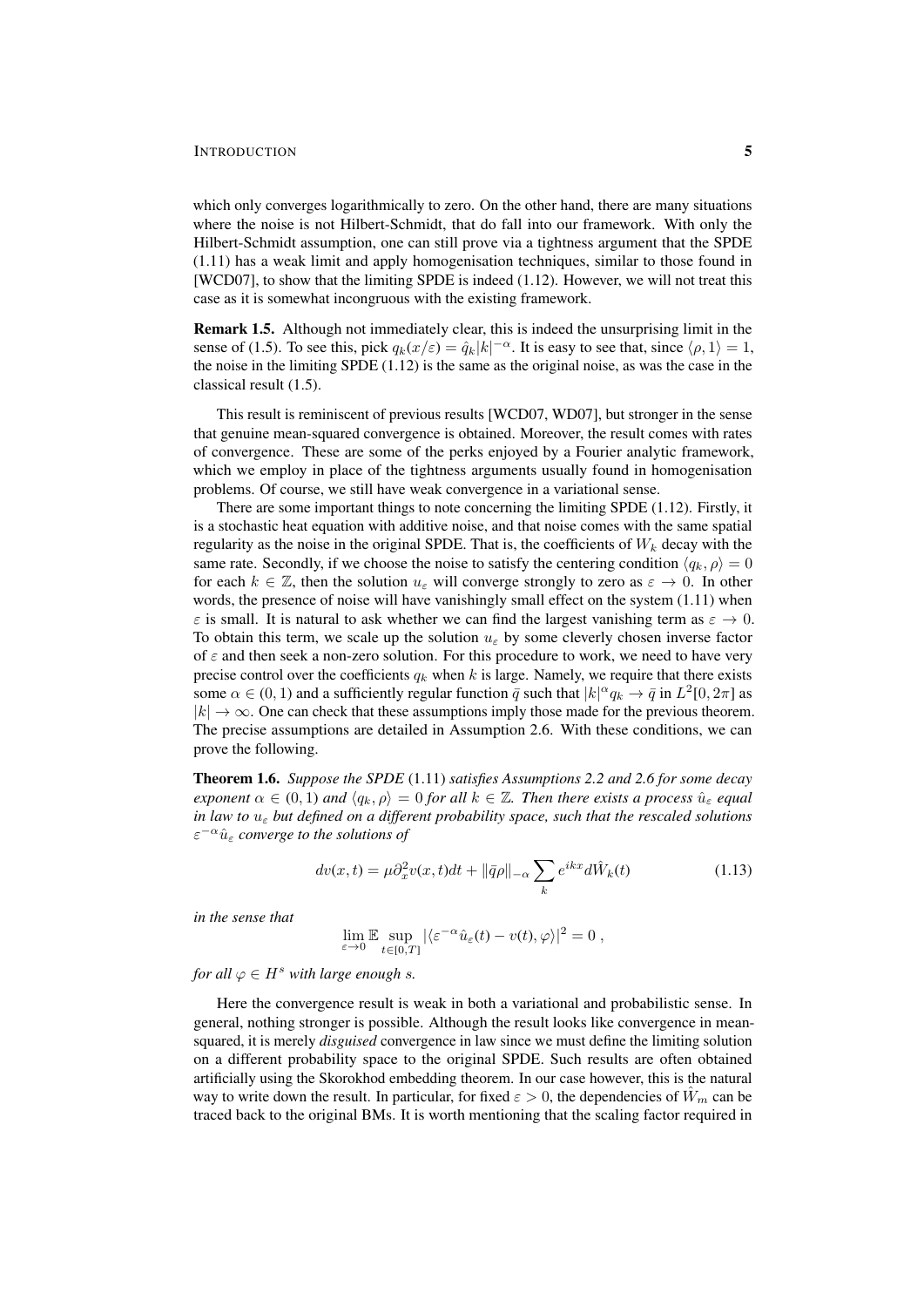which only converges logarithmically to zero. On the other hand, there are many situations where the noise is not Hilbert-Schmidt, that do fall into our framework. With only the Hilbert-Schmidt assumption, one can still prove via a tightness argument that the SPDE (1.11) has a weak limit and apply homogenisation techniques, similar to those found in [WCD07], to show that the limiting SPDE is indeed (1.12). However, we will not treat this case as it is somewhat incongruous with the existing framework.

**Remark 1.5.** Although not immediately clear, this is indeed the unsurprising limit in the sense of (1.5). To see this, pick $q_k(x/\varepsilon) = \hat{q}_k |k|^{-\alpha}$. It is easy to see that, since $\langle \rho, 1 \rangle = 1$, the noise in the limiting SPDE (1.12) is the same as the original noise, as was the case in the classical result (1.5).

This result is reminiscent of previous results [WCD07, WD07], but stronger in the sense that genuine mean-squared convergence is obtained. Moreover, the result comes with rates of convergence. These are some of the perks enjoyed by a Fourier analytic framework, which we employ in place of the tightness arguments usually found in homogenisation problems. Of course, we still have weak convergence in a variational sense.

There are some important things to note concerning the limiting SPDE (1.12). Firstly, it is a stochastic heat equation with additive noise, and that noise comes with the same spatial regularity as the noise in the original SPDE. That is, the coefficients of $W_k$ decay with the same rate. Secondly, if we choose the noise to satisfy the centering condition $\langle q_k, \rho \rangle = 0$ for each $k \in \mathbb{Z}$, then the solution $u_\varepsilon$ will converge strongly to zero as $\varepsilon \to 0$. In other words, the presence of noise will have vanishingly small effect on the system (1.11) when $\varepsilon$ is small. It is natural to ask whether we can find the largest vanishing term as $\varepsilon \to 0$. To obtain this term, we scale up the solution $u_\varepsilon$ by some cleverly chosen inverse factor of $\varepsilon$ and then seek a non-zero solution. For this procedure to work, we need to have very precise control over the coefficients $q_k$ when $k$ is large. Namely, we require that there exists some $\alpha \in (0, 1)$ and a sufficiently regular function $\bar{q}$ such that $|k|^\alpha q_k \to \bar{q}$ in $L^2[0, 2\pi]$ as $|k| \to \infty$. One can check that these assumptions imply those made for the previous theorem. The precise assumptions are detailed in Assumption 2.6. With these conditions, we can prove the following.

**Theorem 1.6.** *Suppose the SPDE* (1.11) *satisfies Assumptions 2.2 and 2.6 for some decay exponent* $\alpha \in (0, 1)$ *and* $\langle q_k, \rho \rangle = 0$ *for all* $k \in \mathbb{Z}$. *Then there exists a process* $\hat{u}_\varepsilon$ *equal in law to* $u_\varepsilon$ *but defined on a different probability space, such that the rescaled solutions* $\varepsilon^{-\alpha} \hat{u}_\varepsilon$ *converge to the solutions of*

$$dv(x,t) = \mu \partial_x^2 v(x,t) dt + \|\bar{q}\rho\|_{-\alpha} \sum_k e^{ikx} d\hat{W}_k(t) \tag{1.13}$$

*in the sense that*

$$\lim_{\varepsilon \to 0} \mathbb{E} \sup_{t \in [0,T]} |\langle \varepsilon^{-\alpha} \hat{u}_\varepsilon(t) - v(t), \varphi \rangle|^2 = 0 ,$$

*for all* $\varphi \in H^s$ *with large enough* $s$.

Here the convergence result is weak in both a variational and probabilistic sense. In general, nothing stronger is possible. Although the result looks like convergence in mean-squared, it is merely *disguised* convergence in law since we must define the limiting solution on a different probability space to the original SPDE. Such results are often obtained artificially using the Skorokhod embedding theorem. In our case however, this is the natural way to write down the result. In particular, for fixed $\varepsilon > 0$, the dependencies of $\hat{W}_m$ can be traced back to the original BMs. It is worth mentioning that the scaling factor required in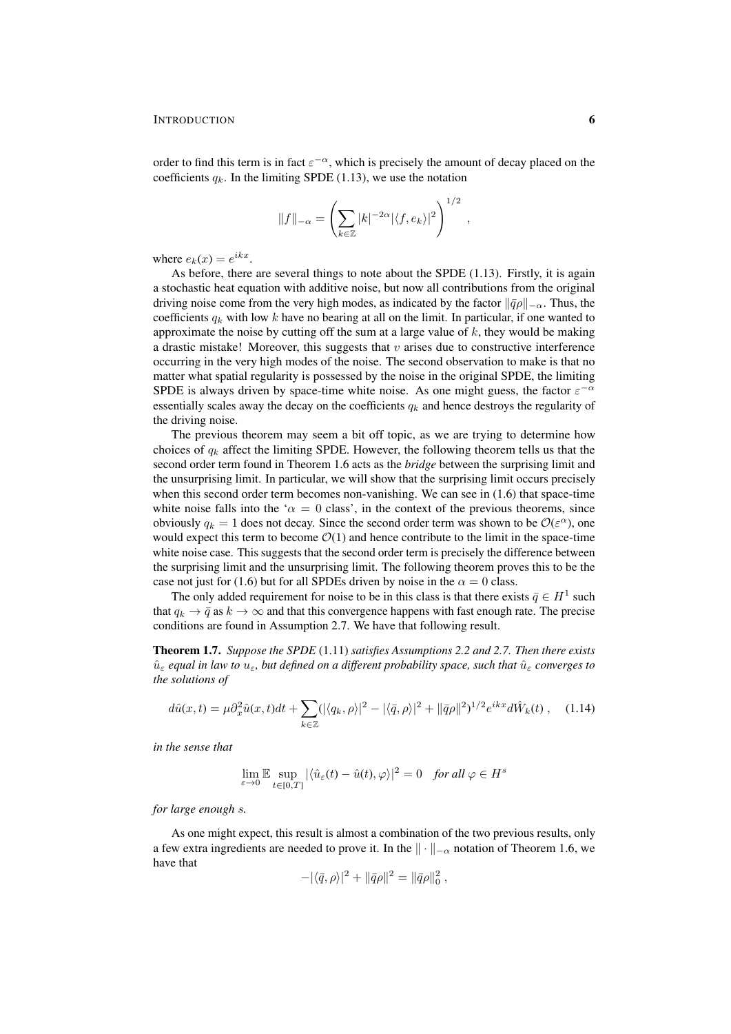order to find this term is in fact $\varepsilon^{-\alpha}$, which is precisely the amount of decay placed on the coefficients $q_k$. In the limiting SPDE (1.13), we use the notation

$$\|f\|_{-\alpha} = \left( \sum_{k\in\mathbb{Z}} |k|^{-2\alpha} |\langle f, e_k\rangle|^2 \right)^{1/2} ,$$

where $e_k(x) = e^{ikx}$.

As before, there are several things to note about the SPDE (1.13). Firstly, it is again a stochastic heat equation with additive noise, but now all contributions from the original driving noise come from the very high modes, as indicated by the factor $\|\bar{q}\rho\|_{-\alpha}$. Thus, the coefficients $q_k$ with low $k$ have no bearing at all on the limit. In particular, if one wanted to approximate the noise by cutting off the sum at a large value of $k$, they would be making a drastic mistake! Moreover, this suggests that $v$ arises due to constructive interference occurring in the very high modes of the noise. The second observation to make is that no matter what spatial regularity is possessed by the noise in the original SPDE, the limiting SPDE is always driven by space-time white noise. As one might guess, the factor $\varepsilon^{-\alpha}$ essentially scales away the decay on the coefficients $q_k$ and hence destroys the regularity of the driving noise.

The previous theorem may seem a bit off topic, as we are trying to determine how choices of $q_k$ affect the limiting SPDE. However, the following theorem tells us that the second order term found in Theorem 1.6 acts as the *bridge* between the surprising limit and the unsurprising limit. In particular, we will show that the surprising limit occurs precisely when this second order term becomes non-vanishing. We can see in (1.6) that space-time white noise falls into the '$\alpha = 0$ class', in the context of the previous theorems, since obviously $q_k = 1$ does not decay. Since the second order term was shown to be $\mathcal{O}(\varepsilon^{\alpha})$, one would expect this term to become $\mathcal{O}(1)$ and hence contribute to the limit in the space-time white noise case. This suggests that the second order term is precisely the difference between the surprising limit and the unsurprising limit. The following theorem proves this to be the case not just for (1.6) but for all SPDEs driven by noise in the $\alpha = 0$ class.

The only added requirement for noise to be in this class is that there exists $\bar{q} \in H^1$ such that $q_k \to \bar{q}$ as $k \to \infty$ and that this convergence happens with fast enough rate. The precise conditions are found in Assumption 2.7. We have that following result.

**Theorem 1.7.** *Suppose the SPDE* (1.11) *satisfies Assumptions 2.2 and 2.7. Then there exists $\hat{u}_\varepsilon$ equal in law to $u_\varepsilon$, but defined on a different probability space, such that $\hat{u}_\varepsilon$ converges to the solutions of*

$$d\hat{u}(x,t) = \mu\partial_x^2 \hat{u}(x,t)dt + \sum_{k\in\mathbb{Z}} (|\langle q_k, \rho\rangle|^2 - |\langle \bar{q}, \rho\rangle|^2 + \|\bar{q}\rho\|^2)^{1/2} e^{ikx} d\hat{W}_k(t) , \quad (1.14)$$

*in the sense that*

$$\lim_{\varepsilon\to 0} \mathbb{E} \sup_{t\in[0,T]} |\langle \hat{u}_\varepsilon(t) - \hat{u}(t), \varphi\rangle|^2 = 0 \quad \textit{for all } \varphi \in H^s$$

*for large enough $s$.*

As one might expect, this result is almost a combination of the two previous results, only a few extra ingredients are needed to prove it. In the $\|\cdot\|_{-\alpha}$ notation of Theorem 1.6, we have that

$$-|\langle \bar{q}, \rho\rangle|^2 + \|\bar{q}\rho\|^2 = \|\bar{q}\rho\|_0^2 ,$$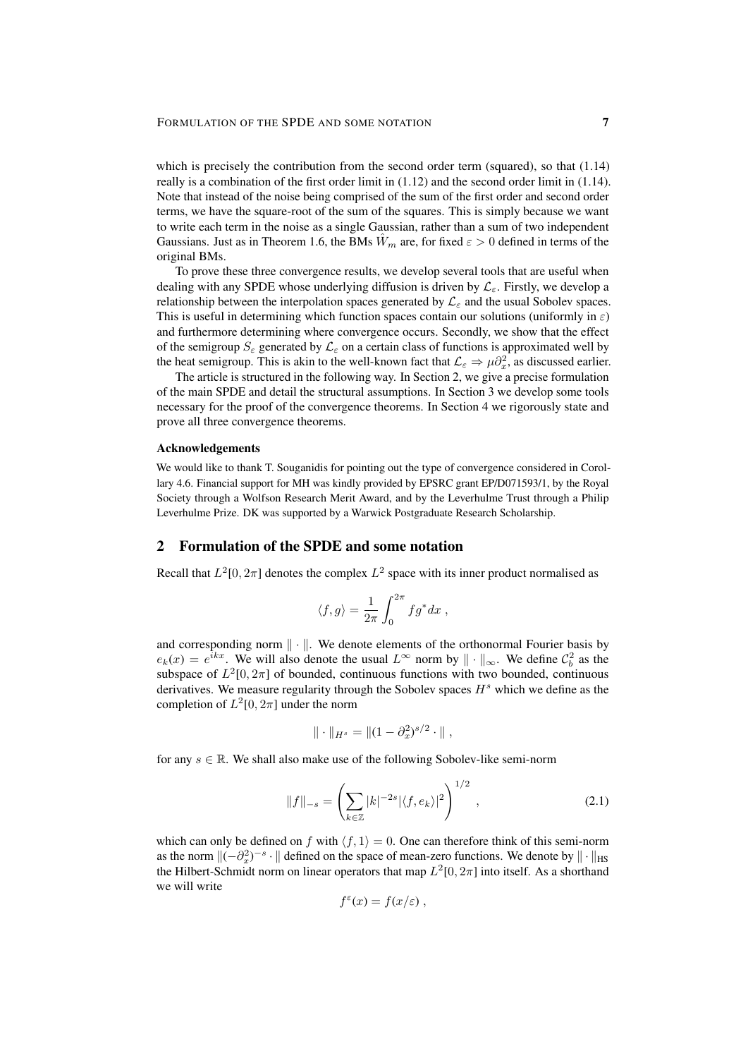which is precisely the contribution from the second order term (squared), so that (1.14) really is a combination of the first order limit in (1.12) and the second order limit in (1.14). Note that instead of the noise being comprised of the sum of the first order and second order terms, we have the square-root of the sum of the squares. This is simply because we want to write each term in the noise as a single Gaussian, rather than a sum of two independent Gaussians. Just as in Theorem 1.6, the BMs $\hat{W}_m$ are, for fixed $\varepsilon > 0$ defined in terms of the original BMs.

To prove these three convergence results, we develop several tools that are useful when dealing with any SPDE whose underlying diffusion is driven by $\mathcal{L}_\varepsilon$. Firstly, we develop a relationship between the interpolation spaces generated by $\mathcal{L}_\varepsilon$ and the usual Sobolev spaces. This is useful in determining which function spaces contain our solutions (uniformly in $\varepsilon$) and furthermore determining where convergence occurs. Secondly, we show that the effect of the semigroup $S_\varepsilon$ generated by $\mathcal{L}_\varepsilon$ on a certain class of functions is approximated well by the heat semigroup. This is akin to the well-known fact that $\mathcal{L}_\varepsilon \Rightarrow \mu\partial_x^2$, as discussed earlier.

The article is structured in the following way. In Section 2, we give a precise formulation of the main SPDE and detail the structural assumptions. In Section 3 we develop some tools necessary for the proof of the convergence theorems. In Section 4 we rigorously state and prove all three convergence theorems.

#### Acknowledgements

We would like to thank T. Souganidis for pointing out the type of convergence considered in Corollary 4.6. Financial support for MH was kindly provided by EPSRC grant EP/D071593/1, by the Royal Society through a Wolfson Research Merit Award, and by the Leverhulme Trust through a Philip Leverhulme Prize. DK was supported by a Warwick Postgraduate Research Scholarship.

## 2 Formulation of the SPDE and some notation

Recall that $L^2[0, 2\pi]$ denotes the complex $L^2$ space with its inner product normalised as

$$\langle f, g\rangle = \frac{1}{2\pi}\int_0^{2\pi} fg^* dx \;,$$

and corresponding norm $\|\cdot\|$. We denote elements of the orthonormal Fourier basis by $e_k(x) = e^{ikx}$. We will also denote the usual $L^\infty$ norm by $\|\cdot\|_\infty$. We define $\mathcal{C}_b^2$ as the subspace of $L^2[0, 2\pi]$ of bounded, continuous functions with two bounded, continuous derivatives. We measure regularity through the Sobolev spaces $H^s$ which we define as the completion of $L^2[0, 2\pi]$ under the norm

$$\|\cdot\|_{H^s} = \|(1-\partial_x^2)^{s/2}\cdot\| \;,$$

for any $s \in \mathbb{R}$. We shall also make use of the following Sobolev-like semi-norm

$$\|f\|_{-s} = \left(\sum_{k\in\mathbb{Z}} |k|^{-2s} |\langle f, e_k\rangle|^2\right)^{1/2} \;, \tag{2.1}$$

which can only be defined on $f$ with $\langle f, 1\rangle = 0$. One can therefore think of this semi-norm as the norm $\|(-\partial_x^2)^{-s}\cdot\|$ defined on the space of mean-zero functions. We denote by $\|\cdot\|_{\mathrm{HS}}$ the Hilbert-Schmidt norm on linear operators that map $L^2[0, 2\pi]$ into itself. As a shorthand we will write

$$f^\varepsilon(x) = f(x/\varepsilon) \;,$$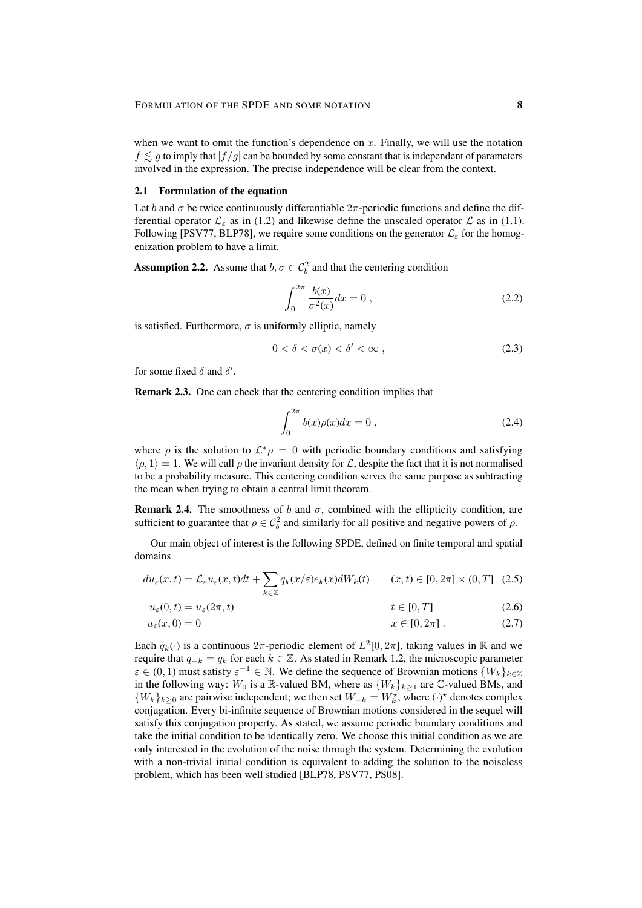when we want to omit the function's dependence on $x$. Finally, we will use the notation $f \lesssim g$ to imply that $|f/g|$ can be bounded by some constant that is independent of parameters involved in the expression. The precise independence will be clear from the context.

### 2.1 Formulation of the equation

Let $b$ and $\sigma$ be twice continuously differentiable $2\pi$-periodic functions and define the differential operator $\mathcal{L}_\varepsilon$ as in (1.2) and likewise define the unscaled operator $\mathcal{L}$ as in (1.1). Following [PSV77, BLP78], we require some conditions on the generator $\mathcal{L}_\varepsilon$ for the homogenization problem to have a limit.

**Assumption 2.2.** Assume that $b, \sigma \in \mathcal{C}_b^2$ and that the centering condition

$$\int_0^{2\pi} \frac{b(x)}{\sigma^2(x)} dx = 0 , \tag{2.2}$$

is satisfied. Furthermore, $\sigma$ is uniformly elliptic, namely

$$0 < \delta < \sigma(x) < \delta' < \infty , \tag{2.3}$$

for some fixed $\delta$ and $\delta'$.

**Remark 2.3.** One can check that the centering condition implies that

$$\int_0^{2\pi} b(x)\rho(x) dx = 0 , \tag{2.4}$$

where $\rho$ is the solution to $\mathcal{L}^*\rho = 0$ with periodic boundary conditions and satisfying $\langle \rho, 1\rangle = 1$. We will call $\rho$ the invariant density for $\mathcal{L}$, despite the fact that it is not normalised to be a probability measure. This centering condition serves the same purpose as subtracting the mean when trying to obtain a central limit theorem.

**Remark 2.4.** The smoothness of $b$ and $\sigma$, combined with the ellipticity condition, are sufficient to guarantee that $\rho \in \mathcal{C}_b^2$ and similarly for all positive and negative powers of $\rho$.

Our main object of interest is the following SPDE, defined on finite temporal and spatial domains

$$du_\varepsilon(x,t) = \mathcal{L}_\varepsilon u_\varepsilon(x,t)dt + \sum_{k\in\mathbb{Z}} q_k(x/\varepsilon)e_k(x)dW_k(t) \qquad (x,t) \in [0, 2\pi] \times (0, T] \tag{2.5}$$

$$u_\varepsilon(0,t) = u_\varepsilon(2\pi,t) \qquad t \in [0, T] \tag{2.6}$$

$$u_\varepsilon(x, 0) = 0 \qquad x \in [0, 2\pi] . \tag{2.7}$$

Each $q_k(\cdot)$ is a continuous $2\pi$-periodic element of $L^2[0, 2\pi]$, taking values in $\mathbb{R}$ and we require that $q_{-k} = q_k$ for each $k \in \mathbb{Z}$. As stated in Remark 1.2, the microscopic parameter $\varepsilon \in (0, 1)$ must satisfy $\varepsilon^{-1} \in \mathbb{N}$. We define the sequence of Brownian motions $\{W_k\}_{k\in\mathbb{Z}}$ in the following way: $W_0$ is a $\mathbb{R}$-valued BM, where as $\{W_k\}_{k\geq1}$ are $\mathbb{C}$-valued BMs, and $\{W_k\}_{k\geq0}$ are pairwise independent; we then set $W_{-k} = W_k^\star$, where $(\cdot)^\star$ denotes complex conjugation. Every bi-infinite sequence of Brownian motions considered in the sequel will satisfy this conjugation property. As stated, we assume periodic boundary conditions and take the initial condition to be identically zero. We choose this initial condition as we are only interested in the evolution of the noise through the system. Determining the evolution with a non-trivial initial condition is equivalent to adding the solution to the noiseless problem, which has been well studied [BLP78, PSV77, PS08].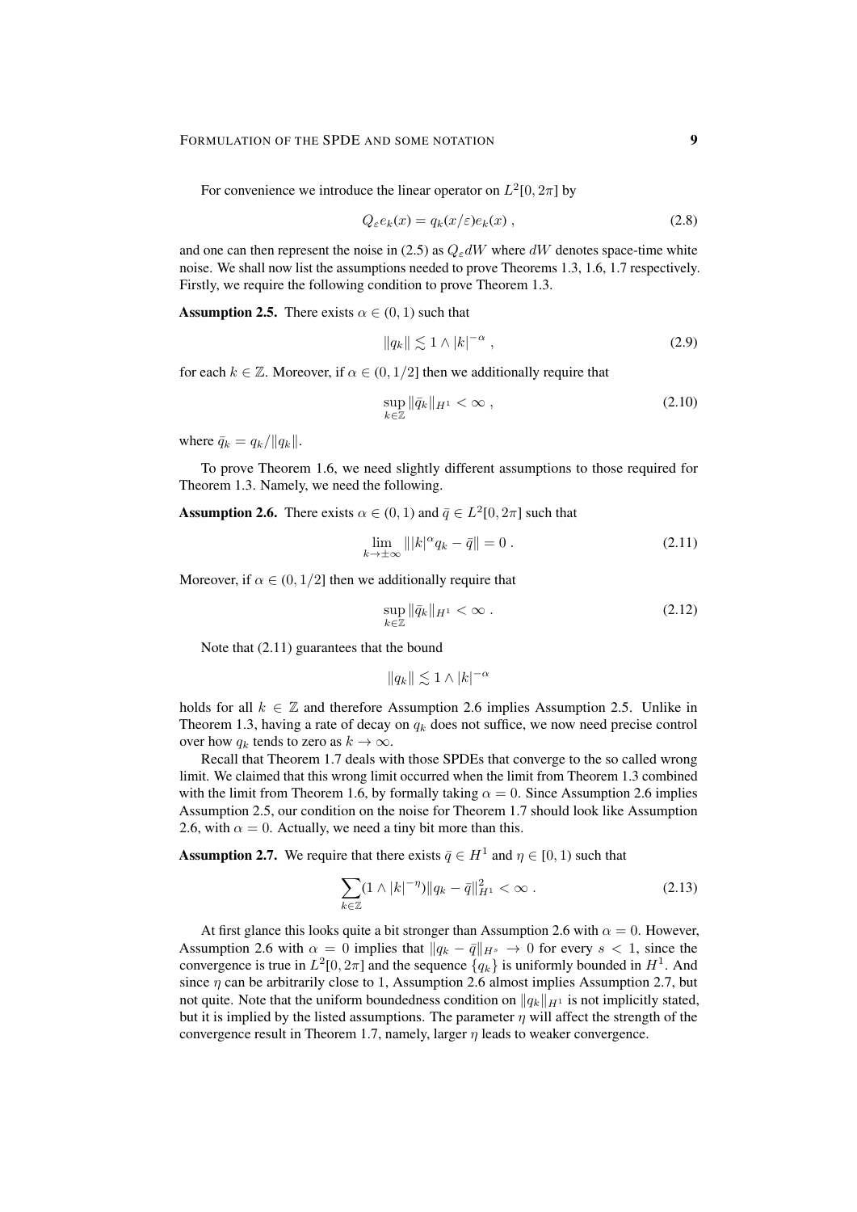For convenience we introduce the linear operator on $L^2[0, 2\pi]$ by

$$Q_\varepsilon e_k(x) = q_k(x/\varepsilon) e_k(x) \;, \tag{2.8}$$

and one can then represent the noise in (2.5) as $Q_\varepsilon dW$ where $dW$ denotes space-time white noise. We shall now list the assumptions needed to prove Theorems 1.3, 1.6, 1.7 respectively. Firstly, we require the following condition to prove Theorem 1.3.

**Assumption 2.5.** There exists $\alpha \in (0, 1)$ such that

$$\|q_k\| \lesssim 1 \wedge |k|^{-\alpha} \;, \tag{2.9}$$

for each $k \in \mathbb{Z}$. Moreover, if $\alpha \in (0, 1/2]$ then we additionally require that

$$\sup_{k \in \mathbb{Z}} \|\bar{q}_k\|_{H^1} < \infty \;, \tag{2.10}$$

where $\bar{q}_k = q_k / \|q_k\|$.

To prove Theorem 1.6, we need slightly different assumptions to those required for Theorem 1.3. Namely, we need the following.

**Assumption 2.6.** There exists $\alpha \in (0, 1)$ and $\bar{q} \in L^2[0, 2\pi]$ such that

$$\lim_{k \to \pm\infty} \||k|^\alpha q_k - \bar{q}\| = 0 \;. \tag{2.11}$$

Moreover, if $\alpha \in (0, 1/2]$ then we additionally require that

$$\sup_{k \in \mathbb{Z}} \|\bar{q}_k\|_{H^1} < \infty \;. \tag{2.12}$$

Note that (2.11) guarantees that the bound

$$\|q_k\| \lesssim 1 \wedge |k|^{-\alpha}$$

holds for all $k \in \mathbb{Z}$ and therefore Assumption 2.6 implies Assumption 2.5. Unlike in Theorem 1.3, having a rate of decay on $q_k$ does not suffice, we now need precise control over how $q_k$ tends to zero as $k \to \infty$.

Recall that Theorem 1.7 deals with those SPDEs that converge to the so called wrong limit. We claimed that this wrong limit occurred when the limit from Theorem 1.3 combined with the limit from Theorem 1.6, by formally taking $\alpha = 0$. Since Assumption 2.6 implies Assumption 2.5, our condition on the noise for Theorem 1.7 should look like Assumption 2.6, with $\alpha = 0$. Actually, we need a tiny bit more than this.

**Assumption 2.7.** We require that there exists $\bar{q} \in H^1$ and $\eta \in [0, 1)$ such that

$$\sum_{k \in \mathbb{Z}} (1 \wedge |k|^{-\eta}) \|q_k - \bar{q}\|_{H^1}^2 < \infty \;. \tag{2.13}$$

At first glance this looks quite a bit stronger than Assumption 2.6 with $\alpha = 0$. However, Assumption 2.6 with $\alpha = 0$ implies that $\|q_k - \bar{q}\|_{H^s} \to 0$ for every $s < 1$, since the convergence is true in $L^2[0, 2\pi]$ and the sequence $\{q_k\}$ is uniformly bounded in $H^1$. And since $\eta$ can be arbitrarily close to 1, Assumption 2.6 almost implies Assumption 2.7, but not quite. Note that the uniform boundedness condition on $\|q_k\|_{H^1}$ is not implicitly stated, but it is implied by the listed assumptions. The parameter $\eta$ will affect the strength of the convergence result in Theorem 1.7, namely, larger $\eta$ leads to weaker convergence.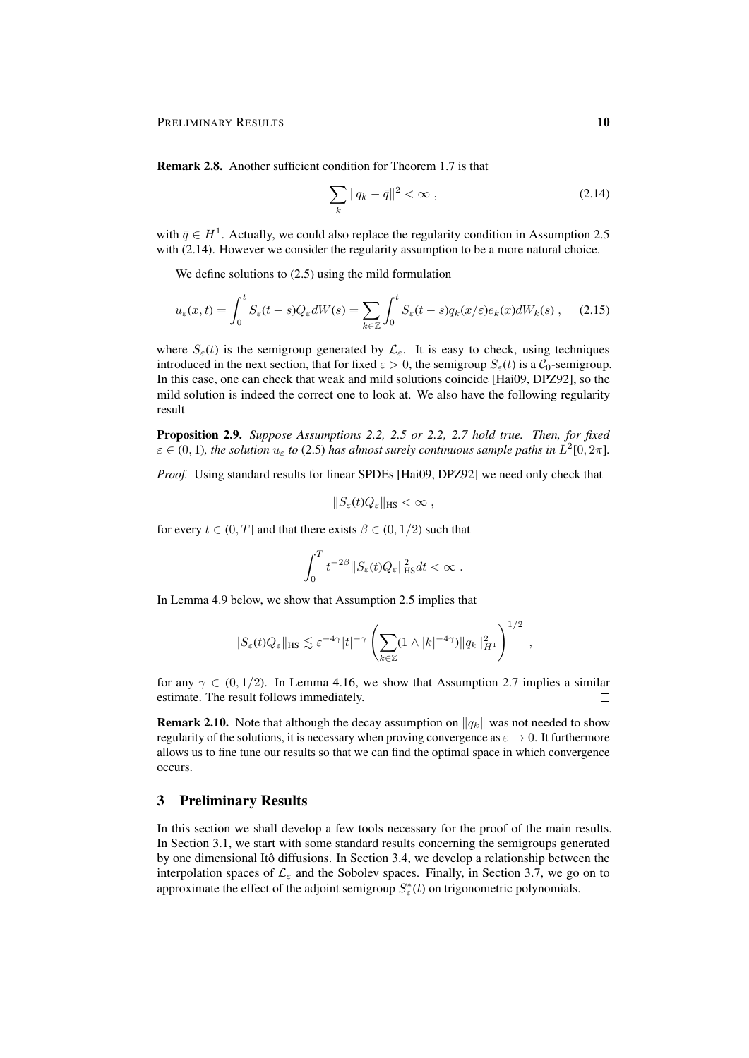**Remark 2.8.** Another sufficient condition for Theorem 1.7 is that

$$\sum_k \|q_k - \bar{q}\|^2 < \infty \;, \tag{2.14}$$

with $\bar{q} \in H^1$. Actually, we could also replace the regularity condition in Assumption 2.5 with (2.14). However we consider the regularity assumption to be a more natural choice.

We define solutions to (2.5) using the mild formulation

$$u_\varepsilon(x,t) = \int_0^t S_\varepsilon(t-s) Q_\varepsilon dW(s) = \sum_{k\in\mathbb{Z}} \int_0^t S_\varepsilon(t-s) q_k(x/\varepsilon) e_k(x) dW_k(s) \;, \tag{2.15}$$

where $S_\varepsilon(t)$ is the semigroup generated by $\mathcal{L}_\varepsilon$. It is easy to check, using techniques introduced in the next section, that for fixed $\varepsilon > 0$, the semigroup $S_\varepsilon(t)$ is a $\mathcal{C}_0$-semigroup. In this case, one can check that weak and mild solutions coincide [Hai09, DPZ92], so the mild solution is indeed the correct one to look at. We also have the following regularity result

**Proposition 2.9.** *Suppose Assumptions 2.2, 2.5 or 2.2, 2.7 hold true. Then, for fixed $\varepsilon \in (0,1)$, the solution $u_\varepsilon$ to (2.5) has almost surely continuous sample paths in $L^2[0,2\pi]$.*

*Proof.* Using standard results for linear SPDEs [Hai09, DPZ92] we need only check that

$$\|S_\varepsilon(t) Q_\varepsilon\|_{\mathrm{HS}} < \infty \;,$$

for every $t \in (0,T]$ and that there exists $\beta \in (0,1/2)$ such that

$$\int_0^T t^{-2\beta} \|S_\varepsilon(t) Q_\varepsilon\|_{\mathrm{HS}}^2 dt < \infty \;.$$

In Lemma 4.9 below, we show that Assumption 2.5 implies that

$$\|S_\varepsilon(t) Q_\varepsilon\|_{\mathrm{HS}} \lesssim \varepsilon^{-4\gamma} |t|^{-\gamma} \left( \sum_{k\in\mathbb{Z}} (1 \wedge |k|^{-4\gamma}) \|q_k\|_{H^1}^2 \right)^{1/2} \;,$$

for any $\gamma \in (0,1/2)$. In Lemma 4.16, we show that Assumption 2.7 implies a similar estimate. The result follows immediately. □

**Remark 2.10.** Note that although the decay assumption on $\|q_k\|$ was not needed to show regularity of the solutions, it is necessary when proving convergence as $\varepsilon \to 0$. It furthermore allows us to fine tune our results so that we can find the optimal space in which convergence occurs.

## 3 Preliminary Results

In this section we shall develop a few tools necessary for the proof of the main results. In Section 3.1, we start with some standard results concerning the semigroups generated by one dimensional Itô diffusions. In Section 3.4, we develop a relationship between the interpolation spaces of $\mathcal{L}_\varepsilon$ and the Sobolev spaces. Finally, in Section 3.7, we go on to approximate the effect of the adjoint semigroup $S_\varepsilon^*(t)$ on trigonometric polynomials.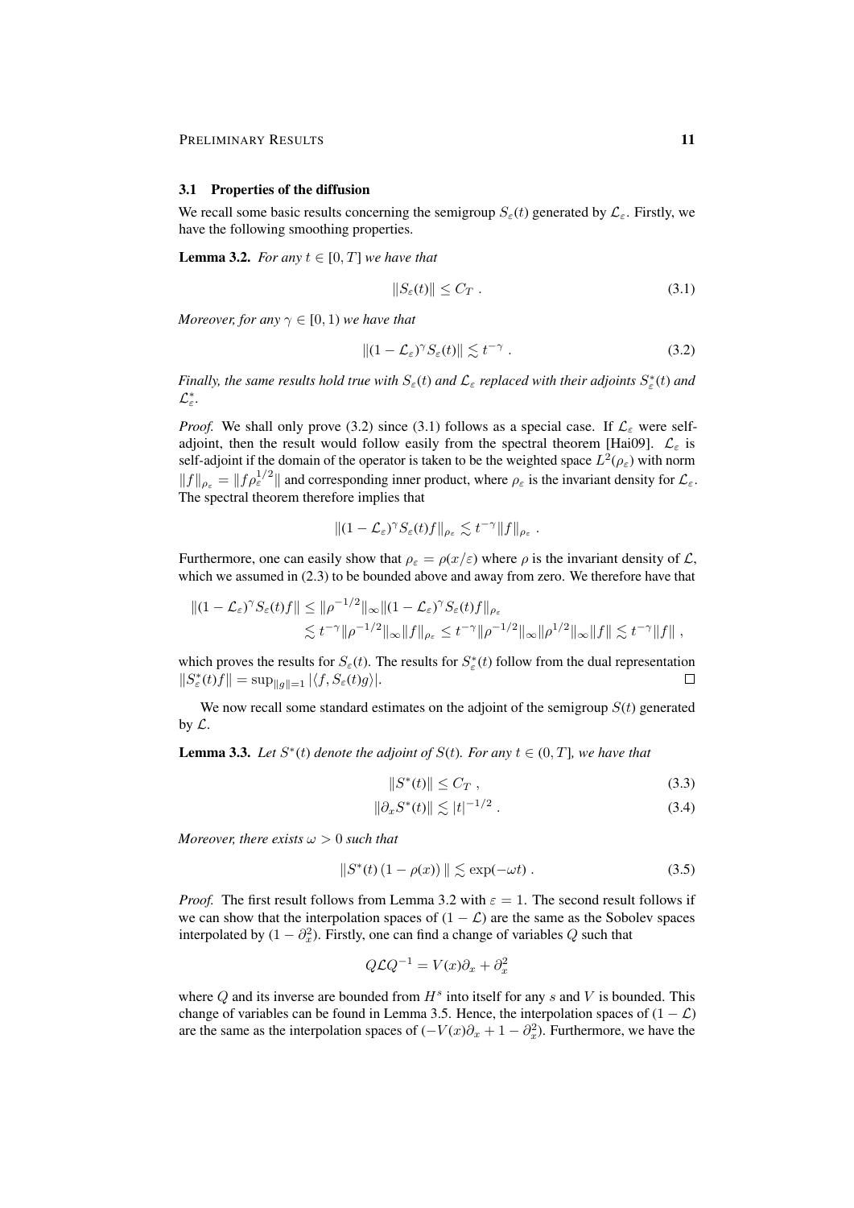### 3.1 Properties of the diffusion

We recall some basic results concerning the semigroup $S_\varepsilon(t)$ generated by $\mathcal{L}_\varepsilon$. Firstly, we have the following smoothing properties.

**Lemma 3.2.** *For any $t \in [0, T]$ we have that*

$$\|S_\varepsilon(t)\| \leq C_T \; . \tag{3.1}$$

*Moreover, for any $\gamma \in [0, 1)$ we have that*

$$\|(1 - \mathcal{L}_\varepsilon)^\gamma S_\varepsilon(t)\| \lesssim t^{-\gamma} \; . \tag{3.2}$$

*Finally, the same results hold true with $S_\varepsilon(t)$ and $\mathcal{L}_\varepsilon$ replaced with their adjoints $S^*_\varepsilon(t)$ and $\mathcal{L}^*_\varepsilon$.*

*Proof.* We shall only prove (3.2) since (3.1) follows as a special case. If $\mathcal{L}_\varepsilon$ were self-adjoint, then the result would follow easily from the spectral theorem [Hai09]. $\mathcal{L}_\varepsilon$ is self-adjoint if the domain of the operator is taken to be the weighted space $L^2(\rho_\varepsilon)$ with norm $\|f\|_{\rho_\varepsilon} = \|f\rho_\varepsilon^{1/2}\|$ and corresponding inner product, where $\rho_\varepsilon$ is the invariant density for $\mathcal{L}_\varepsilon$. The spectral theorem therefore implies that

$$\|(1 - \mathcal{L}_\varepsilon)^\gamma S_\varepsilon(t) f\|_{\rho_\varepsilon} \lesssim t^{-\gamma} \|f\|_{\rho_\varepsilon} \; .$$

Furthermore, one can easily show that $\rho_\varepsilon = \rho(x/\varepsilon)$ where $\rho$ is the invariant density of $\mathcal{L}$, which we assumed in (2.3) to be bounded above and away from zero. We therefore have that

$$\begin{aligned}
\|(1 - \mathcal{L}_\varepsilon)^\gamma S_\varepsilon(t) f\| &\leq \|\rho^{-1/2}\|_\infty \|(1 - \mathcal{L}_\varepsilon)^\gamma S_\varepsilon(t) f\|_{\rho_\varepsilon} \\
&\lesssim t^{-\gamma} \|\rho^{-1/2}\|_\infty \|f\|_{\rho_\varepsilon} \leq t^{-\gamma} \|\rho^{-1/2}\|_\infty \|\rho^{1/2}\|_\infty \|f\| \lesssim t^{-\gamma} \|f\| \; ,
\end{aligned}$$

which proves the results for $S_\varepsilon(t)$. The results for $S^*_\varepsilon(t)$ follow from the dual representation $\|S^*_\varepsilon(t) f\| = \sup_{\|g\|=1} |\langle f, S_\varepsilon(t) g\rangle|$. $\square$

We now recall some standard estimates on the adjoint of the semigroup $S(t)$ generated by $\mathcal{L}$.

**Lemma 3.3.** *Let $S^*(t)$ denote the adjoint of $S(t)$. For any $t \in (0, T]$, we have that*

$$\|S^*(t)\| \leq C_T \; , \tag{3.3}$$

$$\|\partial_x S^*(t)\| \lesssim |t|^{-1/2} \; . \tag{3.4}$$

*Moreover, there exists $\omega > 0$ such that*

$$\|S^*(t)\,(1 - \rho(x))\,\| \lesssim \exp(-\omega t) \; . \tag{3.5}$$

*Proof.* The first result follows from Lemma 3.2 with $\varepsilon = 1$. The second result follows if we can show that the interpolation spaces of $(1 - \mathcal{L})$ are the same as the Sobolev spaces interpolated by $(1 - \partial_x^2)$. Firstly, one can find a change of variables $Q$ such that

$$Q\mathcal{L}Q^{-1} = V(x)\partial_x + \partial_x^2$$

where $Q$ and its inverse are bounded from $H^s$ into itself for any $s$ and $V$ is bounded. This change of variables can be found in Lemma 3.5. Hence, the interpolation spaces of $(1 - \mathcal{L})$ are the same as the interpolation spaces of $(-V(x)\partial_x + 1 - \partial_x^2)$. Furthermore, we have the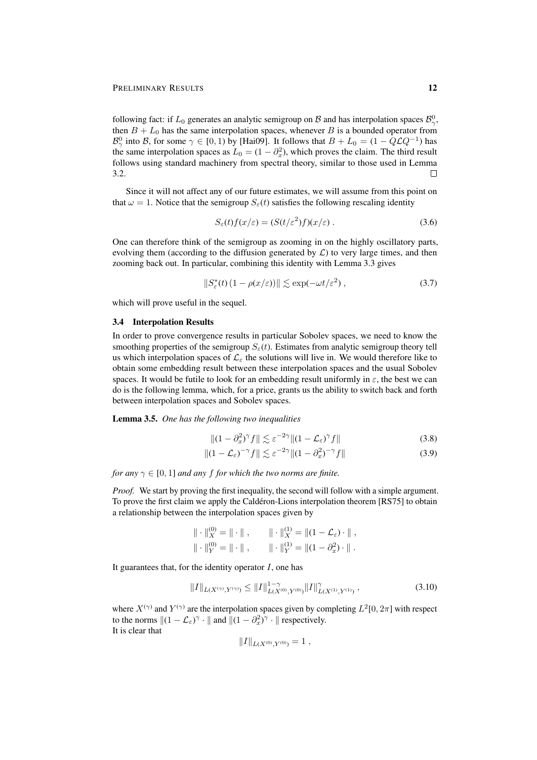following fact: if $L_0$ generates an analytic semigroup on $\mathcal{B}$ and has interpolation spaces $\mathcal{B}_\gamma^0$, then $B + L_0$ has the same interpolation spaces, whenever $B$ is a bounded operator from $\mathcal{B}_\gamma^0$ into $\mathcal{B}$, for some $\gamma \in [0, 1)$ by [Hai09]. It follows that $B + L_0 = (1 - Q\mathcal{L}Q^{-1})$ has the same interpolation spaces as $L_0 = (1 - \partial_x^2)$, which proves the claim. The third result follows using standard machinery from spectral theory, similar to those used in Lemma 3.2. $\square$

Since it will not affect any of our future estimates, we will assume from this point on that $\omega = 1$. Notice that the semigroup $S_\varepsilon(t)$ satisfies the following rescaling identity

$$S_\varepsilon(t) f(x/\varepsilon) = (S(t/\varepsilon^2) f)(x/\varepsilon) \; . \tag{3.6}$$

One can therefore think of the semigroup as zooming in on the highly oscillatory parts, evolving them (according to the diffusion generated by $\mathcal{L}$) to very large times, and then zooming back out. In particular, combining this identity with Lemma 3.3 gives

$$\| S_\varepsilon^*(t) \left(1 - \rho(x/\varepsilon)\right) \| \lesssim \exp(-\omega t/\varepsilon^2) \; , \tag{3.7}$$

which will prove useful in the sequel.

### 3.4 Interpolation Results

In order to prove convergence results in particular Sobolev spaces, we need to know the smoothing properties of the semigroup $S_\varepsilon(t)$. Estimates from analytic semigroup theory tell us which interpolation spaces of $\mathcal{L}_\varepsilon$ the solutions will live in. We would therefore like to obtain some embedding result between these interpolation spaces and the usual Sobolev spaces. It would be futile to look for an embedding result uniformly in $\varepsilon$, the best we can do is the following lemma, which, for a price, grants us the ability to switch back and forth between interpolation spaces and Sobolev spaces.

**Lemma 3.5.** *One has the following two inequalities*

$$\| (1 - \partial_x^2)^\gamma f \| \lesssim \varepsilon^{-2\gamma} \| (1 - \mathcal{L}_\varepsilon)^\gamma f \| \tag{3.8}$$

$$\| (1 - \mathcal{L}_\varepsilon)^{-\gamma} f \| \lesssim \varepsilon^{-2\gamma} \| (1 - \partial_x^2)^{-\gamma} f \| \tag{3.9}$$

*for any $\gamma \in [0, 1]$ and any $f$ for which the two norms are finite.*

*Proof.* We start by proving the first inequality, the second will follow with a simple argument. To prove the first claim we apply the Caldéron-Lions interpolation theorem [RS75] to obtain a relationship between the interpolation spaces given by

$$\| \cdot \|_X^{(0)} = \| \cdot \| \; , \qquad \| \cdot \|_X^{(1)} = \| (1 - \mathcal{L}_\varepsilon) \cdot \| \; ,$$
$$\| \cdot \|_Y^{(0)} = \| \cdot \| \; , \qquad \| \cdot \|_Y^{(1)} = \| (1 - \partial_x^2) \cdot \| \; .$$

It guarantees that, for the identity operator $I$, one has

$$\| I \|_{L(X^{(\gamma)}, Y^{(\gamma)})} \leq \| I \|_{L(X^{(0)}, Y^{(0)})}^{1-\gamma} \| I \|_{L(X^{(1)}, Y^{(1)})}^{\gamma} \; , \tag{3.10}$$

where $X^{(\gamma)}$ and $Y^{(\gamma)}$ are the interpolation spaces given by completing $L^2[0, 2\pi]$ with respect to the norms $\| (1 - \mathcal{L}_\varepsilon)^\gamma \cdot \|$ and $\| (1 - \partial_x^2)^\gamma \cdot \|$ respectively.
It is clear that

$$\| I \|_{L(X^{(0)}, Y^{(0)})} = 1 \; ,$$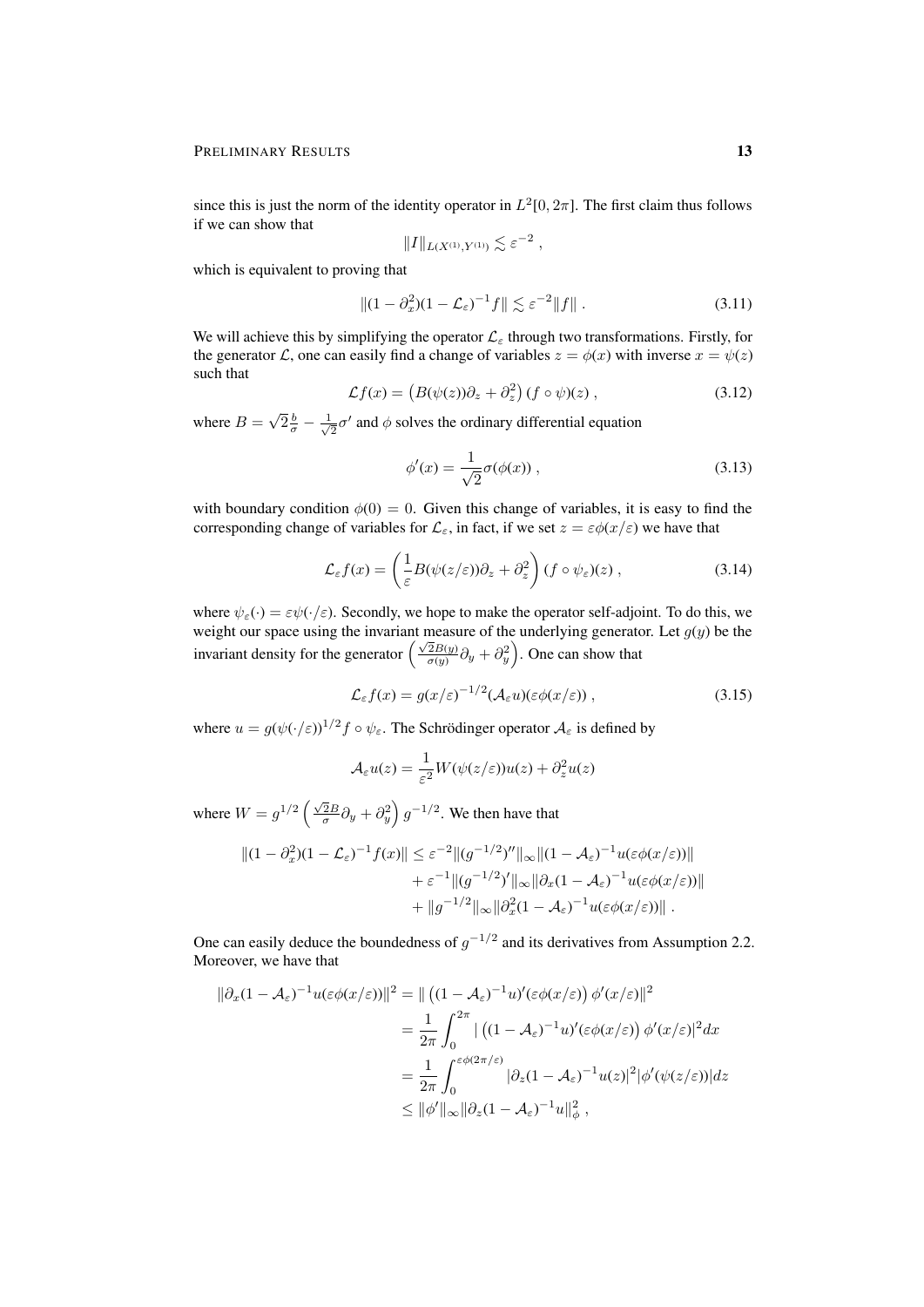since this is just the norm of the identity operator in $L^2[0,2\pi]$. The first claim thus follows if we can show that

$$\|I\|_{L(X^{(1)},Y^{(1)})} \lesssim \varepsilon^{-2} ,$$

which is equivalent to proving that

$$\|(1-\partial_x^2)(1-\mathcal{L}_\varepsilon)^{-1}f\| \lesssim \varepsilon^{-2}\|f\| . \tag{3.11}$$

We will achieve this by simplifying the operator $\mathcal{L}_\varepsilon$ through two transformations. Firstly, for the generator $\mathcal{L}$, one can easily find a change of variables $z=\phi(x)$ with inverse $x=\psi(z)$ such that

$$\mathcal{L}f(x) = \left(B(\psi(z))\partial_z + \partial_z^2\right)(f\circ\psi)(z) , \tag{3.12}$$

where $B=\sqrt{2}\frac{b}{\sigma}-\frac{1}{\sqrt{2}}\sigma'$ and $\phi$ solves the ordinary differential equation

$$\phi'(x) = \frac{1}{\sqrt{2}}\sigma(\phi(x)) , \tag{3.13}$$

with boundary condition $\phi(0)=0$. Given this change of variables, it is easy to find the corresponding change of variables for $\mathcal{L}_\varepsilon$, in fact, if we set $z=\varepsilon\phi(x/\varepsilon)$ we have that

$$\mathcal{L}_\varepsilon f(x) = \left(\frac{1}{\varepsilon}B(\psi(z/\varepsilon))\partial_z + \partial_z^2\right)(f\circ\psi_\varepsilon)(z) , \tag{3.14}$$

where $\psi_\varepsilon(\cdot)=\varepsilon\psi(\cdot/\varepsilon)$. Secondly, we hope to make the operator self-adjoint. To do this, we weight our space using the invariant measure of the underlying generator. Let $g(y)$ be the invariant density for the generator $\left(\frac{\sqrt{2}B(y)}{\sigma(y)}\partial_y+\partial_y^2\right)$. One can show that

$$\mathcal{L}_\varepsilon f(x) = g(x/\varepsilon)^{-1/2}(\mathcal{A}_\varepsilon u)(\varepsilon\phi(x/\varepsilon)) , \tag{3.15}$$

where $u=g(\psi(\cdot/\varepsilon))^{1/2}f\circ\psi_\varepsilon$. The Schrödinger operator $\mathcal{A}_\varepsilon$ is defined by

$$\mathcal{A}_\varepsilon u(z) = \frac{1}{\varepsilon^2}W(\psi(z/\varepsilon))u(z) + \partial_z^2 u(z)$$

where $W=g^{1/2}\left(\frac{\sqrt{2}B}{\sigma}\partial_y+\partial_y^2\right)g^{-1/2}$. We then have that

$$\begin{aligned}
\|(1-\partial_x^2)(1-\mathcal{L}_\varepsilon)^{-1}f(x)\| &\le \varepsilon^{-2}\|(g^{-1/2})''\|_\infty\|(1-\mathcal{A}_\varepsilon)^{-1}u(\varepsilon\phi(x/\varepsilon))\| \\
&\quad + \varepsilon^{-1}\|(g^{-1/2})'\|_\infty\|\partial_x(1-\mathcal{A}_\varepsilon)^{-1}u(\varepsilon\phi(x/\varepsilon))\| \\
&\quad + \|g^{-1/2}\|_\infty\|\partial_x^2(1-\mathcal{A}_\varepsilon)^{-1}u(\varepsilon\phi(x/\varepsilon))\| .
\end{aligned}$$

One can easily deduce the boundedness of $g^{-1/2}$ and its derivatives from Assumption 2.2. Moreover, we have that

$$\begin{aligned}
\|\partial_x(1-\mathcal{A}_\varepsilon)^{-1}u(\varepsilon\phi(x/\varepsilon))\|^2 &= \|\left((1-\mathcal{A}_\varepsilon)^{-1}u)'(\varepsilon\phi(x/\varepsilon)\right)\phi'(x/\varepsilon)\|^2 \\
&= \frac{1}{2\pi}\int_0^{2\pi}|\left((1-\mathcal{A}_\varepsilon)^{-1}u)'(\varepsilon\phi(x/\varepsilon)\right)\phi'(x/\varepsilon)|^2dx \\
&= \frac{1}{2\pi}\int_0^{\varepsilon\phi(2\pi/\varepsilon)}|\partial_z(1-\mathcal{A}_\varepsilon)^{-1}u(z)|^2|\phi'(\psi(z/\varepsilon))|dz \\
&\le \|\phi'\|_\infty\|\partial_z(1-\mathcal{A}_\varepsilon)^{-1}u\|_\phi^2 ,
\end{aligned}$$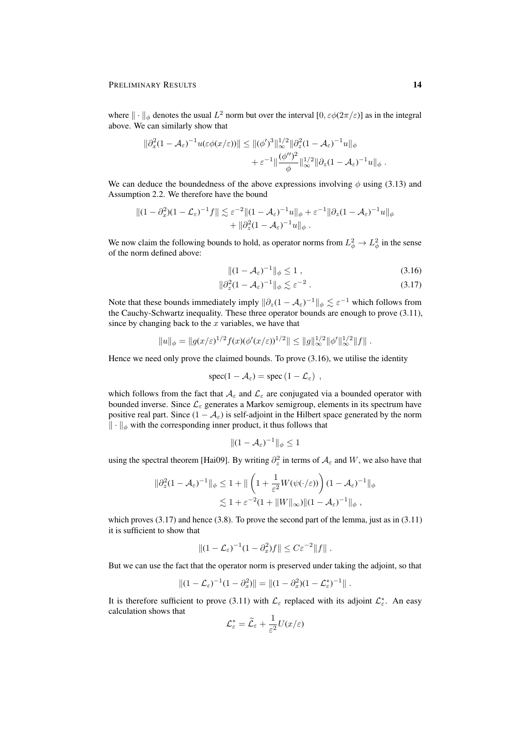where $\|\cdot\|_\phi$ denotes the usual $L^2$ norm but over the interval $[0, \varepsilon\phi(2\pi/\varepsilon)]$ as in the integral above. We can similarly show that

$$
\begin{aligned}
\|\partial_x^2(1-\mathcal{A}_\varepsilon)^{-1}u(\varepsilon\phi(x/\varepsilon))\| \le \|(\phi')^3\|_\infty^{1/2}\|\partial_z^2(1-\mathcal{A}_\varepsilon)^{-1}u\|_\phi \\
+ \varepsilon^{-1}\|\frac{(\phi'')^2}{\phi}\|_\infty^{1/2}\|\partial_z(1-\mathcal{A}_\varepsilon)^{-1}u\|_\phi \;.
\end{aligned}
$$

We can deduce the boundedness of the above expressions involving $\phi$ using (3.13) and Assumption 2.2. We therefore have the bound

$$
\begin{aligned}
\|(1-\partial_x^2)(1-\mathcal{L}_\varepsilon)^{-1}f\| \lesssim \varepsilon^{-2}\|(1-\mathcal{A}_\varepsilon)^{-1}u\|_\phi + \varepsilon^{-1}\|\partial_z(1-\mathcal{A}_\varepsilon)^{-1}u\|_\phi \\
+ \|\partial_z^2(1-\mathcal{A}_\varepsilon)^{-1}u\|_\phi \;.
\end{aligned}
$$

We now claim the following bounds to hold, as operator norms from $L^2_\phi \to L^2_\phi$ in the sense of the norm defined above:

$$
\|(1-\mathcal{A}_\varepsilon)^{-1}\|_\phi \le 1 \;, \tag{3.16}
$$

$$
\|\partial_z^2(1-\mathcal{A}_\varepsilon)^{-1}\|_\phi \lesssim \varepsilon^{-2} \;. \tag{3.17}
$$

Note that these bounds immediately imply $\|\partial_z(1-\mathcal{A}_\varepsilon)^{-1}\|_\phi \lesssim \varepsilon^{-1}$ which follows from the Cauchy-Schwartz inequality. These three operator bounds are enough to prove (3.11), since by changing back to the $x$ variables, we have that

$$
\|u\|_\phi = \|g(x/\varepsilon)^{1/2}f(x)(\phi'(x/\varepsilon))^{1/2}\| \le \|g\|_\infty^{1/2}\|\phi'\|_\infty^{1/2}\|f\| \;.
$$

Hence we need only prove the claimed bounds. To prove (3.16), we utilise the identity

$$
\operatorname{spec}(1-\mathcal{A}_\varepsilon) = \operatorname{spec}(1-\mathcal{L}_\varepsilon) \;,
$$

which follows from the fact that $\mathcal{A}_\varepsilon$ and $\mathcal{L}_\varepsilon$ are conjugated via a bounded operator with bounded inverse. Since $\mathcal{L}_\varepsilon$ generates a Markov semigroup, elements in its spectrum have positive real part. Since $(1-\mathcal{A}_\varepsilon)$ is self-adjoint in the Hilbert space generated by the norm $\|\cdot\|_\phi$ with the corresponding inner product, it thus follows that

$$
\|(1-\mathcal{A}_\varepsilon)^{-1}\|_\phi \le 1
$$

using the spectral theorem [Hai09]. By writing $\partial_z^2$ in terms of $\mathcal{A}_\varepsilon$ and $W$, we also have that

$$
\begin{aligned}
\|\partial_z^2(1-\mathcal{A}_\varepsilon)^{-1}\|_\phi &\le 1 + \|\left(1+\frac{1}{\varepsilon^2}W(\psi(\cdot/\varepsilon))\right)(1-\mathcal{A}_\varepsilon)^{-1}\|_\phi \\
&\lesssim 1 + \varepsilon^{-2}(1+\|W\|_\infty)\|(1-\mathcal{A}_\varepsilon)^{-1}\|_\phi \;,
\end{aligned}
$$

which proves (3.17) and hence (3.8). To prove the second part of the lemma, just as in (3.11) it is sufficient to show that

$$
\|(1-\mathcal{L}_\varepsilon)^{-1}(1-\partial_x^2)f\| \le C\varepsilon^{-2}\|f\| \;.
$$

But we can use the fact that the operator norm is preserved under taking the adjoint, so that

$$
\|(1-\mathcal{L}_\varepsilon)^{-1}(1-\partial_x^2)\| = \|(1-\partial_x^2)(1-\mathcal{L}_\varepsilon^*)^{-1}\| \;.
$$

It is therefore sufficient to prove (3.11) with $\mathcal{L}_\varepsilon$ replaced with its adjoint $\mathcal{L}_\varepsilon^*$. An easy calculation shows that

$$
\mathcal{L}_\varepsilon^* = \widetilde{\mathcal{L}}_\varepsilon + \frac{1}{\varepsilon^2}U(x/\varepsilon)
$$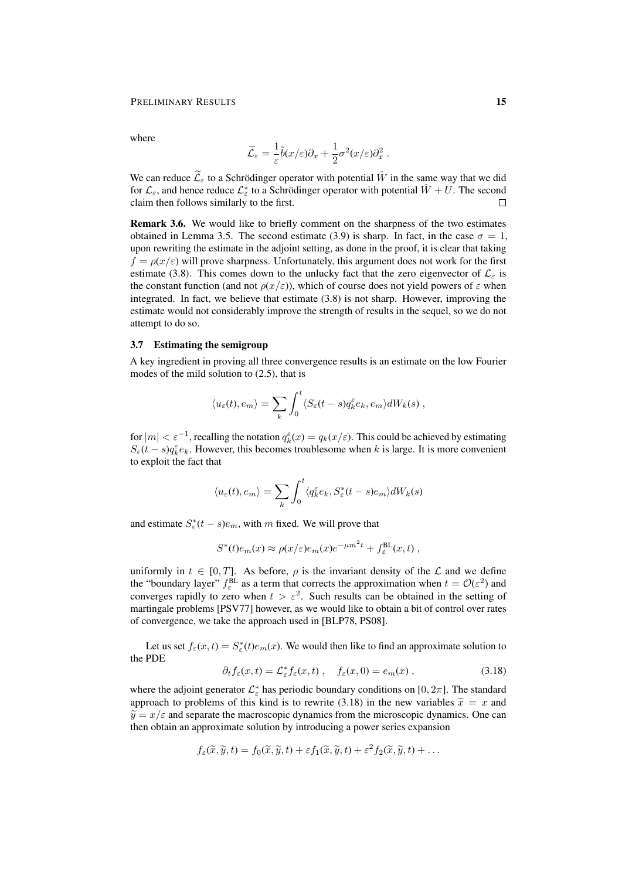where

$$\widetilde{\mathcal{L}}_\varepsilon = \frac{1}{\varepsilon}\tilde{b}(x/\varepsilon)\partial_x + \frac{1}{2}\sigma^2(x/\varepsilon)\partial_x^2 \,.$$

We can reduce $\widetilde{\mathcal{L}}_\varepsilon$ to a Schrödinger operator with potential $\hat{W}$ in the same way that we did for $\mathcal{L}_\varepsilon$, and hence reduce $\mathcal{L}_\varepsilon^*$ to a Schrödinger operator with potential $\hat{W} + U$. The second claim then follows similarly to the first. $\square$

**Remark 3.6.** We would like to briefly comment on the sharpness of the two estimates obtained in Lemma 3.5. The second estimate (3.9) is sharp. In fact, in the case $\sigma = 1$, upon rewriting the estimate in the adjoint setting, as done in the proof, it is clear that taking $f = \rho(x/\varepsilon)$ will prove sharpness. Unfortunately, this argument does not work for the first estimate (3.8). This comes down to the unlucky fact that the zero eigenvector of $\mathcal{L}_\varepsilon$ is the constant function (and not $\rho(x/\varepsilon)$), which of course does not yield powers of $\varepsilon$ when integrated. In fact, we believe that estimate (3.8) is not sharp. However, improving the estimate would not considerably improve the strength of results in the sequel, so we do not attempt to do so.

### 3.7 Estimating the semigroup

A key ingredient in proving all three convergence results is an estimate on the low Fourier modes of the mild solution to (2.5), that is

$$\langle u_\varepsilon(t), e_m\rangle = \sum_k \int_0^t \langle S_\varepsilon(t-s) q_k^\varepsilon e_k, e_m\rangle dW_k(s) \,,$$

for $|m| < \varepsilon^{-1}$, recalling the notation $q_k^\varepsilon(x) = q_k(x/\varepsilon)$. This could be achieved by estimating $S_\varepsilon(t-s)q_k^\varepsilon e_k$. However, this becomes troublesome when $k$ is large. It is more convenient to exploit the fact that

$$\langle u_\varepsilon(t), e_m\rangle = \sum_k \int_0^t \langle q_k^\varepsilon e_k, S_\varepsilon^*(t-s) e_m\rangle dW_k(s)$$

and estimate $S_\varepsilon^*(t-s)e_m$, with $m$ fixed. We will prove that

$$S^*(t)e_m(x) \approx \rho(x/\varepsilon)e_m(x)e^{-\mu m^2 t} + f_\varepsilon^{\mathrm{BL}}(x,t) \,,$$

uniformly in $t \in [0,T]$. As before, $\rho$ is the invariant density of the $\mathcal{L}$ and we define the "boundary layer" $f_\varepsilon^{\mathrm{BL}}$ as a term that corrects the approximation when $t = \mathcal{O}(\varepsilon^2)$ and converges rapidly to zero when $t > \varepsilon^2$. Such results can be obtained in the setting of martingale problems [PSV77] however, as we would like to obtain a bit of control over rates of convergence, we take the approach used in [BLP78, PS08].

Let us set $f_\varepsilon(x,t) = S_\varepsilon^*(t)e_m(x)$. We would then like to find an approximate solution to the PDE

$$\partial_t f_\varepsilon(x,t) = \mathcal{L}_\varepsilon^* f_\varepsilon(x,t) \,, \quad f_\varepsilon(x,0) = e_m(x) \,, \tag{3.18}$$

where the adjoint generator $\mathcal{L}_\varepsilon^*$ has periodic boundary conditions on $[0, 2\pi]$. The standard approach to problems of this kind is to rewrite (3.18) in the new variables $\widetilde{x} = x$ and $\widetilde{y} = x/\varepsilon$ and separate the macroscopic dynamics from the microscopic dynamics. One can then obtain an approximate solution by introducing a power series expansion

$$f_\varepsilon(\widetilde{x}, \widetilde{y}, t) = f_0(\widetilde{x}, \widetilde{y}, t) + \varepsilon f_1(\widetilde{x}, \widetilde{y}, t) + \varepsilon^2 f_2(\widetilde{x}, \widetilde{y}, t) + \dots$$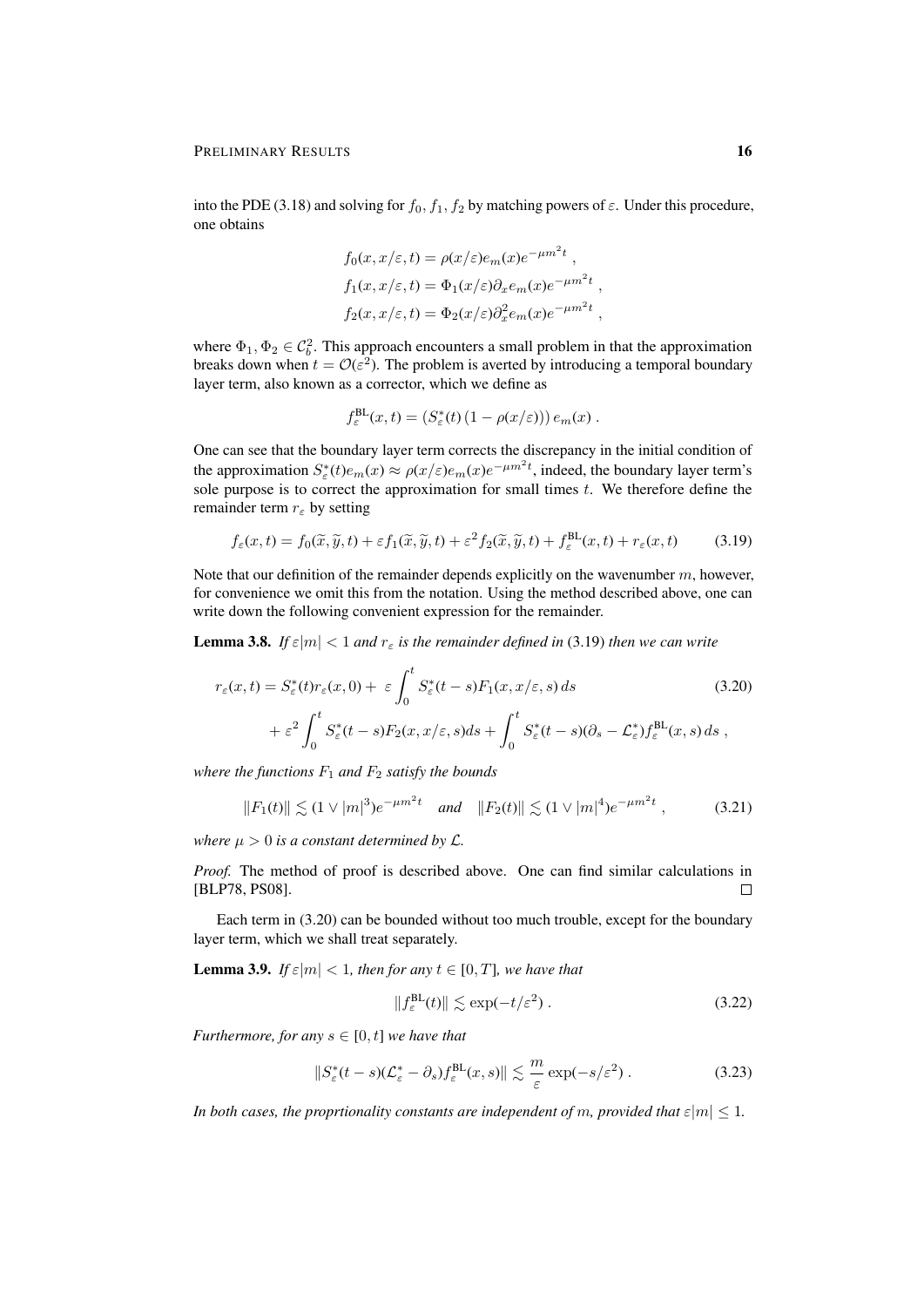into the PDE (3.18) and solving for $f_0, f_1, f_2$ by matching powers of $\varepsilon$. Under this procedure, one obtains

$$
\begin{aligned}
f_0(x, x/\varepsilon, t) &= \rho(x/\varepsilon) e_m(x) e^{-\mu m^2 t} , \\
f_1(x, x/\varepsilon, t) &= \Phi_1(x/\varepsilon) \partial_x e_m(x) e^{-\mu m^2 t} , \\
f_2(x, x/\varepsilon, t) &= \Phi_2(x/\varepsilon) \partial_x^2 e_m(x) e^{-\mu m^2 t} ,
\end{aligned}
$$

where $\Phi_1, \Phi_2 \in \mathcal{C}_b^2$. This approach encounters a small problem in that the approximation breaks down when $t = \mathcal{O}(\varepsilon^2)$. The problem is averted by introducing a temporal boundary layer term, also known as a corrector, which we define as

$$
f_\varepsilon^{\mathrm{BL}}(x, t) = \left(S_\varepsilon^*(t) \left(1 - \rho(x/\varepsilon)\right)\right) e_m(x) .
$$

One can see that the boundary layer term corrects the discrepancy in the initial condition of the approximation $S_\varepsilon^*(t) e_m(x) \approx \rho(x/\varepsilon) e_m(x) e^{-\mu m^2 t}$, indeed, the boundary layer term's sole purpose is to correct the approximation for small times $t$. We therefore define the remainder term $r_\varepsilon$ by setting

$$
f_\varepsilon(x, t) = f_0(\widetilde{x}, \widetilde{y}, t) + \varepsilon f_1(\widetilde{x}, \widetilde{y}, t) + \varepsilon^2 f_2(\widetilde{x}, \widetilde{y}, t) + f_\varepsilon^{\mathrm{BL}}(x, t) + r_\varepsilon(x, t) \tag{3.19}
$$

Note that our definition of the remainder depends explicitly on the wavenumber $m$, however, for convenience we omit this from the notation. Using the method described above, one can write down the following convenient expression for the remainder.

**Lemma 3.8.** *If $\varepsilon|m| < 1$ and $r_\varepsilon$ is the remainder defined in* (3.19) *then we can write*

$$
\begin{aligned}
r_\varepsilon(x, t) = S_\varepsilon^*(t) r_\varepsilon(x, 0) + \ &\varepsilon \int_0^t S_\varepsilon^*(t - s) F_1(x, x/\varepsilon, s)\, ds \\
&+ \varepsilon^2 \int_0^t S_\varepsilon^*(t - s) F_2(x, x/\varepsilon, s) ds + \int_0^t S_\varepsilon^*(t - s)(\partial_s - \mathcal{L}_\varepsilon^*) f_\varepsilon^{\mathrm{BL}}(x, s)\, ds ,
\end{aligned} \tag{3.20}
$$

*where the functions $F_1$ and $F_2$ satisfy the bounds*

$$
\|F_1(t)\| \lesssim (1 \vee |m|^3) e^{-\mu m^2 t} \quad \textit{and} \quad \|F_2(t)\| \lesssim (1 \vee |m|^4) e^{-\mu m^2 t} , \tag{3.21}
$$

*where $\mu > 0$ is a constant determined by $\mathcal{L}$.*

*Proof.* The method of proof is described above. One can find similar calculations in [BLP78, PS08]. □

Each term in (3.20) can be bounded without too much trouble, except for the boundary layer term, which we shall treat separately.

**Lemma 3.9.** *If $\varepsilon|m| < 1$, then for any $t \in [0, T]$, we have that*

$$
\|f_\varepsilon^{\mathrm{BL}}(t)\| \lesssim \exp(-t/\varepsilon^2) . \tag{3.22}
$$

*Furthermore, for any $s \in [0, t]$ we have that*

$$
\|S_\varepsilon^*(t - s)(\mathcal{L}_\varepsilon^* - \partial_s) f_\varepsilon^{\mathrm{BL}}(x, s)\| \lesssim \frac{m}{\varepsilon} \exp(-s/\varepsilon^2) . \tag{3.23}
$$

*In both cases, the proprtionality constants are independent of $m$, provided that $\varepsilon|m| \leq 1$.*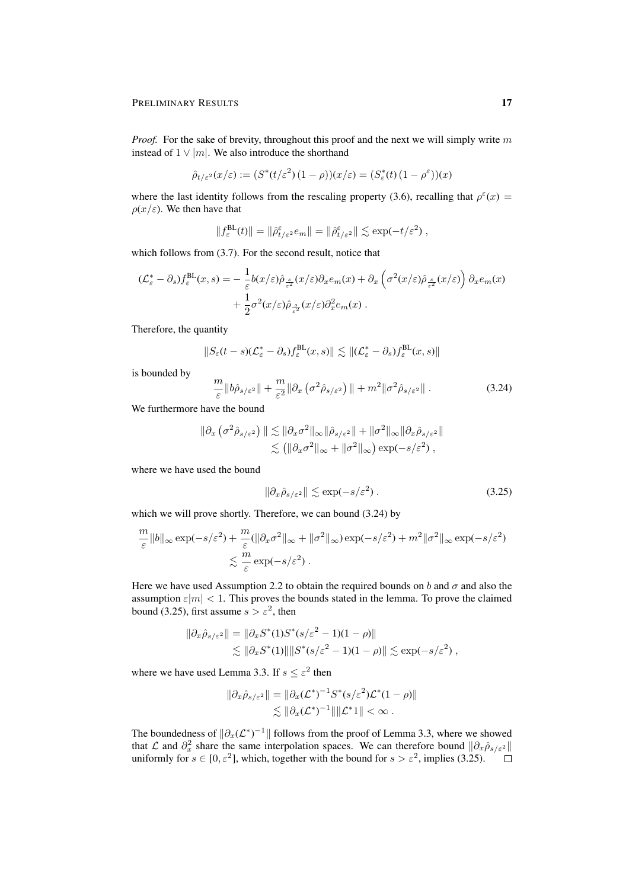*Proof.* For the sake of brevity, throughout this proof and the next we will simply write $m$ instead of $1 \vee |m|$. We also introduce the shorthand

$$\hat{\rho}_{t/\varepsilon^2}(x/\varepsilon) := (S^*(t/\varepsilon^2)\,(1-\rho))(x/\varepsilon) = (S^*_\varepsilon(t)\,(1-\rho^\varepsilon))(x)$$

where the last identity follows from the rescaling property (3.6), recalling that $\rho^\varepsilon(x) = \rho(x/\varepsilon)$. We then have that

$$\|f^{\mathrm{BL}}_\varepsilon(t)\| = \|\hat{\rho}^\varepsilon_{t/\varepsilon^2} e_m\| = \|\hat{\rho}^\varepsilon_{t/\varepsilon^2}\| \lesssim \exp(-t/\varepsilon^2)\;,$$

which follows from (3.7). For the second result, notice that

$$\begin{aligned}(\mathcal{L}^*_\varepsilon - \partial_s) f^{\mathrm{BL}}_\varepsilon(x,s) = &-\frac{1}{\varepsilon} b(x/\varepsilon)\hat{\rho}_{\frac{s}{\varepsilon^2}}(x/\varepsilon)\partial_x e_m(x) + \partial_x\left(\sigma^2(x/\varepsilon)\hat{\rho}_{\frac{s}{\varepsilon^2}}(x/\varepsilon)\right)\partial_x e_m(x) \\ &+ \frac{1}{2}\sigma^2(x/\varepsilon)\hat{\rho}_{\frac{s}{\varepsilon^2}}(x/\varepsilon)\partial_x^2 e_m(x)\;.\end{aligned}$$

Therefore, the quantity

$$\|S_\varepsilon(t-s)(\mathcal{L}^*_\varepsilon - \partial_s) f^{\mathrm{BL}}_\varepsilon(x,s)\| \lesssim \|(\mathcal{L}^*_\varepsilon - \partial_s) f^{\mathrm{BL}}_\varepsilon(x,s)\|$$

is bounded by

$$\frac{m}{\varepsilon}\|b\hat{\rho}_{s/\varepsilon^2}\| + \frac{m}{\varepsilon^2}\|\partial_x\left(\sigma^2\hat{\rho}_{s/\varepsilon^2}\right)\| + m^2\|\sigma^2\hat{\rho}_{s/\varepsilon^2}\|\;. \tag{3.24}$$

We furthermore have the bound

$$\begin{aligned}\|\partial_x\left(\sigma^2\hat{\rho}_{s/\varepsilon^2}\right)\| &\lesssim \|\partial_x\sigma^2\|_\infty\|\hat{\rho}_{s/\varepsilon^2}\| + \|\sigma^2\|_\infty\|\partial_x\hat{\rho}_{s/\varepsilon^2}\| \\ &\lesssim \left(\|\partial_x\sigma^2\|_\infty + \|\sigma^2\|_\infty\right)\exp(-s/\varepsilon^2)\;,\end{aligned}$$

where we have used the bound

$$\|\partial_x\hat{\rho}_{s/\varepsilon^2}\| \lesssim \exp(-s/\varepsilon^2)\;. \tag{3.25}$$

which we will prove shortly. Therefore, we can bound (3.24) by

$$\begin{aligned}\frac{m}{\varepsilon}\|b\|_\infty\exp(-s/\varepsilon^2) + \frac{m}{\varepsilon}(\|\partial_x\sigma^2\|_\infty + \|\sigma^2\|_\infty)\exp(-s/\varepsilon^2) + m^2\|\sigma^2\|_\infty\exp(-s/\varepsilon^2) \\ \lesssim \frac{m}{\varepsilon}\exp(-s/\varepsilon^2)\;.\end{aligned}$$

Here we have used Assumption 2.2 to obtain the required bounds on $b$ and $\sigma$ and also the assumption $\varepsilon|m| < 1$. This proves the bounds stated in the lemma. To prove the claimed bound (3.25), first assume $s > \varepsilon^2$, then

$$\begin{aligned}\|\partial_x\hat{\rho}_{s/\varepsilon^2}\| &= \|\partial_x S^*(1)S^*(s/\varepsilon^2 - 1)(1-\rho)\| \\ &\lesssim \|\partial_x S^*(1)\|\|S^*(s/\varepsilon^2-1)(1-\rho)\| \lesssim \exp(-s/\varepsilon^2)\;,\end{aligned}$$

where we have used Lemma 3.3. If $s \le \varepsilon^2$ then

$$\begin{aligned}\|\partial_x\hat{\rho}_{s/\varepsilon^2}\| &= \|\partial_x(\mathcal{L}^*)^{-1}S^*(s/\varepsilon^2)\mathcal{L}^*(1-\rho)\| \\ &\lesssim \|\partial_x(\mathcal{L}^*)^{-1}\|\|\mathcal{L}^* 1\| < \infty\;.\end{aligned}$$

The boundedness of $\|\partial_x(\mathcal{L}^*)^{-1}\|$ follows from the proof of Lemma 3.3, where we showed that $\mathcal{L}$ and $\partial_x^2$ share the same interpolation spaces. We can therefore bound $\|\partial_x\hat{\rho}_{s/\varepsilon^2}\|$ uniformly for $s \in [0, \varepsilon^2]$, which, together with the bound for $s > \varepsilon^2$, implies (3.25). $\square$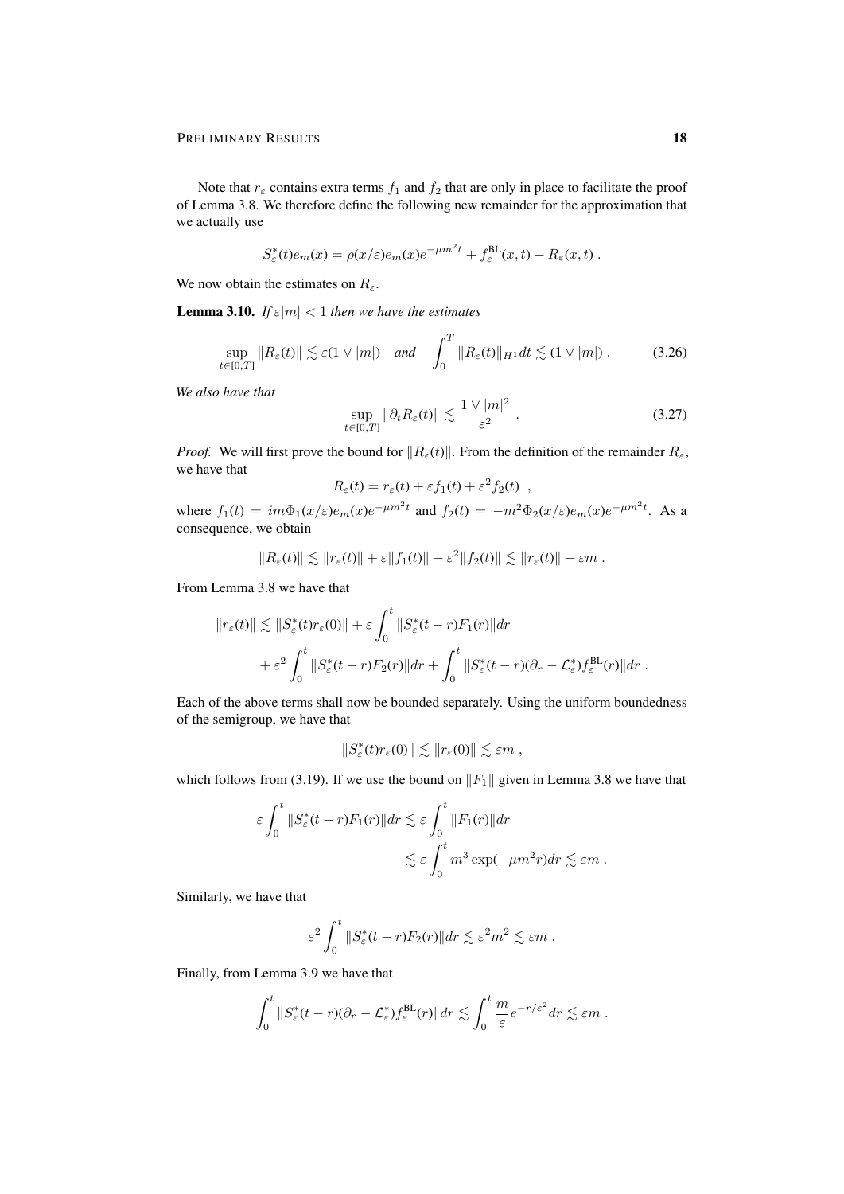Note that $r_\varepsilon$ contains extra terms $f_1$ and $f_2$ that are only in place to facilitate the proof of Lemma 3.8. We therefore define the following new remainder for the approximation that we actually use

$$
S_\varepsilon^*(t)e_m(x) = \rho(x/\varepsilon)e_m(x)e^{-\mu m^2 t} + f_\varepsilon^{\mathrm{BL}}(x,t) + R_\varepsilon(x,t) \; .
$$

We now obtain the estimates on $R_\varepsilon$.

**Lemma 3.10.** *If $\varepsilon|m| < 1$ then we have the estimates*

$$
\sup_{t\in[0,T]} \|R_\varepsilon(t)\| \lesssim \varepsilon(1\vee|m|) \quad \textit{and} \quad \int_0^T \|R_\varepsilon(t)\|_{H^1} dt \lesssim (1\vee|m|) \; . \tag{3.26}
$$

*We also have that*

$$
\sup_{t\in[0,T]} \|\partial_t R_\varepsilon(t)\| \lesssim \frac{1\vee|m|^2}{\varepsilon^2} \; . \tag{3.27}
$$

*Proof.* We will first prove the bound for $\|R_\varepsilon(t)\|$. From the definition of the remainder $R_\varepsilon$, we have that

$$
R_\varepsilon(t) = r_\varepsilon(t) + \varepsilon f_1(t) + \varepsilon^2 f_2(t) \;\; ,
$$

where $f_1(t) = im\Phi_1(x/\varepsilon)e_m(x)e^{-\mu m^2 t}$ and $f_2(t) = -m^2\Phi_2(x/\varepsilon)e_m(x)e^{-\mu m^2 t}$. As a consequence, we obtain

$$
\|R_\varepsilon(t)\| \lesssim \|r_\varepsilon(t)\| + \varepsilon\|f_1(t)\| + \varepsilon^2\|f_2(t)\| \lesssim \|r_\varepsilon(t)\| + \varepsilon m \; .
$$

From Lemma 3.8 we have that

$$
\begin{aligned}
\|r_\varepsilon(t)\| \lesssim \|S_\varepsilon^*(t)r_\varepsilon(0)\| &+ \varepsilon\int_0^t \|S_\varepsilon^*(t-r)F_1(r)\|dr \\
&+ \varepsilon^2\int_0^t \|S_\varepsilon^*(t-r)F_2(r)\|dr + \int_0^t \|S_\varepsilon^*(t-r)(\partial_r - \mathcal{L}_\varepsilon^*)f_\varepsilon^{\mathrm{BL}}(r)\|dr \; .
\end{aligned}
$$

Each of the above terms shall now be bounded separately. Using the uniform boundedness of the semigroup, we have that

$$
\|S_\varepsilon^*(t)r_\varepsilon(0)\| \lesssim \|r_\varepsilon(0)\| \lesssim \varepsilon m \; ,
$$

which follows from (3.19). If we use the bound on $\|F_1\|$ given in Lemma 3.8 we have that

$$
\begin{aligned}
\varepsilon\int_0^t \|S_\varepsilon^*(t-r)F_1(r)\|dr &\lesssim \varepsilon\int_0^t \|F_1(r)\|dr \\
&\lesssim \varepsilon\int_0^t m^3\exp(-\mu m^2 r)dr \lesssim \varepsilon m \; .
\end{aligned}
$$

Similarly, we have that

$$
\varepsilon^2\int_0^t \|S_\varepsilon^*(t-r)F_2(r)\|dr \lesssim \varepsilon^2 m^2 \lesssim \varepsilon m \; .
$$

Finally, from Lemma 3.9 we have that

$$
\int_0^t \|S_\varepsilon^*(t-r)(\partial_r - \mathcal{L}_\varepsilon^*)f_\varepsilon^{\mathrm{BL}}(r)\|dr \lesssim \int_0^t \frac{m}{\varepsilon}e^{-r/\varepsilon^2}dr \lesssim \varepsilon m \; .
$$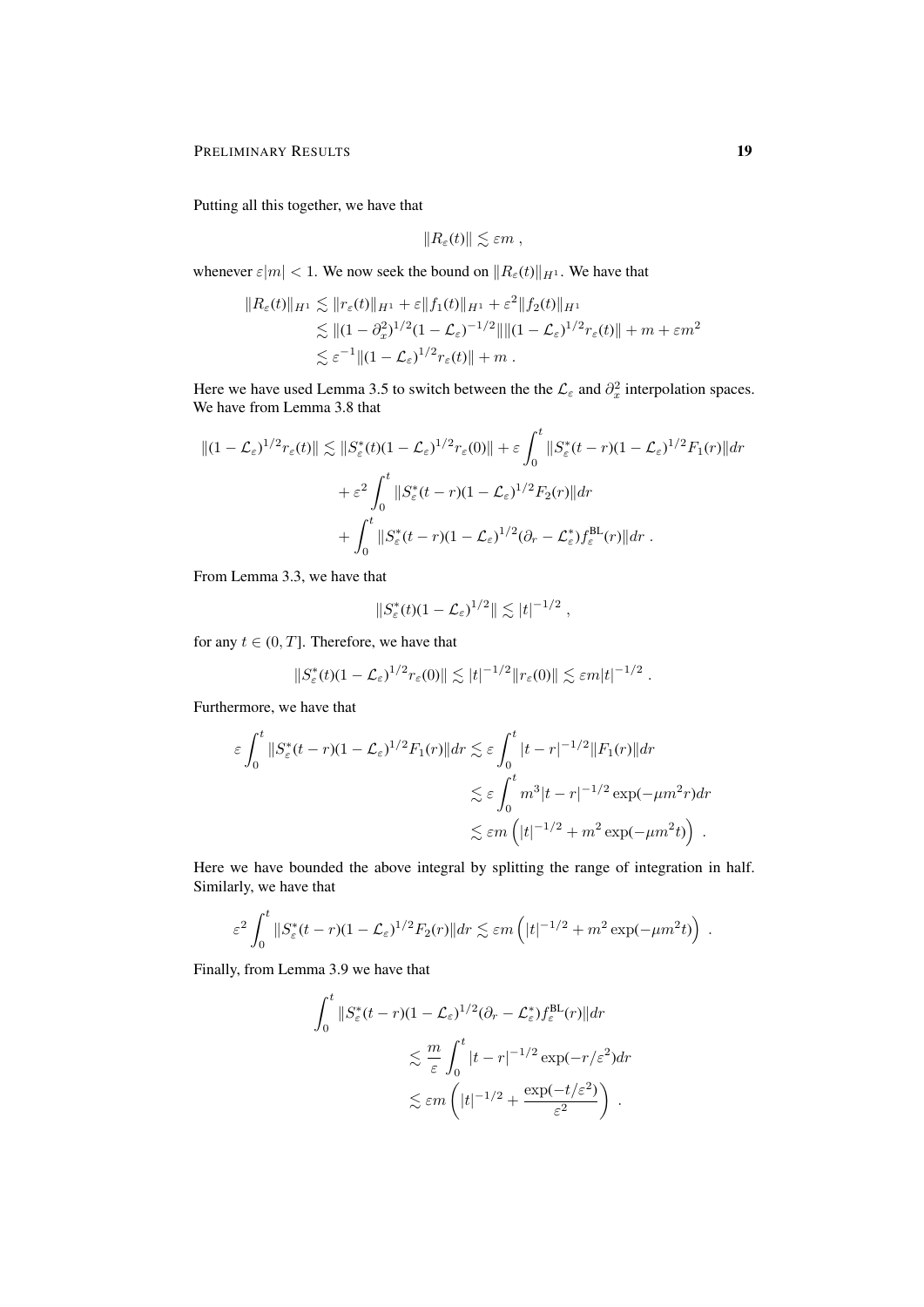Putting all this together, we have that

$$\|R_\varepsilon(t)\| \lesssim \varepsilon m \ ,$$

whenever $\varepsilon|m| < 1$. We now seek the bound on $\|R_\varepsilon(t)\|_{H^1}$. We have that

$$\begin{aligned}
\|R_\varepsilon(t)\|_{H^1} &\lesssim \|r_\varepsilon(t)\|_{H^1} + \varepsilon\|f_1(t)\|_{H^1} + \varepsilon^2\|f_2(t)\|_{H^1} \\
&\lesssim \|(1-\partial_x^2)^{1/2}(1-\mathcal{L}_\varepsilon)^{-1/2}\|\|(1-\mathcal{L}_\varepsilon)^{1/2}r_\varepsilon(t)\| + m + \varepsilon m^2 \\
&\lesssim \varepsilon^{-1}\|(1-\mathcal{L}_\varepsilon)^{1/2}r_\varepsilon(t)\| + m \ .
\end{aligned}$$

Here we have used Lemma 3.5 to switch between the the $\mathcal{L}_\varepsilon$ and $\partial_x^2$ interpolation spaces. We have from Lemma 3.8 that

$$\begin{aligned}
\|(1-\mathcal{L}_\varepsilon)^{1/2}r_\varepsilon(t)\| \lesssim \|S_\varepsilon^*(t)(1-\mathcal{L}_\varepsilon)^{1/2}r_\varepsilon(0)\| &+ \varepsilon\int_0^t \|S_\varepsilon^*(t-r)(1-\mathcal{L}_\varepsilon)^{1/2}F_1(r)\|dr \\
&+ \varepsilon^2\int_0^t \|S_\varepsilon^*(t-r)(1-\mathcal{L}_\varepsilon)^{1/2}F_2(r)\|dr \\
&+ \int_0^t \|S_\varepsilon^*(t-r)(1-\mathcal{L}_\varepsilon)^{1/2}(\partial_r - \mathcal{L}_\varepsilon^*)f_\varepsilon^{\mathrm{BL}}(r)\|dr \ .
\end{aligned}$$

From Lemma 3.3, we have that

$$\|S_\varepsilon^*(t)(1-\mathcal{L}_\varepsilon)^{1/2}\| \lesssim |t|^{-1/2} \ ,$$

for any $t \in (0, T]$. Therefore, we have that

$$\|S_\varepsilon^*(t)(1-\mathcal{L}_\varepsilon)^{1/2}r_\varepsilon(0)\| \lesssim |t|^{-1/2}\|r_\varepsilon(0)\| \lesssim \varepsilon m|t|^{-1/2} \ .$$

Furthermore, we have that

$$\begin{aligned}
\varepsilon\int_0^t \|S_\varepsilon^*(t-r)(1-\mathcal{L}_\varepsilon)^{1/2}F_1(r)\|dr &\lesssim \varepsilon\int_0^t |t-r|^{-1/2}\|F_1(r)\|dr \\
&\lesssim \varepsilon\int_0^t m^3|t-r|^{-1/2}\exp(-\mu m^2 r)dr \\
&\lesssim \varepsilon m\left(|t|^{-1/2} + m^2\exp(-\mu m^2 t)\right) \ .
\end{aligned}$$

Here we have bounded the above integral by splitting the range of integration in half. Similarly, we have that

$$\varepsilon^2\int_0^t \|S_\varepsilon^*(t-r)(1-\mathcal{L}_\varepsilon)^{1/2}F_2(r)\|dr \lesssim \varepsilon m\left(|t|^{-1/2} + m^2\exp(-\mu m^2 t)\right) \ .$$

Finally, from Lemma 3.9 we have that

$$\begin{aligned}
\int_0^t &\|S_\varepsilon^*(t-r)(1-\mathcal{L}_\varepsilon)^{1/2}(\partial_r - \mathcal{L}_\varepsilon^*)f_\varepsilon^{\mathrm{BL}}(r)\|dr \\
&\lesssim \frac{m}{\varepsilon}\int_0^t |t-r|^{-1/2}\exp(-r/\varepsilon^2)dr \\
&\lesssim \varepsilon m\left(|t|^{-1/2} + \frac{\exp(-t/\varepsilon^2)}{\varepsilon^2}\right) \ .
\end{aligned}$$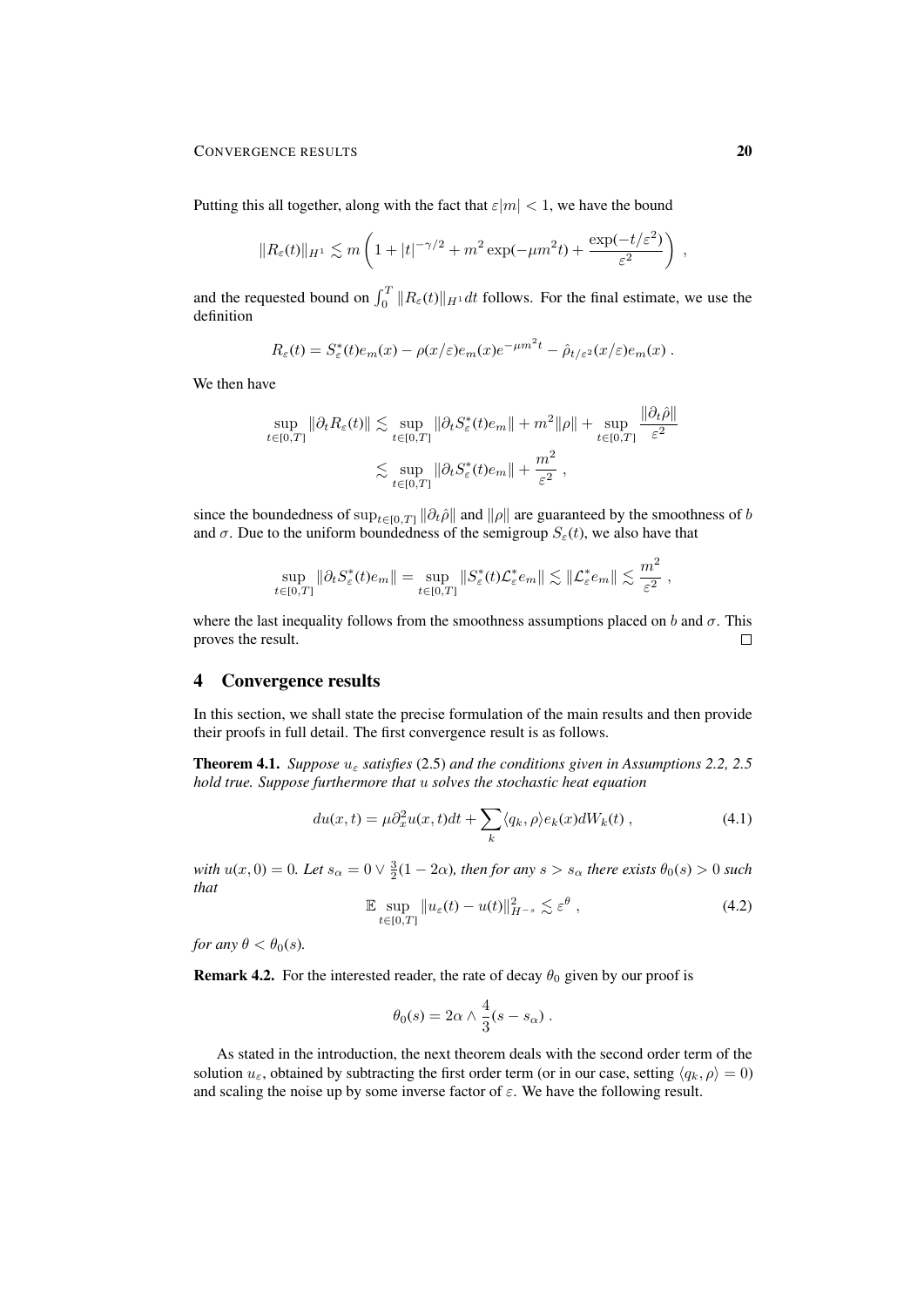Putting this all together, along with the fact that $\varepsilon|m| < 1$, we have the bound

$$\|R_\varepsilon(t)\|_{H^1} \lesssim m\left(1 + |t|^{-\gamma/2} + m^2\exp(-\mu m^2 t) + \frac{\exp(-t/\varepsilon^2)}{\varepsilon^2}\right) ,$$

and the requested bound on $\int_0^T \|R_\varepsilon(t)\|_{H^1} dt$ follows. For the final estimate, we use the definition

$$R_\varepsilon(t) = S_\varepsilon^*(t)e_m(x) - \rho(x/\varepsilon)e_m(x)e^{-\mu m^2 t} - \hat{\rho}_{t/\varepsilon^2}(x/\varepsilon)e_m(x) .$$

We then have

$$\begin{aligned}\sup_{t\in[0,T]} \|\partial_t R_\varepsilon(t)\| &\lesssim \sup_{t\in[0,T]} \|\partial_t S_\varepsilon^*(t)e_m\| + m^2\|\rho\| + \sup_{t\in[0,T]} \frac{\|\partial_t\hat{\rho}\|}{\varepsilon^2} \\ &\lesssim \sup_{t\in[0,T]} \|\partial_t S_\varepsilon^*(t)e_m\| + \frac{m^2}{\varepsilon^2} ,\end{aligned}$$

since the boundedness of $\sup_{t\in[0,T]} \|\partial_t\hat{\rho}\|$ and $\|\rho\|$ are guaranteed by the smoothness of $b$ and $\sigma$. Due to the uniform boundedness of the semigroup $S_\varepsilon(t)$, we also have that

$$\sup_{t\in[0,T]} \|\partial_t S_\varepsilon^*(t)e_m\| = \sup_{t\in[0,T]} \|S_\varepsilon^*(t)\mathcal{L}_\varepsilon^* e_m\| \lesssim \|\mathcal{L}_\varepsilon^* e_m\| \lesssim \frac{m^2}{\varepsilon^2} ,$$

where the last inequality follows from the smoothness assumptions placed on $b$ and $\sigma$. This proves the result. □

## 4 Convergence results

In this section, we shall state the precise formulation of the main results and then provide their proofs in full detail. The first convergence result is as follows.

**Theorem 4.1.** *Suppose $u_\varepsilon$ satisfies* (2.5) *and the conditions given in Assumptions 2.2, 2.5 hold true. Suppose furthermore that $u$ solves the stochastic heat equation*

$$du(x,t) = \mu\partial_x^2 u(x,t)dt + \sum_k \langle q_k, \rho\rangle e_k(x)dW_k(t) , \tag{4.1}$$

*with $u(x,0) = 0$. Let $s_\alpha = 0 \vee \frac{3}{2}(1-2\alpha)$, then for any $s > s_\alpha$ there exists $\theta_0(s) > 0$ such that*

$$\mathbb{E}\sup_{t\in[0,T]} \|u_\varepsilon(t) - u(t)\|_{H^{-s}}^2 \lesssim \varepsilon^\theta , \tag{4.2}$$

*for any $\theta < \theta_0(s)$.*

**Remark 4.2.** For the interested reader, the rate of decay $\theta_0$ given by our proof is

$$\theta_0(s) = 2\alpha \wedge \frac{4}{3}(s - s_\alpha) .$$

As stated in the introduction, the next theorem deals with the second order term of the solution $u_\varepsilon$, obtained by subtracting the first order term (or in our case, setting $\langle q_k, \rho\rangle = 0$) and scaling the noise up by some inverse factor of $\varepsilon$. We have the following result.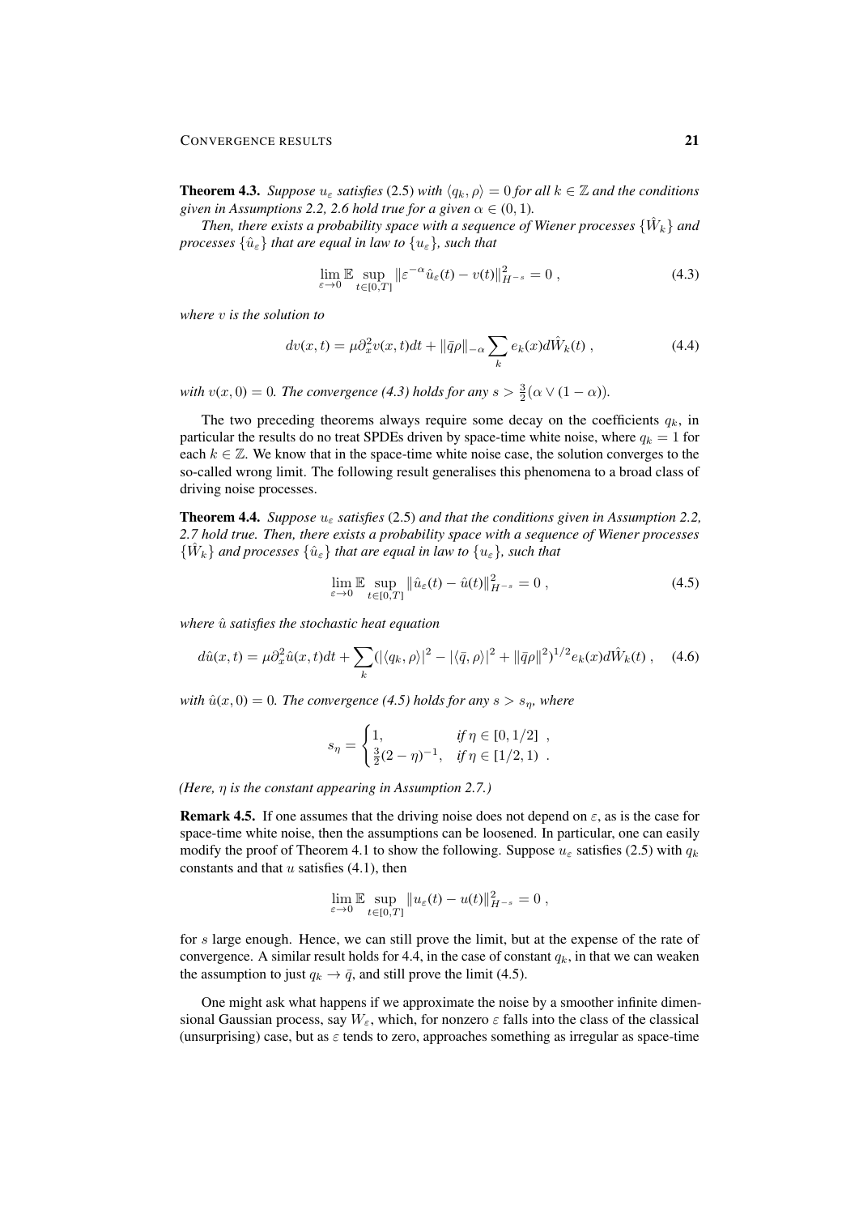**Theorem 4.3.** *Suppose $u_\varepsilon$ satisfies* (2.5) *with $\langle q_k, \rho\rangle = 0$ for all $k \in \mathbb{Z}$ and the conditions given in Assumptions 2.2, 2.6 hold true for a given $\alpha \in (0,1)$.*

*Then, there exists a probability space with a sequence of Wiener processes $\{\hat{W}_k\}$ and processes $\{\hat{u}_\varepsilon\}$ that are equal in law to $\{u_\varepsilon\}$, such that*

$$\lim_{\varepsilon\to 0} \mathbb{E} \sup_{t\in[0,T]} \|\varepsilon^{-\alpha}\hat{u}_\varepsilon(t) - v(t)\|_{H^{-s}}^2 = 0\ , \tag{4.3}$$

*where $v$ is the solution to*

$$dv(x,t) = \mu\partial_x^2 v(x,t)dt + \|\bar{q}\rho\|_{-\alpha} \sum_k e_k(x) d\hat{W}_k(t)\ , \tag{4.4}$$

*with $v(x,0) = 0$. The convergence (4.3) holds for any $s > \frac{3}{2}(\alpha \vee (1-\alpha))$.*

The two preceding theorems always require some decay on the coefficients $q_k$, in particular the results do no treat SPDEs driven by space-time white noise, where $q_k = 1$ for each $k \in \mathbb{Z}$. We know that in the space-time white noise case, the solution converges to the so-called wrong limit. The following result generalises this phenomena to a broad class of driving noise processes.

**Theorem 4.4.** *Suppose $u_\varepsilon$ satisfies* (2.5) *and that the conditions given in Assumption 2.2, 2.7 hold true. Then, there exists a probability space with a sequence of Wiener processes $\{\hat{W}_k\}$ and processes $\{\hat{u}_\varepsilon\}$ that are equal in law to $\{u_\varepsilon\}$, such that*

$$\lim_{\varepsilon\to 0} \mathbb{E} \sup_{t\in[0,T]} \|\hat{u}_\varepsilon(t) - \hat{u}(t)\|_{H^{-s}}^2 = 0\ , \tag{4.5}$$

*where $\hat{u}$ satisfies the stochastic heat equation*

$$d\hat{u}(x,t) = \mu\partial_x^2 \hat{u}(x,t)dt + \sum_k (|\langle q_k,\rho\rangle|^2 - |\langle \bar{q},\rho\rangle|^2 + \|\bar{q}\rho\|^2)^{1/2} e_k(x) d\hat{W}_k(t)\ , \tag{4.6}$$

*with $\hat{u}(x,0) = 0$. The convergence (4.5) holds for any $s > s_\eta$, where*

$$s_\eta = \begin{cases} 1, & \text{if } \eta \in [0,1/2]\ , \\ \frac{3}{2}(2-\eta)^{-1}, & \text{if } \eta \in [1/2,1)\ . \end{cases}$$

*(Here, $\eta$ is the constant appearing in Assumption 2.7.)*

**Remark 4.5.** If one assumes that the driving noise does not depend on $\varepsilon$, as is the case for space-time white noise, then the assumptions can be loosened. In particular, one can easily modify the proof of Theorem 4.1 to show the following. Suppose $u_\varepsilon$ satisfies (2.5) with $q_k$ constants and that $u$ satisfies (4.1), then

$$\lim_{\varepsilon\to 0} \mathbb{E} \sup_{t\in[0,T]} \|u_\varepsilon(t) - u(t)\|_{H^{-s}}^2 = 0\ ,$$

for $s$ large enough. Hence, we can still prove the limit, but at the expense of the rate of convergence. A similar result holds for 4.4, in the case of constant $q_k$, in that we can weaken the assumption to just $q_k \to \bar{q}$, and still prove the limit (4.5).

One might ask what happens if we approximate the noise by a smoother infinite dimensional Gaussian process, say $W_\varepsilon$, which, for nonzero $\varepsilon$ falls into the class of the classical (unsurprising) case, but as $\varepsilon$ tends to zero, approaches something as irregular as space-time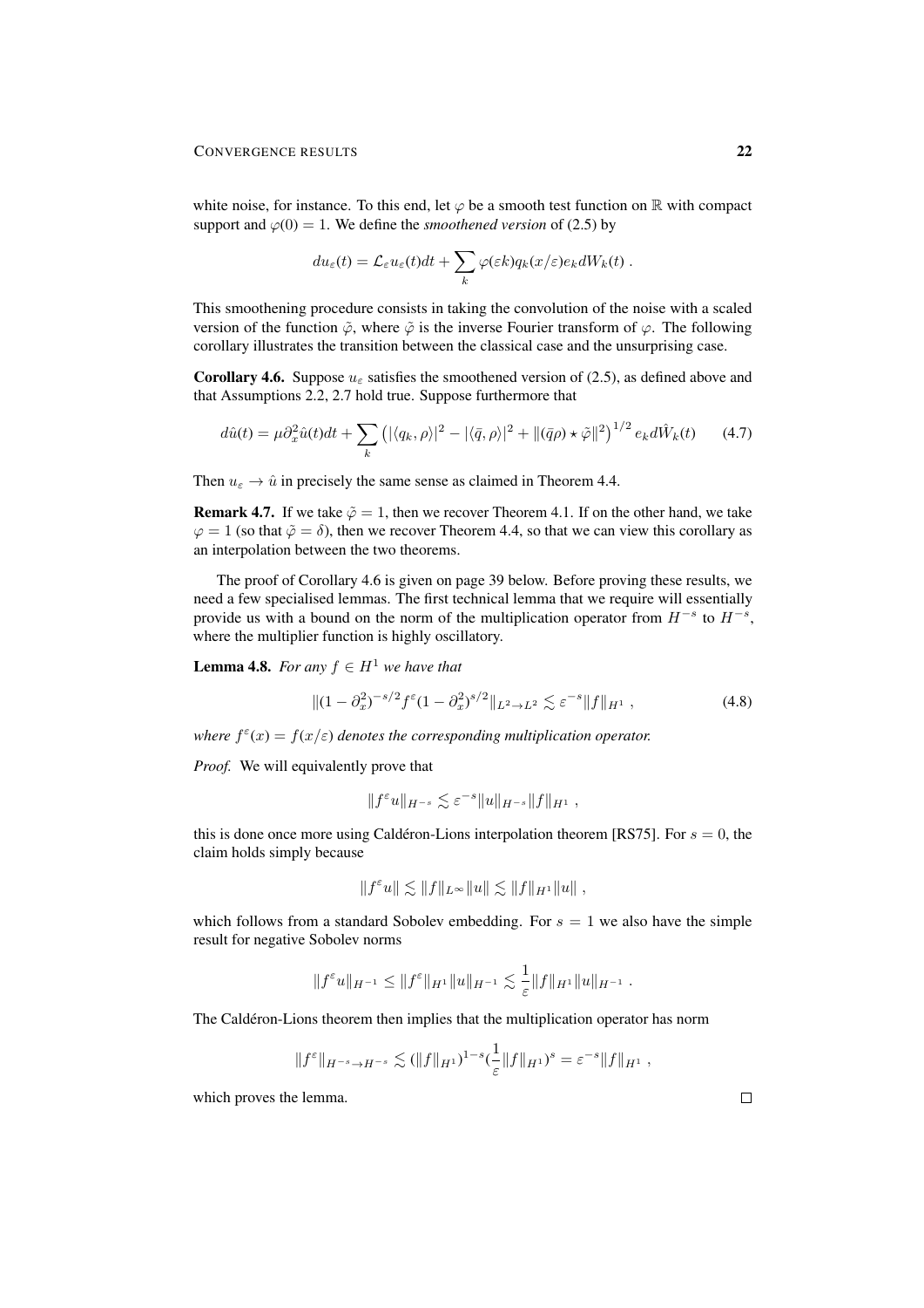white noise, for instance. To this end, let $\varphi$ be a smooth test function on $\mathbb{R}$ with compact support and $\varphi(0) = 1$. We define the *smoothened version* of (2.5) by

$$du_\varepsilon(t) = \mathcal{L}_\varepsilon u_\varepsilon(t)dt + \sum_k \varphi(\varepsilon k) q_k(x/\varepsilon) e_k dW_k(t) \;.$$

This smoothening procedure consists in taking the convolution of the noise with a scaled version of the function $\tilde{\varphi}$, where $\tilde{\varphi}$ is the inverse Fourier transform of $\varphi$. The following corollary illustrates the transition between the classical case and the unsurprising case.

**Corollary 4.6.** Suppose $u_\varepsilon$ satisfies the smoothened version of (2.5), as defined above and that Assumptions 2.2, 2.7 hold true. Suppose furthermore that

$$d\hat{u}(t) = \mu \partial_x^2 \hat{u}(t)dt + \sum_k \left( |\langle q_k, \rho\rangle|^2 - |\langle \bar{q}, \rho\rangle|^2 + \|(\bar{q}\rho) \star \tilde{\varphi}\|^2 \right)^{1/2} e_k d\hat{W}_k(t) \qquad (4.7)$$

Then $u_\varepsilon \to \hat{u}$ in precisely the same sense as claimed in Theorem 4.4.

**Remark 4.7.** If we take $\tilde{\varphi} = 1$, then we recover Theorem 4.1. If on the other hand, we take $\varphi = 1$ (so that $\tilde{\varphi} = \delta$), then we recover Theorem 4.4, so that we can view this corollary as an interpolation between the two theorems.

The proof of Corollary 4.6 is given on page 39 below. Before proving these results, we need a few specialised lemmas. The first technical lemma that we require will essentially provide us with a bound on the norm of the multiplication operator from $H^{-s}$ to $H^{-s}$, where the multiplier function is highly oscillatory.

**Lemma 4.8.** *For any $f \in H^1$ we have that*

$$\|(1 - \partial_x^2)^{-s/2} f^\varepsilon (1 - \partial_x^2)^{s/2}\|_{L^2 \to L^2} \lesssim \varepsilon^{-s} \|f\|_{H^1} \;, \qquad (4.8)$$

*where $f^\varepsilon(x) = f(x/\varepsilon)$ denotes the corresponding multiplication operator.*

*Proof.* We will equivalently prove that

$$\|f^\varepsilon u\|_{H^{-s}} \lesssim \varepsilon^{-s} \|u\|_{H^{-s}} \|f\|_{H^1} \;,$$

this is done once more using Caldéron-Lions interpolation theorem [RS75]. For $s = 0$, the claim holds simply because

$$\|f^\varepsilon u\| \lesssim \|f\|_{L^\infty} \|u\| \lesssim \|f\|_{H^1} \|u\| \;,$$

which follows from a standard Sobolev embedding. For $s = 1$ we also have the simple result for negative Sobolev norms

$$\|f^\varepsilon u\|_{H^{-1}} \leq \|f^\varepsilon\|_{H^1} \|u\|_{H^{-1}} \lesssim \frac{1}{\varepsilon} \|f\|_{H^1} \|u\|_{H^{-1}} \;.$$

The Caldéron-Lions theorem then implies that the multiplication operator has norm

$$\|f^\varepsilon\|_{H^{-s} \to H^{-s}} \lesssim (\|f\|_{H^1})^{1-s} (\frac{1}{\varepsilon} \|f\|_{H^1})^s = \varepsilon^{-s} \|f\|_{H^1} \;,$$

which proves the lemma. $\square$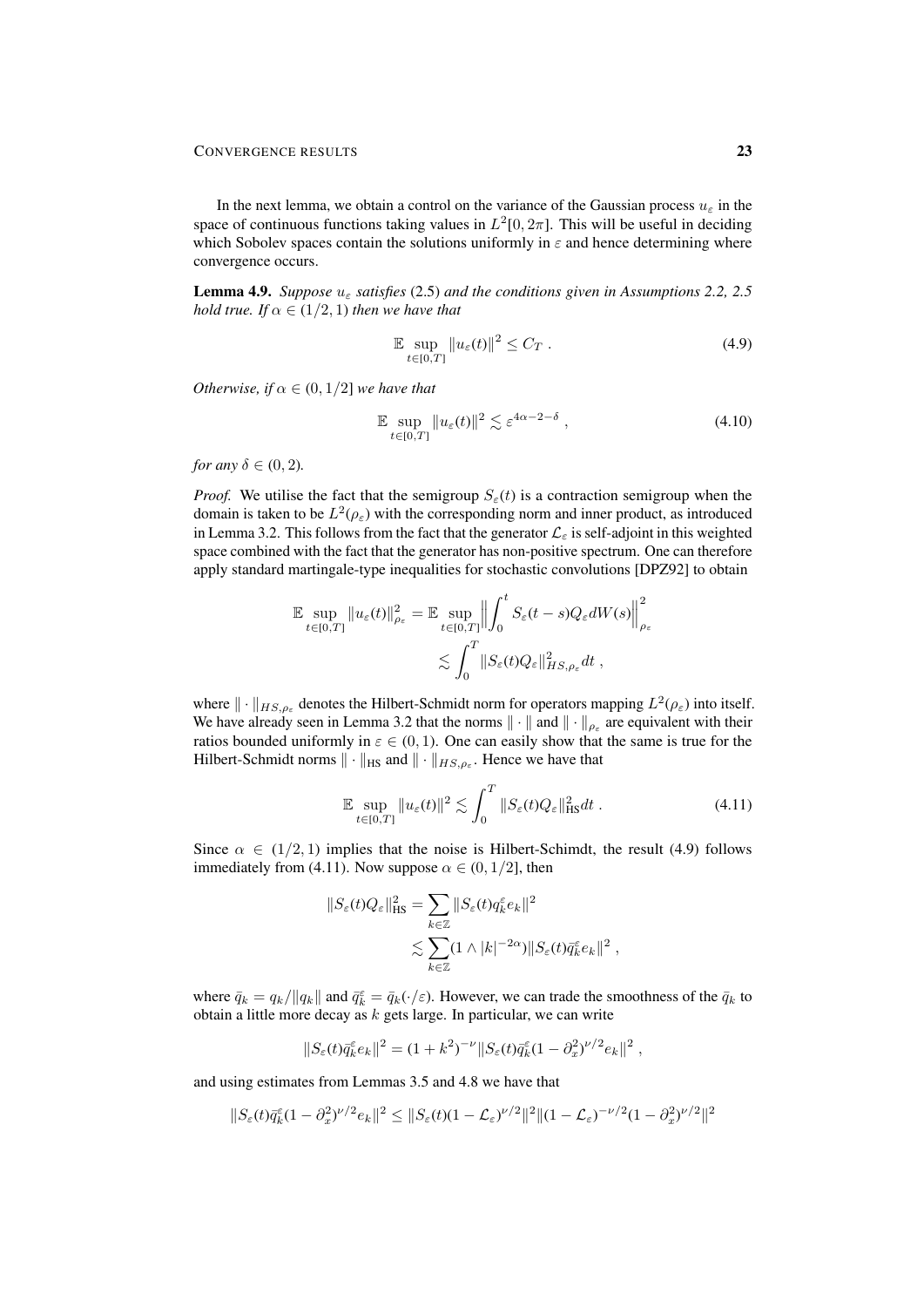In the next lemma, we obtain a control on the variance of the Gaussian process $u_\varepsilon$ in the space of continuous functions taking values in $L^2[0, 2\pi]$. This will be useful in deciding which Sobolev spaces contain the solutions uniformly in $\varepsilon$ and hence determining where convergence occurs.

**Lemma 4.9.** *Suppose $u_\varepsilon$ satisfies* (2.5) *and the conditions given in Assumptions 2.2, 2.5 hold true. If $\alpha \in (1/2, 1)$ then we have that*

$$\mathbb{E} \sup_{t\in[0,T]} \|u_\varepsilon(t)\|^2 \leq C_T \ . \tag{4.9}$$

*Otherwise, if $\alpha \in (0, 1/2]$ we have that*

$$\mathbb{E} \sup_{t\in[0,T]} \|u_\varepsilon(t)\|^2 \lesssim \varepsilon^{4\alpha-2-\delta} \ , \tag{4.10}$$

*for any $\delta \in (0, 2)$.*

*Proof.* We utilise the fact that the semigroup $S_\varepsilon(t)$ is a contraction semigroup when the domain is taken to be $L^2(\rho_\varepsilon)$ with the corresponding norm and inner product, as introduced in Lemma 3.2. This follows from the fact that the generator $\mathcal{L}_\varepsilon$ is self-adjoint in this weighted space combined with the fact that the generator has non-positive spectrum. One can therefore apply standard martingale-type inequalities for stochastic convolutions [DPZ92] to obtain

$$\begin{aligned}
\mathbb{E} \sup_{t\in[0,T]} \|u_\varepsilon(t)\|_{\rho_\varepsilon}^2 &= \mathbb{E} \sup_{t\in[0,T]} \Big\| \int_0^t S_\varepsilon(t-s) Q_\varepsilon dW(s) \Big\|_{\rho_\varepsilon}^2 \\
&\lesssim \int_0^T \|S_\varepsilon(t) Q_\varepsilon\|_{HS,\rho_\varepsilon}^2 dt \ ,
\end{aligned}$$

where $\|\cdot\|_{HS,\rho_\varepsilon}$ denotes the Hilbert-Schmidt norm for operators mapping $L^2(\rho_\varepsilon)$ into itself. We have already seen in Lemma 3.2 that the norms $\|\cdot\|$ and $\|\cdot\|_{\rho_\varepsilon}$ are equivalent with their ratios bounded uniformly in $\varepsilon \in (0, 1)$. One can easily show that the same is true for the Hilbert-Schmidt norms $\|\cdot\|_{\mathrm{HS}}$ and $\|\cdot\|_{HS,\rho_\varepsilon}$. Hence we have that

$$\mathbb{E} \sup_{t\in[0,T]} \|u_\varepsilon(t)\|^2 \lesssim \int_0^T \|S_\varepsilon(t) Q_\varepsilon\|_{\mathrm{HS}}^2 dt \ . \tag{4.11}$$

Since $\alpha \in (1/2, 1)$ implies that the noise is Hilbert-Schimdt, the result (4.9) follows immediately from (4.11). Now suppose $\alpha \in (0, 1/2]$, then

$$\begin{aligned}
\|S_\varepsilon(t) Q_\varepsilon\|_{\mathrm{HS}}^2 &= \sum_{k\in\mathbb{Z}} \|S_\varepsilon(t) q_k^\varepsilon e_k\|^2 \\
&\lesssim \sum_{k\in\mathbb{Z}} (1 \wedge |k|^{-2\alpha}) \|S_\varepsilon(t) \bar{q}_k^\varepsilon e_k\|^2 \ ,
\end{aligned}$$

where $\bar{q}_k = q_k/\|q_k\|$ and $\bar{q}_k^\varepsilon = \bar{q}_k(\cdot/\varepsilon)$. However, we can trade the smoothness of the $\bar{q}_k$ to obtain a little more decay as $k$ gets large. In particular, we can write

$$\|S_\varepsilon(t) \bar{q}_k^\varepsilon e_k\|^2 = (1+k^2)^{-\nu} \|S_\varepsilon(t) \bar{q}_k^\varepsilon (1-\partial_x^2)^{\nu/2} e_k\|^2 \ ,$$

and using estimates from Lemmas 3.5 and 4.8 we have that

$$\|S_\varepsilon(t) \bar{q}_k^\varepsilon (1-\partial_x^2)^{\nu/2} e_k\|^2 \leq \|S_\varepsilon(t)(1-\mathcal{L}_\varepsilon)^{\nu/2}\|^2 \|(1-\mathcal{L}_\varepsilon)^{-\nu/2}(1-\partial_x^2)^{\nu/2}\|^2$$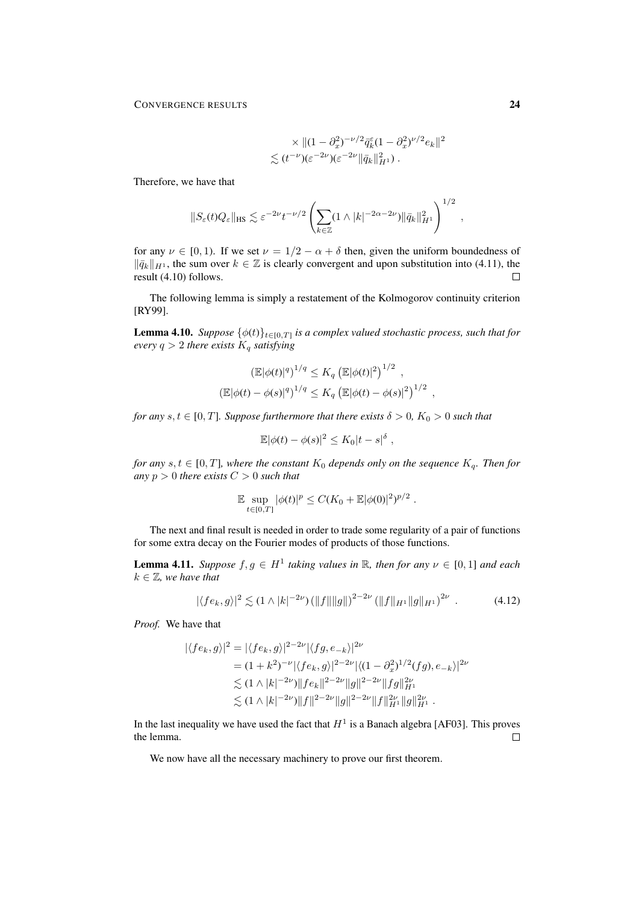$$
\begin{aligned}
&\times \|(1-\partial_x^2)^{-\nu/2}\bar{q}_k^\varepsilon(1-\partial_x^2)^{\nu/2}e_k\|^2 \\
&\lesssim (t^{-\nu})(\varepsilon^{-2\nu})(\varepsilon^{-2\nu}\|\bar{q}_k\|_{H^1}^2) \,.
\end{aligned}
$$

Therefore, we have that

$$
\|S_\varepsilon(t)Q_\varepsilon\|_{\mathrm{HS}} \lesssim \varepsilon^{-2\nu}t^{-\nu/2}\left(\sum_{k\in\mathbb{Z}}(1\wedge|k|^{-2\alpha-2\nu})\|\bar{q}_k\|_{H^1}^2\right)^{1/2} ,
$$

for any $\nu \in [0,1)$. If we set $\nu = 1/2 - \alpha + \delta$ then, given the uniform boundedness of $\|\bar{q}_k\|_{H^1}$, the sum over $k \in \mathbb{Z}$ is clearly convergent and upon substitution into (4.11), the result (4.10) follows. □

The following lemma is simply a restatement of the Kolmogorov continuity criterion [RY99].

**Lemma 4.10.** *Suppose $\{\phi(t)\}_{t\in[0,T]}$ is a complex valued stochastic process, such that for every $q > 2$ there exists $K_q$ satisfying*

$$
\begin{aligned}
(\mathbb{E}|\phi(t)|^q)^{1/q} &\leq K_q\left(\mathbb{E}|\phi(t)|^2\right)^{1/2} \,, \\
(\mathbb{E}|\phi(t)-\phi(s)|^q)^{1/q} &\leq K_q\left(\mathbb{E}|\phi(t)-\phi(s)|^2\right)^{1/2} \,,
\end{aligned}
$$

*for any $s,t \in [0,T]$. Suppose furthermore that there exists $\delta > 0$, $K_0 > 0$ such that*

$$
\mathbb{E}|\phi(t)-\phi(s)|^2 \leq K_0|t-s|^\delta \,,
$$

*for any $s,t \in [0,T]$, where the constant $K_0$ depends only on the sequence $K_q$. Then for any $p > 0$ there exists $C > 0$ such that*

$$
\mathbb{E}\sup_{t\in[0,T]}|\phi(t)|^p \leq C(K_0 + \mathbb{E}|\phi(0)|^2)^{p/2} \,.
$$

The next and final result is needed in order to trade some regularity of a pair of functions for some extra decay on the Fourier modes of products of those functions.

**Lemma 4.11.** *Suppose $f,g \in H^1$ taking values in $\mathbb{R}$, then for any $\nu \in [0,1]$ and each $k \in \mathbb{Z}$, we have that*

$$
|\langle fe_k, g\rangle|^2 \lesssim (1\wedge|k|^{-2\nu})\left(\|f\|\|g\|\right)^{2-2\nu}\left(\|f\|_{H^1}\|g\|_{H^1}\right)^{2\nu} \,. \tag{4.12}
$$

*Proof.* We have that

$$
\begin{aligned}
|\langle fe_k, g\rangle|^2 &= |\langle fe_k, g\rangle|^{2-2\nu}|\langle fg, e_{-k}\rangle|^{2\nu} \\
&= (1+k^2)^{-\nu}|\langle fe_k, g\rangle|^{2-2\nu}|\langle(1-\partial_x^2)^{1/2}(fg), e_{-k}\rangle|^{2\nu} \\
&\lesssim (1\wedge|k|^{-2\nu})\|fe_k\|^{2-2\nu}\|g\|^{2-2\nu}\|fg\|_{H^1}^{2\nu} \\
&\lesssim (1\wedge|k|^{-2\nu})\|f\|^{2-2\nu}\|g\|^{2-2\nu}\|f\|_{H^1}^{2\nu}\|g\|_{H^1}^{2\nu} \,.
\end{aligned}
$$

In the last inequality we have used the fact that $H^1$ is a Banach algebra [AF03]. This proves the lemma. □

We now have all the necessary machinery to prove our first theorem.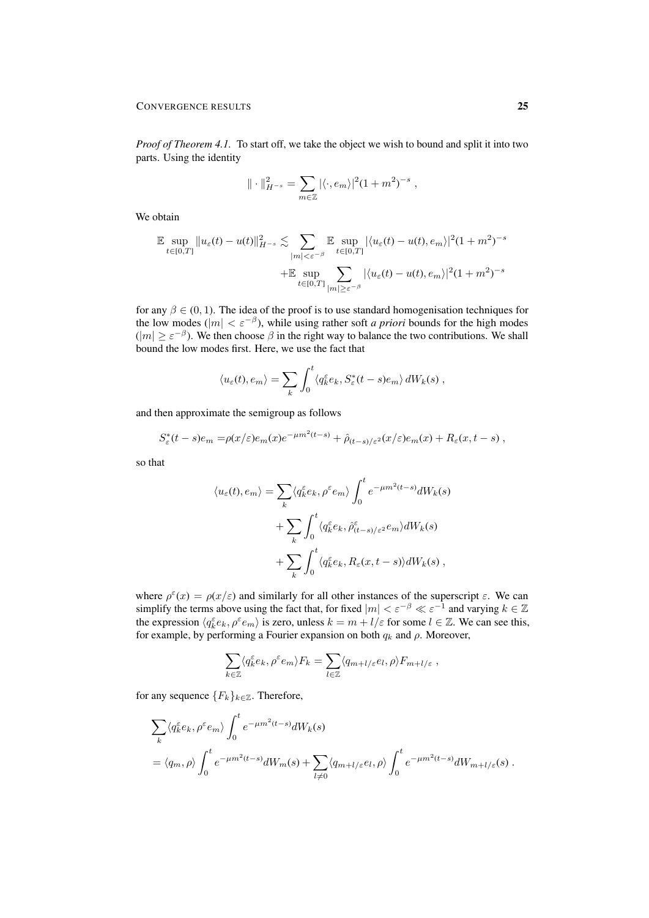*Proof of Theorem 4.1.* To start off, we take the object we wish to bound and split it into two parts. Using the identity

$$\| \cdot \|_{H^{-s}}^2 = \sum_{m\in\mathbb{Z}} |\langle \cdot, e_m\rangle|^2 (1+m^2)^{-s} \;,$$

We obtain

$$\begin{aligned}\mathbb{E} \sup_{t\in[0,T]} \|u_\varepsilon(t) - u(t)\|_{H^{-s}}^2 \lesssim & \sum_{|m|<\varepsilon^{-\beta}} \mathbb{E} \sup_{t\in[0,T]} |\langle u_\varepsilon(t) - u(t), e_m\rangle|^2 (1+m^2)^{-s} \\ & + \mathbb{E} \sup_{t\in[0,T]} \sum_{|m|\geq\varepsilon^{-\beta}} |\langle u_\varepsilon(t) - u(t), e_m\rangle|^2 (1+m^2)^{-s}\end{aligned}$$

for any $\beta \in (0,1)$. The idea of the proof is to use standard homogenisation techniques for the low modes ($|m| < \varepsilon^{-\beta}$), while using rather soft *a priori* bounds for the high modes ($|m| \geq \varepsilon^{-\beta}$). We then choose $\beta$ in the right way to balance the two contributions. We shall bound the low modes first. Here, we use the fact that

$$\langle u_\varepsilon(t), e_m\rangle = \sum_k \int_0^t \langle q_k^\varepsilon e_k, S_\varepsilon^*(t-s) e_m\rangle \, dW_k(s) \;,$$

and then approximate the semigroup as follows

$$S_\varepsilon^*(t-s)e_m = \rho(x/\varepsilon) e_m(x) e^{-\mu m^2 (t-s)} + \hat{\rho}_{(t-s)/\varepsilon^2}(x/\varepsilon) e_m(x) + R_\varepsilon(x, t-s) \;,$$

so that

$$\begin{aligned}\langle u_\varepsilon(t), e_m\rangle = & \sum_k \langle q_k^\varepsilon e_k, \rho^\varepsilon e_m\rangle \int_0^t e^{-\mu m^2 (t-s)} dW_k(s) \\ & + \sum_k \int_0^t \langle q_k^\varepsilon e_k, \hat{\rho}^\varepsilon_{(t-s)/\varepsilon^2} e_m\rangle dW_k(s) \\ & + \sum_k \int_0^t \langle q_k^\varepsilon e_k, R_\varepsilon(x, t-s)\rangle dW_k(s) \;,\end{aligned}$$

where $\rho^\varepsilon(x) = \rho(x/\varepsilon)$ and similarly for all other instances of the superscript $\varepsilon$. We can simplify the terms above using the fact that, for fixed $|m| < \varepsilon^{-\beta} \ll \varepsilon^{-1}$ and varying $k \in \mathbb{Z}$ the expression $\langle q_k^\varepsilon e_k, \rho^\varepsilon e_m\rangle$ is zero, unless $k = m + l/\varepsilon$ for some $l \in \mathbb{Z}$. We can see this, for example, by performing a Fourier expansion on both $q_k$ and $\rho$. Moreover,

$$\sum_{k\in\mathbb{Z}} \langle q_k^\varepsilon e_k, \rho^\varepsilon e_m\rangle F_k = \sum_{l\in\mathbb{Z}} \langle q_{m+l/\varepsilon} e_l, \rho\rangle F_{m+l/\varepsilon} \;,$$

for any sequence $\{F_k\}_{k\in\mathbb{Z}}$. Therefore,

$$\begin{aligned}& \sum_k \langle q_k^\varepsilon e_k, \rho^\varepsilon e_m\rangle \int_0^t e^{-\mu m^2 (t-s)} dW_k(s) \\ & = \langle q_m, \rho\rangle \int_0^t e^{-\mu m^2 (t-s)} dW_m(s) + \sum_{l\neq 0} \langle q_{m+l/\varepsilon} e_l, \rho\rangle \int_0^t e^{-\mu m^2 (t-s)} dW_{m+l/\varepsilon}(s) \;.\end{aligned}$$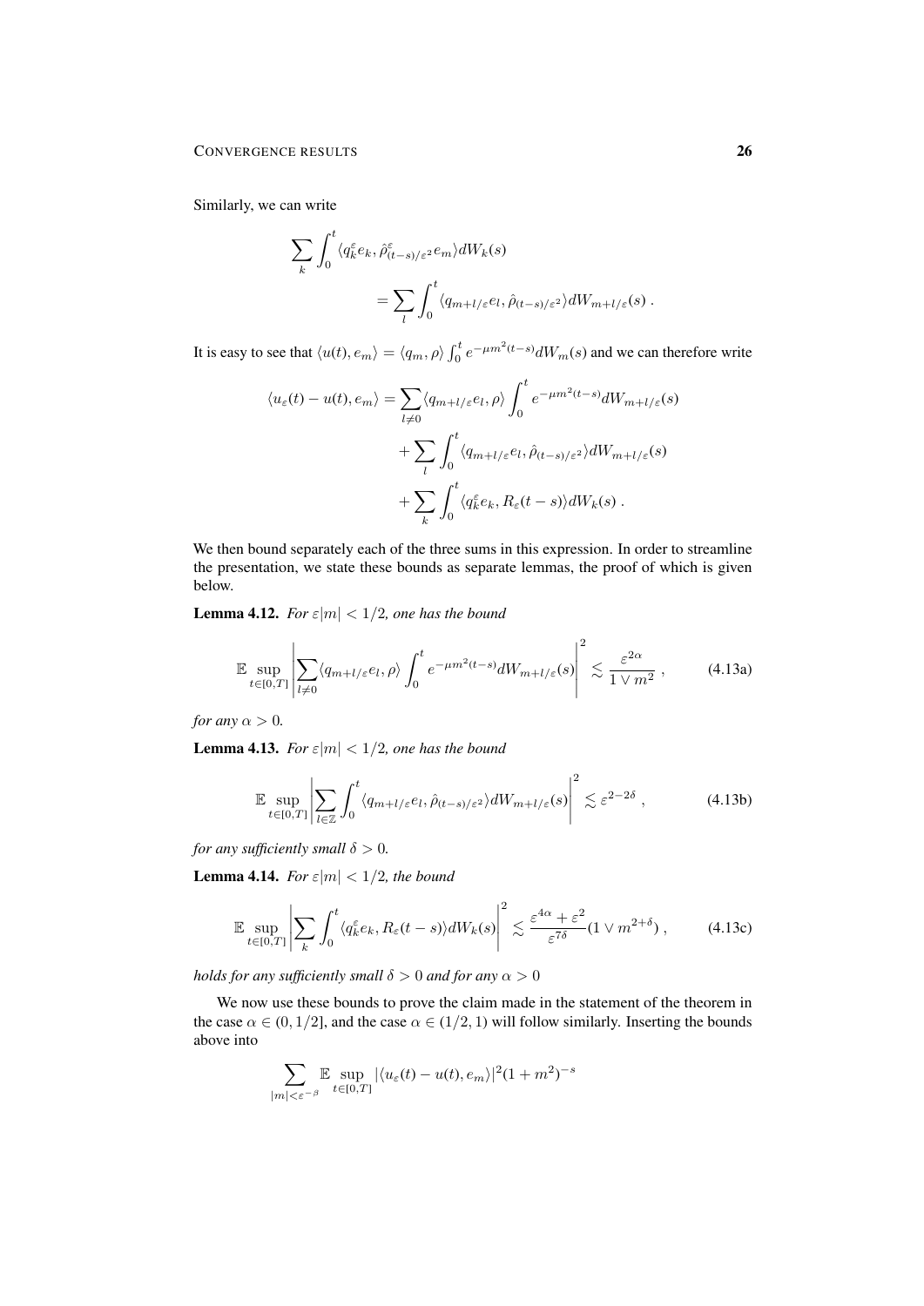Similarly, we can write

$$
\begin{aligned}
\sum_k \int_0^t \langle q_k^\varepsilon e_k, \hat{\rho}^\varepsilon_{(t-s)/\varepsilon^2} e_m \rangle dW_k(s) \\
= \sum_l \int_0^t \langle q_{m+l/\varepsilon} e_l, \hat{\rho}_{(t-s)/\varepsilon^2} \rangle dW_{m+l/\varepsilon}(s) \;.
\end{aligned}
$$

It is easy to see that $\langle u(t), e_m \rangle = \langle q_m, \rho \rangle \int_0^t e^{-\mu m^2 (t-s)} dW_m(s)$ and we can therefore write

$$
\begin{aligned}
\langle u_\varepsilon(t) - u(t), e_m \rangle = \sum_{l \neq 0} \langle q_{m+l/\varepsilon} e_l, \rho \rangle \int_0^t e^{-\mu m^2 (t-s)} dW_{m+l/\varepsilon}(s) \\
+ \sum_l \int_0^t \langle q_{m+l/\varepsilon} e_l, \hat{\rho}_{(t-s)/\varepsilon^2} \rangle dW_{m+l/\varepsilon}(s) \\
+ \sum_k \int_0^t \langle q_k^\varepsilon e_k, R_\varepsilon(t-s) \rangle dW_k(s) \;.
\end{aligned}
$$

We then bound separately each of the three sums in this expression. In order to streamline the presentation, we state these bounds as separate lemmas, the proof of which is given below.

**Lemma 4.12.** *For $\varepsilon |m| < 1/2$, one has the bound*

$$
\mathbb{E} \sup_{t \in [0,T]} \left| \sum_{l \neq 0} \langle q_{m+l/\varepsilon} e_l, \rho \rangle \int_0^t e^{-\mu m^2 (t-s)} dW_{m+l/\varepsilon}(s) \right|^2 \lesssim \frac{\varepsilon^{2\alpha}}{1 \vee m^2} \;, \tag{4.13a}
$$

*for any $\alpha > 0$.*

**Lemma 4.13.** *For $\varepsilon |m| < 1/2$, one has the bound*

$$
\mathbb{E} \sup_{t \in [0,T]} \left| \sum_{l \in \mathbb{Z}} \int_0^t \langle q_{m+l/\varepsilon} e_l, \hat{\rho}_{(t-s)/\varepsilon^2} \rangle dW_{m+l/\varepsilon}(s) \right|^2 \lesssim \varepsilon^{2-2\delta} \;, \tag{4.13b}
$$

*for any sufficiently small $\delta > 0$.*

**Lemma 4.14.** *For $\varepsilon |m| < 1/2$, the bound*

$$
\mathbb{E} \sup_{t \in [0,T]} \left| \sum_k \int_0^t \langle q_k^\varepsilon e_k, R_\varepsilon(t-s) \rangle dW_k(s) \right|^2 \lesssim \frac{\varepsilon^{4\alpha} + \varepsilon^2}{\varepsilon^{7\delta}} (1 \vee m^{2+\delta}) \;, \tag{4.13c}
$$

*holds for any sufficiently small $\delta > 0$ and for any $\alpha > 0$*

We now use these bounds to prove the claim made in the statement of the theorem in the case $\alpha \in (0, 1/2]$, and the case $\alpha \in (1/2, 1)$ will follow similarly. Inserting the bounds above into

$$
\sum_{|m| < \varepsilon^{-\beta}} \mathbb{E} \sup_{t \in [0,T]} |\langle u_\varepsilon(t) - u(t), e_m \rangle|^2 (1 + m^2)^{-s}
$$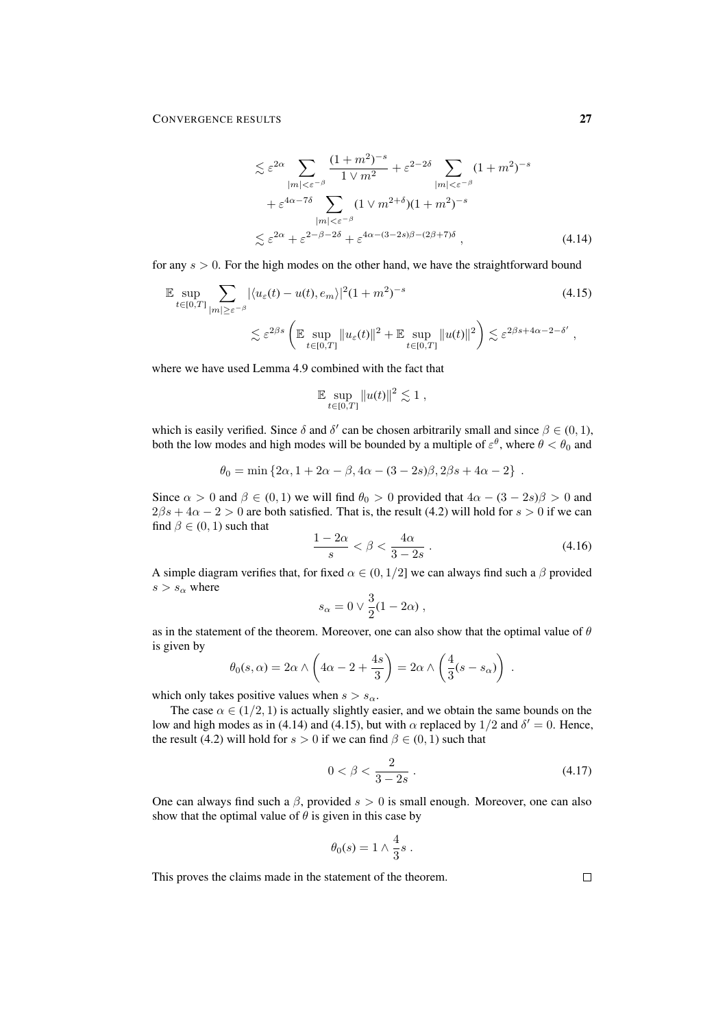$$
\begin{aligned}
&\lesssim \varepsilon^{2\alpha} \sum_{|m|<\varepsilon^{-\beta}} \frac{(1+m^2)^{-s}}{1 \vee m^2} + \varepsilon^{2-2\delta} \sum_{|m|<\varepsilon^{-\beta}} (1+m^2)^{-s} \\
&\quad + \varepsilon^{4\alpha-7\delta} \sum_{|m|<\varepsilon^{-\beta}} (1 \vee m^{2+\delta})(1+m^2)^{-s} \\
&\lesssim \varepsilon^{2\alpha} + \varepsilon^{2-\beta-2\delta} + \varepsilon^{4\alpha-(3-2s)\beta-(2\beta+7)\delta} , \qquad (4.14)
\end{aligned}
$$

for any $s > 0$. For the high modes on the other hand, we have the straightforward bound

$$
\begin{aligned}
&\mathbb{E} \sup_{t\in[0,T]} \sum_{|m|\geq\varepsilon^{-\beta}} |\langle u_\varepsilon(t) - u(t), e_m\rangle|^2 (1+m^2)^{-s} \qquad (4.15) \\
&\qquad \lesssim \varepsilon^{2\beta s} \left( \mathbb{E} \sup_{t\in[0,T]} \|u_\varepsilon(t)\|^2 + \mathbb{E} \sup_{t\in[0,T]} \|u(t)\|^2 \right) \lesssim \varepsilon^{2\beta s + 4\alpha - 2 - \delta'} ,
\end{aligned}
$$

where we have used Lemma 4.9 combined with the fact that

$$
\mathbb{E} \sup_{t\in[0,T]} \|u(t)\|^2 \lesssim 1 ,
$$

which is easily verified. Since $\delta$ and $\delta'$ can be chosen arbitrarily small and since $\beta \in (0,1)$, both the low modes and high modes will be bounded by a multiple of $\varepsilon^\theta$, where $\theta < \theta_0$ and

$$
\theta_0 = \min \{2\alpha, 1 + 2\alpha - \beta, 4\alpha - (3-2s)\beta, 2\beta s + 4\alpha - 2\} .
$$

Since $\alpha > 0$ and $\beta \in (0,1)$ we will find $\theta_0 > 0$ provided that $4\alpha - (3-2s)\beta > 0$ and $2\beta s + 4\alpha - 2 > 0$ are both satisfied. That is, the result (4.2) will hold for $s > 0$ if we can find $\beta \in (0,1)$ such that

$$
\frac{1-2\alpha}{s} < \beta < \frac{4\alpha}{3-2s} . \qquad (4.16)
$$

A simple diagram verifies that, for fixed $\alpha \in (0, 1/2]$ we can always find such a $\beta$ provided $s > s_\alpha$ where

$$
s_\alpha = 0 \vee \frac{3}{2}(1-2\alpha) ,
$$

as in the statement of the theorem. Moreover, one can also show that the optimal value of $\theta$ is given by

$$
\theta_0(s,\alpha) = 2\alpha \wedge \left(4\alpha - 2 + \frac{4s}{3}\right) = 2\alpha \wedge \left(\frac{4}{3}(s - s_\alpha)\right) .
$$

which only takes positive values when $s > s_\alpha$.

The case $\alpha \in (1/2, 1)$ is actually slightly easier, and we obtain the same bounds on the low and high modes as in (4.14) and (4.15), but with $\alpha$ replaced by $1/2$ and $\delta' = 0$. Hence, the result (4.2) will hold for $s > 0$ if we can find $\beta \in (0,1)$ such that

$$
0 < \beta < \frac{2}{3-2s} . \qquad (4.17)
$$

One can always find such a $\beta$, provided $s > 0$ is small enough. Moreover, one can also show that the optimal value of $\theta$ is given in this case by

$$
\theta_0(s) = 1 \wedge \frac{4}{3}s .
$$

This proves the claims made in the statement of the theorem. □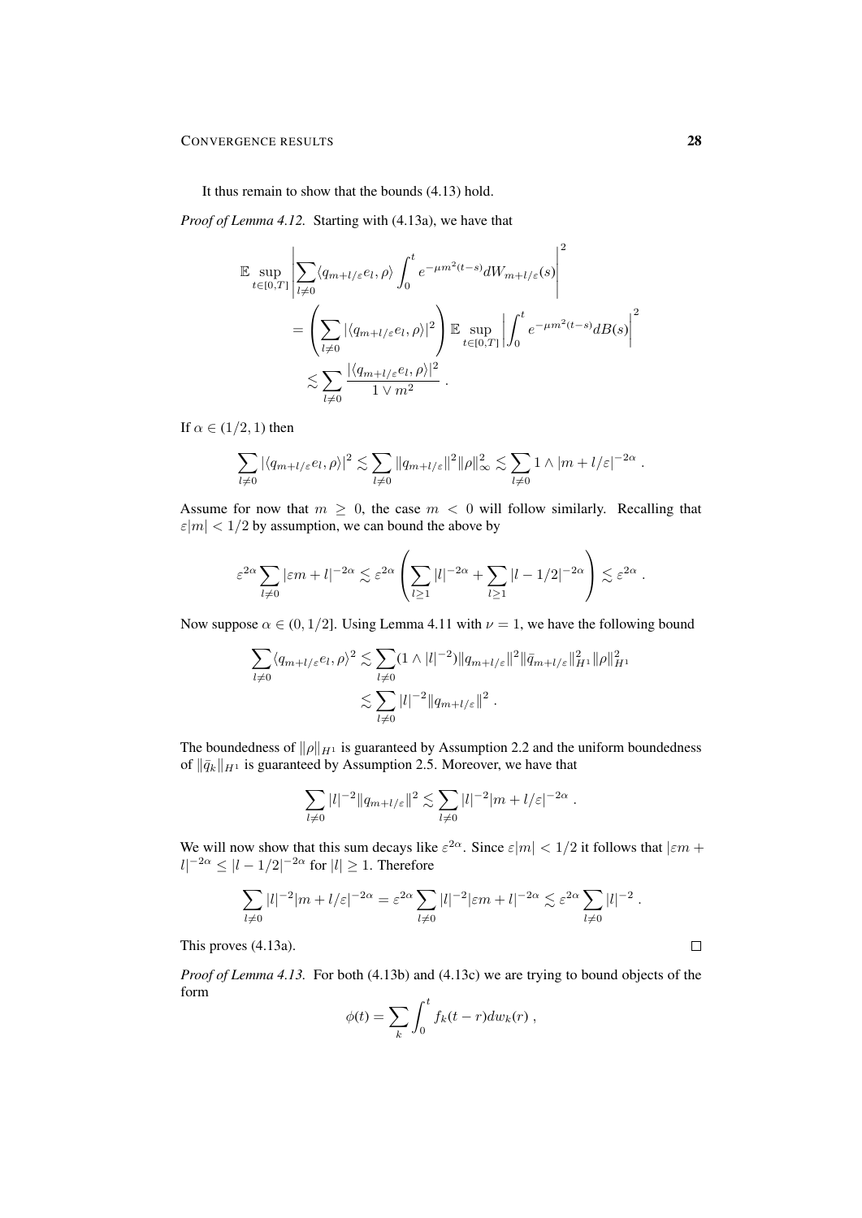It thus remain to show that the bounds (4.13) hold.

*Proof of Lemma 4.12.* Starting with (4.13a), we have that

$$
\begin{aligned}
\mathbb{E} \sup_{t\in[0,T]} \left| \sum_{l\neq 0} \langle q_{m+l/\varepsilon} e_l, \rho\rangle \int_0^t e^{-\mu m^2(t-s)} dW_{m+l/\varepsilon}(s) \right|^2 \\
= \left( \sum_{l\neq 0} |\langle q_{m+l/\varepsilon} e_l, \rho\rangle|^2 \right) \mathbb{E} \sup_{t\in[0,T]} \left| \int_0^t e^{-\mu m^2(t-s)} dB(s) \right|^2 \\
\lesssim \sum_{l\neq 0} \frac{|\langle q_{m+l/\varepsilon} e_l, \rho\rangle|^2}{1 \vee m^2} \; .
\end{aligned}
$$

If $\alpha \in (1/2, 1)$ then

$$
\sum_{l\neq 0} |\langle q_{m+l/\varepsilon} e_l, \rho\rangle|^2 \lesssim \sum_{l\neq 0} \|q_{m+l/\varepsilon}\|^2 \|\rho\|_\infty^2 \lesssim \sum_{l\neq 0} 1 \wedge |m + l/\varepsilon|^{-2\alpha} \; .
$$

Assume for now that $m \geq 0$, the case $m < 0$ will follow similarly. Recalling that $\varepsilon|m| < 1/2$ by assumption, we can bound the above by

$$
\varepsilon^{2\alpha} \sum_{l\neq 0} |\varepsilon m + l|^{-2\alpha} \lesssim \varepsilon^{2\alpha} \left( \sum_{l\geq 1} |l|^{-2\alpha} + \sum_{l\geq 1} |l - 1/2|^{-2\alpha} \right) \lesssim \varepsilon^{2\alpha} \; .
$$

Now suppose $\alpha \in (0, 1/2]$. Using Lemma 4.11 with $\nu = 1$, we have the following bound

$$
\begin{aligned}
\sum_{l\neq 0} \langle q_{m+l/\varepsilon} e_l, \rho\rangle^2 &\lesssim \sum_{l\neq 0} (1 \wedge |l|^{-2}) \|q_{m+l/\varepsilon}\|^2 \|\bar{q}_{m+l/\varepsilon}\|_{H^1}^2 \|\rho\|_{H^1}^2 \\
&\lesssim \sum_{l\neq 0} |l|^{-2} \|q_{m+l/\varepsilon}\|^2 \; .
\end{aligned}
$$

The boundedness of $\|\rho\|_{H^1}$ is guaranteed by Assumption 2.2 and the uniform boundedness of $\|\bar{q}_k\|_{H^1}$ is guaranteed by Assumption 2.5. Moreover, we have that

$$
\sum_{l\neq 0} |l|^{-2} \|q_{m+l/\varepsilon}\|^2 \lesssim \sum_{l\neq 0} |l|^{-2} |m + l/\varepsilon|^{-2\alpha} \; .
$$

We will now show that this sum decays like $\varepsilon^{2\alpha}$. Since $\varepsilon|m| < 1/2$ it follows that $|\varepsilon m + l|^{-2\alpha} \leq |l - 1/2|^{-2\alpha}$ for $|l| \geq 1$. Therefore

$$
\sum_{l\neq 0} |l|^{-2} |m + l/\varepsilon|^{-2\alpha} = \varepsilon^{2\alpha} \sum_{l\neq 0} |l|^{-2} |\varepsilon m + l|^{-2\alpha} \lesssim \varepsilon^{2\alpha} \sum_{l\neq 0} |l|^{-2} \; .
$$

This proves (4.13a). $\square$

*Proof of Lemma 4.13.* For both (4.13b) and (4.13c) we are trying to bound objects of the form

$$
\phi(t) = \sum_k \int_0^t f_k(t - r) dw_k(r) \; ,
$$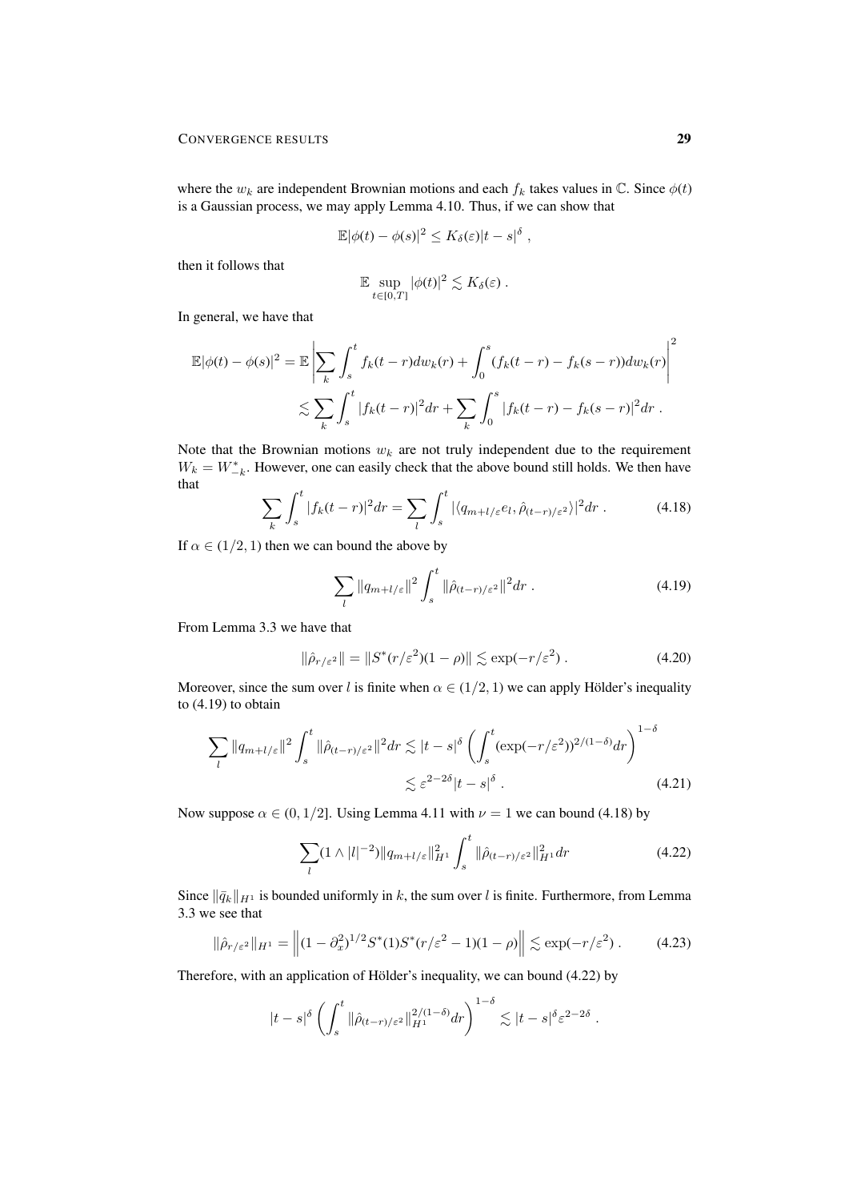where the $w_k$ are independent Brownian motions and each $f_k$ takes values in $\mathbb{C}$. Since $\phi(t)$ is a Gaussian process, we may apply Lemma 4.10. Thus, if we can show that

$$\mathbb{E}|\phi(t) - \phi(s)|^2 \leq K_\delta(\varepsilon)|t-s|^\delta \;,$$

then it follows that

$$\mathbb{E} \sup_{t\in[0,T]} |\phi(t)|^2 \lesssim K_\delta(\varepsilon) \;.$$

In general, we have that

$$\mathbb{E}|\phi(t)-\phi(s)|^2 = \mathbb{E}\left|\sum_k \int_s^t f_k(t-r)dw_k(r) + \int_0^s (f_k(t-r)-f_k(s-r))dw_k(r)\right|^2$$
$$\lesssim \sum_k \int_s^t |f_k(t-r)|^2 dr + \sum_k \int_0^s |f_k(t-r)-f_k(s-r)|^2 dr \;.$$

Note that the Brownian motions $w_k$ are not truly independent due to the requirement $W_k = W_{-k}^*$. However, one can easily check that the above bound still holds. We then have that

$$\sum_k \int_s^t |f_k(t-r)|^2 dr = \sum_l \int_s^t |\langle q_{m+l/\varepsilon} e_l, \hat{\rho}_{(t-r)/\varepsilon^2}\rangle|^2 dr \;. \tag{4.18}$$

If $\alpha \in (1/2, 1)$ then we can bound the above by

$$\sum_l \|q_{m+l/\varepsilon}\|^2 \int_s^t \|\hat{\rho}_{(t-r)/\varepsilon^2}\|^2 dr \;. \tag{4.19}$$

From Lemma 3.3 we have that

$$\|\hat{\rho}_{r/\varepsilon^2}\| = \|S^*(r/\varepsilon^2)(1-\rho)\| \lesssim \exp(-r/\varepsilon^2) \;. \tag{4.20}$$

Moreover, since the sum over $l$ is finite when $\alpha \in (1/2, 1)$ we can apply Hölder's inequality to (4.19) to obtain

$$\sum_l \|q_{m+l/\varepsilon}\|^2 \int_s^t \|\hat{\rho}_{(t-r)/\varepsilon^2}\|^2 dr \lesssim |t-s|^\delta \left(\int_s^t (\exp(-r/\varepsilon^2))^{2/(1-\delta)} dr\right)^{1-\delta}$$
$$\lesssim \varepsilon^{2-2\delta}|t-s|^\delta \;. \tag{4.21}$$

Now suppose $\alpha \in (0, 1/2]$. Using Lemma 4.11 with $\nu = 1$ we can bound (4.18) by

$$\sum_l (1 \wedge |l|^{-2}) \|q_{m+l/\varepsilon}\|_{H^1}^2 \int_s^t \|\hat{\rho}_{(t-r)/\varepsilon^2}\|_{H^1}^2 dr \tag{4.22}$$

Since $\|\bar{q}_k\|_{H^1}$ is bounded uniformly in $k$, the sum over $l$ is finite. Furthermore, from Lemma 3.3 we see that

$$\|\hat{\rho}_{r/\varepsilon^2}\|_{H^1} = \left\|(1-\partial_x^2)^{1/2} S^*(1) S^*(r/\varepsilon^2 - 1)(1-\rho)\right\| \lesssim \exp(-r/\varepsilon^2) \;. \tag{4.23}$$

Therefore, with an application of Hölder's inequality, we can bound (4.22) by

$$|t-s|^\delta \left(\int_s^t \|\hat{\rho}_{(t-r)/\varepsilon^2}\|_{H^1}^{2/(1-\delta)} dr\right)^{1-\delta} \lesssim |t-s|^\delta \varepsilon^{2-2\delta} \;.$$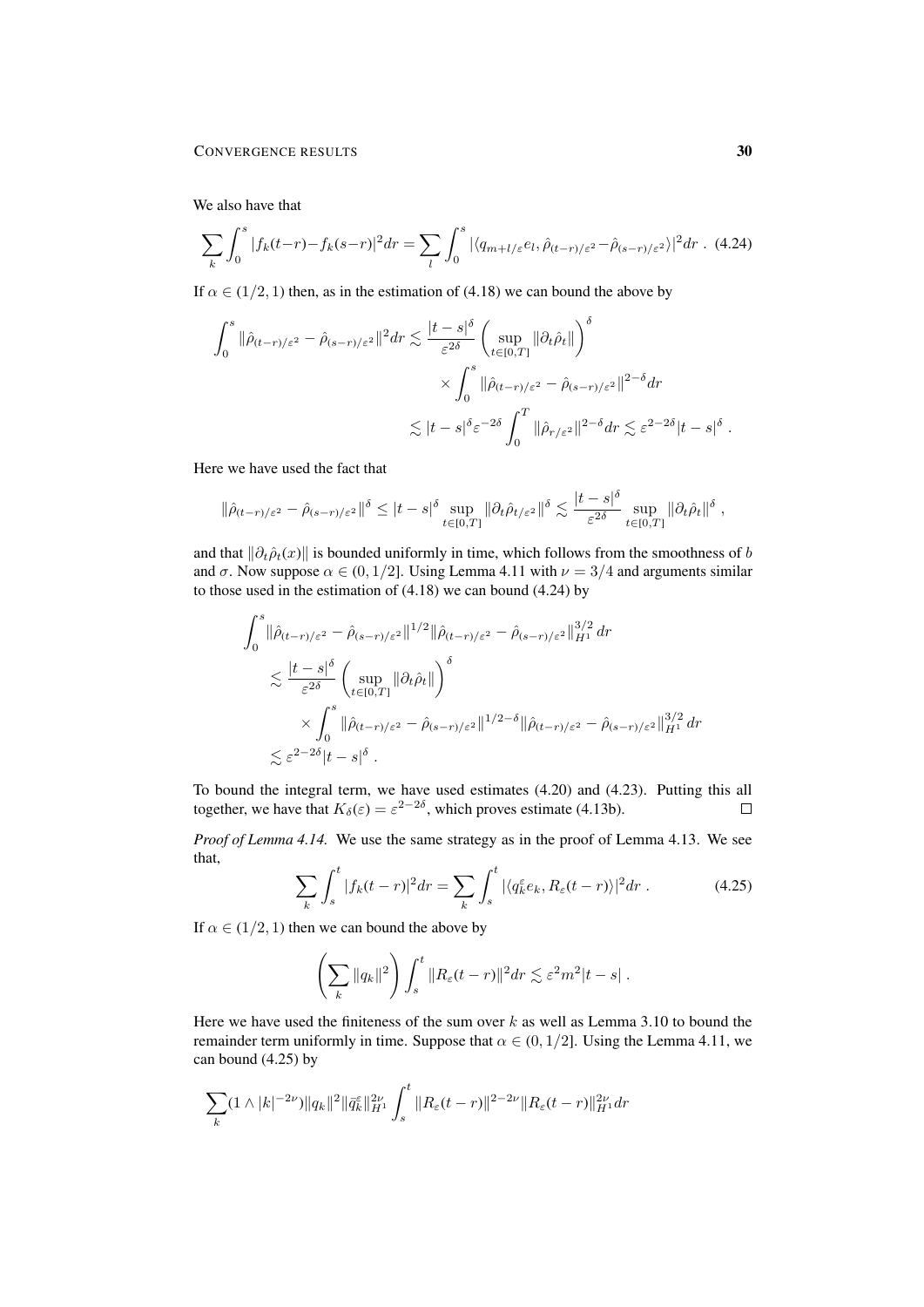We also have that

$$\sum_k \int_0^s |f_k(t-r)-f_k(s-r)|^2 dr = \sum_l \int_0^s |\langle q_{m+l/\varepsilon} e_l, \hat\rho_{(t-r)/\varepsilon^2} - \hat\rho_{(s-r)/\varepsilon^2}\rangle|^2 dr \ . \quad (4.24)$$

If $\alpha \in (1/2, 1)$ then, as in the estimation of (4.18) we can bound the above by

$$\begin{aligned}
\int_0^s \|\hat\rho_{(t-r)/\varepsilon^2} - \hat\rho_{(s-r)/\varepsilon^2}\|^2 dr &\lesssim \frac{|t-s|^\delta}{\varepsilon^{2\delta}} \left( \sup_{t\in[0,T]} \|\partial_t \hat\rho_t\| \right)^\delta \\
&\quad \times \int_0^s \|\hat\rho_{(t-r)/\varepsilon^2} - \hat\rho_{(s-r)/\varepsilon^2}\|^{2-\delta} dr \\
&\lesssim |t-s|^\delta \varepsilon^{-2\delta} \int_0^T \|\hat\rho_{r/\varepsilon^2}\|^{2-\delta} dr \lesssim \varepsilon^{2-2\delta} |t-s|^\delta \ .
\end{aligned}$$

Here we have used the fact that

$$\|\hat\rho_{(t-r)/\varepsilon^2} - \hat\rho_{(s-r)/\varepsilon^2}\|^\delta \le |t-s|^\delta \sup_{t\in[0,T]} \|\partial_t \hat\rho_{t/\varepsilon^2}\|^\delta \lesssim \frac{|t-s|^\delta}{\varepsilon^{2\delta}} \sup_{t\in[0,T]} \|\partial_t \hat\rho_t\|^\delta \ ,$$

and that $\|\partial_t \hat\rho_t(x)\|$ is bounded uniformly in time, which follows from the smoothness of $b$ and $\sigma$. Now suppose $\alpha \in (0, 1/2]$. Using Lemma 4.11 with $\nu = 3/4$ and arguments similar to those used in the estimation of (4.18) we can bound (4.24) by

$$\begin{aligned}
&\int_0^s \|\hat\rho_{(t-r)/\varepsilon^2} - \hat\rho_{(s-r)/\varepsilon^2}\|^{1/2} \|\hat\rho_{(t-r)/\varepsilon^2} - \hat\rho_{(s-r)/\varepsilon^2}\|_{H^1}^{3/2} dr \\
&\quad \lesssim \frac{|t-s|^\delta}{\varepsilon^{2\delta}} \left( \sup_{t\in[0,T]} \|\partial_t \hat\rho_t\| \right)^\delta \\
&\qquad \times \int_0^s \|\hat\rho_{(t-r)/\varepsilon^2} - \hat\rho_{(s-r)/\varepsilon^2}\|^{1/2-\delta} \|\hat\rho_{(t-r)/\varepsilon^2} - \hat\rho_{(s-r)/\varepsilon^2}\|_{H^1}^{3/2} dr \\
&\quad \lesssim \varepsilon^{2-2\delta} |t-s|^\delta \ .
\end{aligned}$$

To bound the integral term, we have used estimates (4.20) and (4.23). Putting this all together, we have that $K_\delta(\varepsilon) = \varepsilon^{2-2\delta}$, which proves estimate (4.13b). $\square$

*Proof of Lemma 4.14.* We use the same strategy as in the proof of Lemma 4.13. We see that,

$$\sum_k \int_s^t |f_k(t-r)|^2 dr = \sum_k \int_s^t |\langle q_k^\varepsilon e_k, R_\varepsilon(t-r)\rangle|^2 dr \ . \quad (4.25)$$

If $\alpha \in (1/2, 1)$ then we can bound the above by

$$\left( \sum_k \|q_k\|^2 \right) \int_s^t \|R_\varepsilon(t-r)\|^2 dr \lesssim \varepsilon^2 m^2 |t-s| \ .$$

Here we have used the finiteness of the sum over $k$ as well as Lemma 3.10 to bound the remainder term uniformly in time. Suppose that $\alpha \in (0, 1/2]$. Using the Lemma 4.11, we can bound (4.25) by

$$\sum_k (1 \wedge |k|^{-2\nu}) \|q_k\|^2 \|\tilde q_k^\varepsilon\|_{H^1}^{2\nu} \int_s^t \|R_\varepsilon(t-r)\|^{2-2\nu} \|R_\varepsilon(t-r)\|_{H^1}^{2\nu} dr$$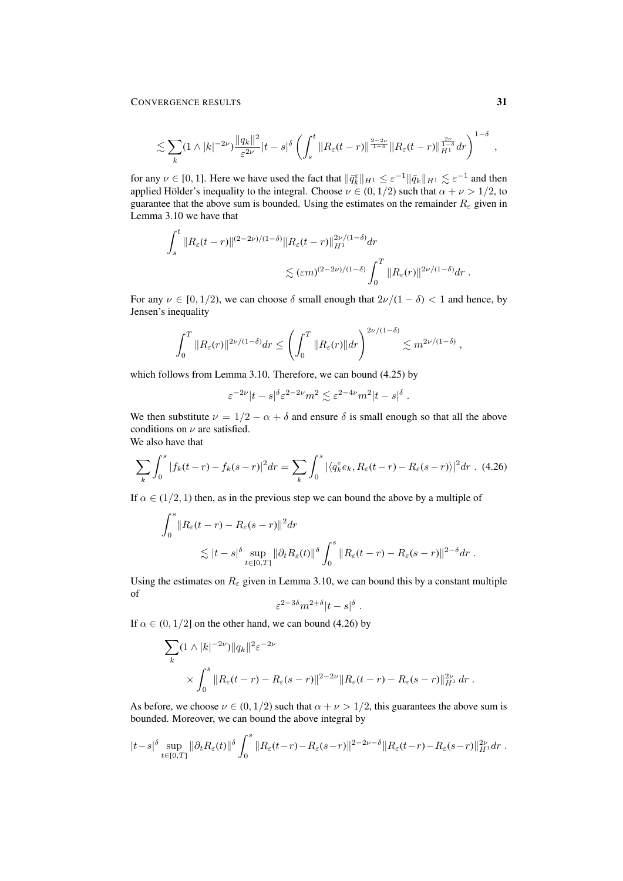$$\lesssim \sum_k (1 \wedge |k|^{-2\nu}) \frac{\|q_k\|^2}{\varepsilon^{2\nu}} |t-s|^\delta \left( \int_s^t \|R_\varepsilon(t-r)\|^{\frac{2-2\nu}{1-\delta}} \|R_\varepsilon(t-r)\|_{H^1}^{\frac{2\nu}{1-\delta}} dr \right)^{1-\delta} ,$$

for any $\nu \in [0,1]$. Here we have used the fact that $\|\bar{q}_k^\varepsilon\|_{H^1} \leq \varepsilon^{-1} \|\bar{q}_k\|_{H^1} \lesssim \varepsilon^{-1}$ and then applied Hölder's inequality to the integral. Choose $\nu \in (0, 1/2)$ such that $\alpha + \nu > 1/2$, to guarantee that the above sum is bounded. Using the estimates on the remainder $R_\varepsilon$ given in Lemma 3.10 we have that

$$\int_s^t \|R_\varepsilon(t-r)\|^{(2-2\nu)/(1-\delta)} \|R_\varepsilon(t-r)\|_{H^1}^{2\nu/(1-\delta)} dr$$
$$\lesssim (\varepsilon m)^{(2-2\nu)/(1-\delta)} \int_0^T \|R_\varepsilon(r)\|^{2\nu/(1-\delta)} dr .$$

For any $\nu \in [0, 1/2)$, we can choose $\delta$ small enough that $2\nu/(1-\delta) < 1$ and hence, by Jensen's inequality

$$\int_0^T \|R_\varepsilon(r)\|^{2\nu/(1-\delta)} dr \leq \left( \int_0^T \|R_\varepsilon(r)\| dr \right)^{2\nu/(1-\delta)} \lesssim m^{2\nu/(1-\delta)} ,$$

which follows from Lemma 3.10. Therefore, we can bound (4.25) by

$$\varepsilon^{-2\nu} |t-s|^\delta \varepsilon^{2-2\nu} m^2 \lesssim \varepsilon^{2-4\nu} m^2 |t-s|^\delta .$$

We then substitute $\nu = 1/2 - \alpha + \delta$ and ensure $\delta$ is small enough so that all the above conditions on $\nu$ are satisfied.

We also have that

$$\sum_k \int_0^s |f_k(t-r) - f_k(s-r)|^2 dr = \sum_k \int_0^s |\langle q_k^\varepsilon e_k, R_\varepsilon(t-r) - R_\varepsilon(s-r) \rangle|^2 dr . \quad (4.26)$$

If $\alpha \in (1/2, 1)$ then, as in the previous step we can bound the above by a multiple of

$$\int_0^s \|R_\varepsilon(t-r) - R_\varepsilon(s-r)\|^2 dr$$
$$\lesssim |t-s|^\delta \sup_{t \in [0,T]} \|\partial_t R_\varepsilon(t)\|^\delta \int_0^s \|R_\varepsilon(t-r) - R_\varepsilon(s-r)\|^{2-\delta} dr .$$

Using the estimates on $R_\varepsilon$ given in Lemma 3.10, we can bound this by a constant multiple of

$$\varepsilon^{2-3\delta} m^{2+\delta} |t-s|^\delta .$$

If $\alpha \in (0, 1/2]$ on the other hand, we can bound (4.26) by

$$\sum_k (1 \wedge |k|^{-2\nu}) \|q_k\|^2 \varepsilon^{-2\nu}$$
$$\times \int_0^s \|R_\varepsilon(t-r) - R_\varepsilon(s-r)\|^{2-2\nu} \|R_\varepsilon(t-r) - R_\varepsilon(s-r)\|_{H^1}^{2\nu} dr .$$

As before, we choose $\nu \in (0, 1/2)$ such that $\alpha + \nu > 1/2$, this guarantees the above sum is bounded. Moreover, we can bound the above integral by

$$|t-s|^\delta \sup_{t \in [0,T]} \|\partial_t R_\varepsilon(t)\|^\delta \int_0^s \|R_\varepsilon(t-r) - R_\varepsilon(s-r)\|^{2-2\nu-\delta} \|R_\varepsilon(t-r) - R_\varepsilon(s-r)\|_{H^1}^{2\nu} dr .$$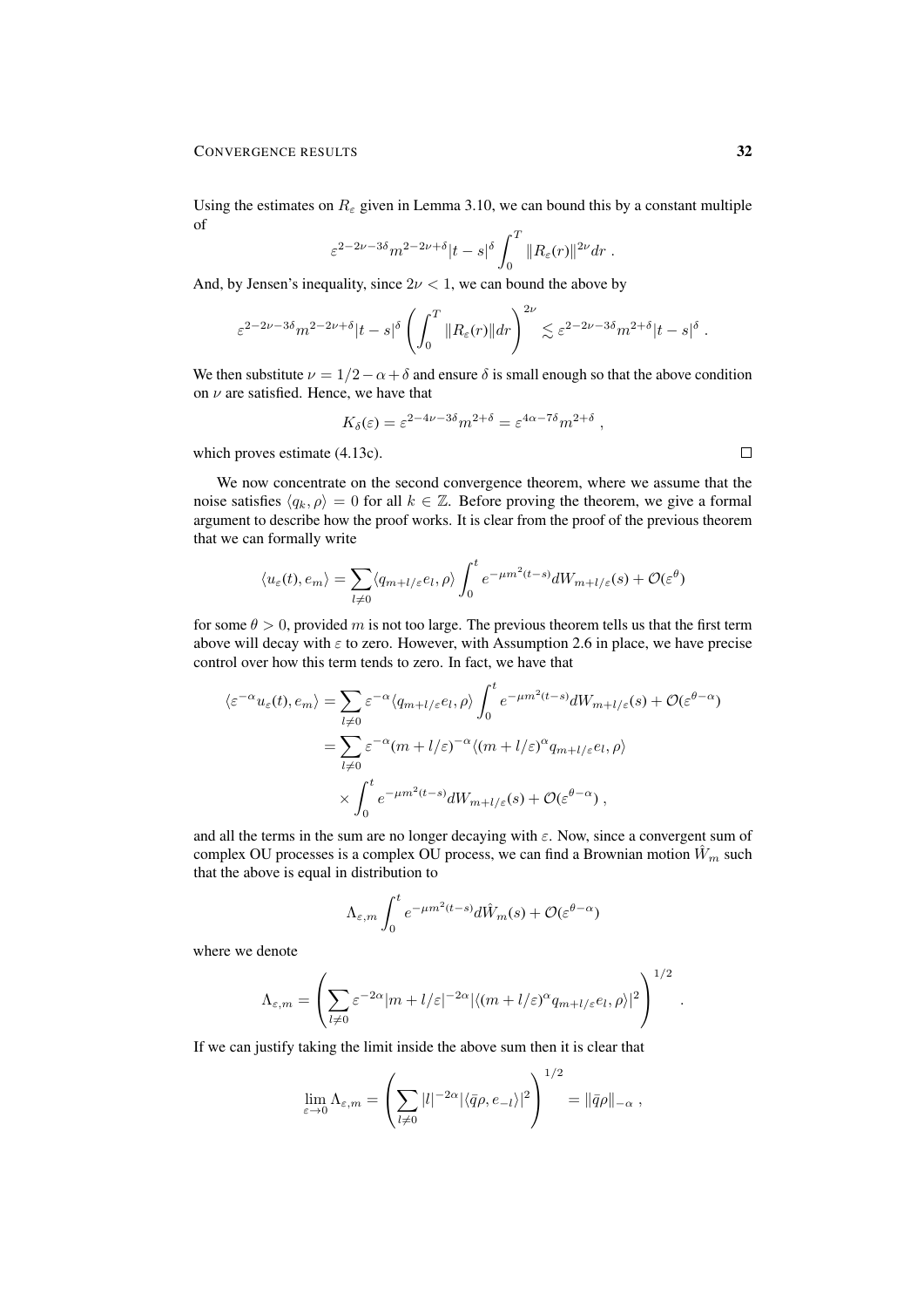Using the estimates on $R_\varepsilon$ given in Lemma 3.10, we can bound this by a constant multiple of

$$\varepsilon^{2-2\nu-3\delta} m^{2-2\nu+\delta} |t-s|^\delta \int_0^T \|R_\varepsilon(r)\|^{2\nu} dr \ .$$

And, by Jensen's inequality, since $2\nu < 1$, we can bound the above by

$$\varepsilon^{2-2\nu-3\delta} m^{2-2\nu+\delta} |t-s|^\delta \left( \int_0^T \|R_\varepsilon(r)\| dr \right)^{2\nu} \lesssim \varepsilon^{2-2\nu-3\delta} m^{2+\delta} |t-s|^\delta \ .$$

We then substitute $\nu = 1/2 - \alpha + \delta$ and ensure $\delta$ is small enough so that the above condition on $\nu$ are satisfied. Hence, we have that

$$K_\delta(\varepsilon) = \varepsilon^{2-4\nu-3\delta} m^{2+\delta} = \varepsilon^{4\alpha - 7\delta} m^{2+\delta} \ ,$$

which proves estimate (4.13c). □

We now concentrate on the second convergence theorem, where we assume that the noise satisfies $\langle q_k, \rho \rangle = 0$ for all $k \in \mathbb{Z}$. Before proving the theorem, we give a formal argument to describe how the proof works. It is clear from the proof of the previous theorem that we can formally write

$$\langle u_\varepsilon(t), e_m \rangle = \sum_{l \neq 0} \langle q_{m+l/\varepsilon} e_l, \rho \rangle \int_0^t e^{-\mu m^2 (t-s)} dW_{m+l/\varepsilon}(s) + \mathcal{O}(\varepsilon^\theta)$$

for some $\theta > 0$, provided $m$ is not too large. The previous theorem tells us that the first term above will decay with $\varepsilon$ to zero. However, with Assumption 2.6 in place, we have precise control over how this term tends to zero. In fact, we have that

$$\begin{aligned}
\langle \varepsilon^{-\alpha} u_\varepsilon(t), e_m \rangle &= \sum_{l \neq 0} \varepsilon^{-\alpha} \langle q_{m+l/\varepsilon} e_l, \rho \rangle \int_0^t e^{-\mu m^2 (t-s)} dW_{m+l/\varepsilon}(s) + \mathcal{O}(\varepsilon^{\theta - \alpha}) \\
&= \sum_{l \neq 0} \varepsilon^{-\alpha} (m + l/\varepsilon)^{-\alpha} \langle (m+l/\varepsilon)^\alpha q_{m+l/\varepsilon} e_l, \rho \rangle \\
&\quad \times \int_0^t e^{-\mu m^2 (t-s)} dW_{m+l/\varepsilon}(s) + \mathcal{O}(\varepsilon^{\theta - \alpha}) \ ,
\end{aligned}$$

and all the terms in the sum are no longer decaying with $\varepsilon$. Now, since a convergent sum of complex OU processes is a complex OU process, we can find a Brownian motion $\hat{W}_m$ such that the above is equal in distribution to

$$\Lambda_{\varepsilon,m} \int_0^t e^{-\mu m^2 (t-s)} d\hat{W}_m(s) + \mathcal{O}(\varepsilon^{\theta - \alpha})$$

where we denote

$$\Lambda_{\varepsilon,m} = \left( \sum_{l \neq 0} \varepsilon^{-2\alpha} |m + l/\varepsilon|^{-2\alpha} |\langle (m+l/\varepsilon)^\alpha q_{m+l/\varepsilon} e_l, \rho \rangle|^2 \right)^{1/2} .$$

If we can justify taking the limit inside the above sum then it is clear that

$$\lim_{\varepsilon \to 0} \Lambda_{\varepsilon,m} = \left( \sum_{l \neq 0} |l|^{-2\alpha} |\langle \bar{q} \rho, e_{-l} \rangle|^2 \right)^{1/2} = \|\bar{q} \rho\|_{-\alpha} \ ,$$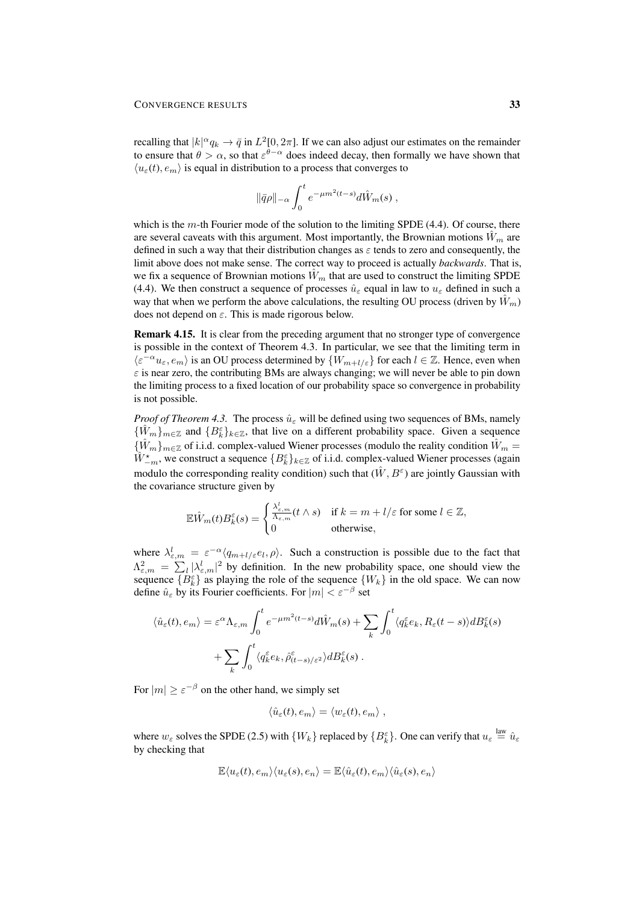recalling that $|k|^\alpha q_k \to \bar{q}$ in $L^2[0, 2\pi]$. If we can also adjust our estimates on the remainder to ensure that $\theta > \alpha$, so that $\varepsilon^{\theta-\alpha}$ does indeed decay, then formally we have shown that $\langle u_\varepsilon(t), e_m \rangle$ is equal in distribution to a process that converges to

$$\|\bar{q}\rho\|_{-\alpha} \int_0^t e^{-\mu m^2(t-s)} d\hat{W}_m(s) ,$$

which is the $m$-th Fourier mode of the solution to the limiting SPDE (4.4). Of course, there are several caveats with this argument. Most importantly, the Brownian motions $\hat{W}_m$ are defined in such a way that their distribution changes as $\varepsilon$ tends to zero and consequently, the limit above does not make sense. The correct way to proceed is actually *backwards*. That is, we fix a sequence of Brownian motions $\hat{W}_m$ that are used to construct the limiting SPDE (4.4). We then construct a sequence of processes $\hat{u}_\varepsilon$ equal in law to $u_\varepsilon$ defined in such a way that when we perform the above calculations, the resulting OU process (driven by $\hat{W}_m$) does not depend on $\varepsilon$. This is made rigorous below.

**Remark 4.15.** It is clear from the preceding argument that no stronger type of convergence is possible in the context of Theorem 4.3. In particular, we see that the limiting term in $\langle \varepsilon^{-\alpha} u_\varepsilon, e_m \rangle$ is an OU process determined by $\{W_{m+l/\varepsilon}\}$ for each $l \in \mathbb{Z}$. Hence, even when $\varepsilon$ is near zero, the contributing BMs are always changing; we will never be able to pin down the limiting process to a fixed location of our probability space so convergence in probability is not possible.

*Proof of Theorem 4.3.* The process $\hat{u}_\varepsilon$ will be defined using two sequences of BMs, namely $\{\hat{W}_m\}_{m\in\mathbb{Z}}$ and $\{B_k^\varepsilon\}_{k\in\mathbb{Z}}$, that live on a different probability space. Given a sequence $\{\hat{W}_m\}_{m\in\mathbb{Z}}$ of i.i.d. complex-valued Wiener processes (modulo the reality condition $\hat{W}_m = \hat{W}_{-m}^\star$, we construct a sequence $\{B_k^\varepsilon\}_{k\in\mathbb{Z}}$ of i.i.d. complex-valued Wiener processes (again modulo the corresponding reality condition) such that $(\hat{W}, B^\varepsilon)$ are jointly Gaussian with the covariance structure given by

$$\mathbb{E}\hat{W}_m(t) B_k^\varepsilon(s) = \begin{cases} \frac{\lambda_{\varepsilon,m}^l}{\Lambda_{\varepsilon,m}} (t \wedge s) & \text{if } k = m + l/\varepsilon \text{ for some } l \in \mathbb{Z}, \\ 0 & \text{otherwise,} \end{cases}$$

where $\lambda_{\varepsilon,m}^l = \varepsilon^{-\alpha} \langle q_{m+l/\varepsilon} e_l, \rho \rangle$. Such a construction is possible due to the fact that $\Lambda_{\varepsilon,m}^2 = \sum_l |\lambda_{\varepsilon,m}^l|^2$ by definition. In the new probability space, one should view the sequence $\{B_k^\varepsilon\}$ as playing the role of the sequence $\{W_k\}$ in the old space. We can now define $\hat{u}_\varepsilon$ by its Fourier coefficients. For $|m| < \varepsilon^{-\beta}$ set

$$\begin{aligned} \langle \hat{u}_\varepsilon(t), e_m \rangle = \varepsilon^\alpha \Lambda_{\varepsilon,m} \int_0^t e^{-\mu m^2(t-s)} d\hat{W}_m(s) + \sum_k \int_0^t \langle q_k^\varepsilon e_k, R_\varepsilon(t-s) \rangle dB_k^\varepsilon(s) \\ + \sum_k \int_0^t \langle q_k^\varepsilon e_k, \hat{\rho}_{(t-s)/\varepsilon^2}^\varepsilon \rangle dB_k^\varepsilon(s) . \end{aligned}$$

For $|m| \geq \varepsilon^{-\beta}$ on the other hand, we simply set

$$\langle \hat{u}_\varepsilon(t), e_m \rangle = \langle w_\varepsilon(t), e_m \rangle ,$$

where $w_\varepsilon$ solves the SPDE (2.5) with $\{W_k\}$ replaced by $\{B_k^\varepsilon\}$. One can verify that $u_\varepsilon \overset{\text{law}}{=} \hat{u}_\varepsilon$ by checking that

$$\mathbb{E}\langle u_\varepsilon(t), e_m \rangle \langle u_\varepsilon(s), e_n \rangle = \mathbb{E}\langle \hat{u}_\varepsilon(t), e_m \rangle \langle \hat{u}_\varepsilon(s), e_n \rangle$$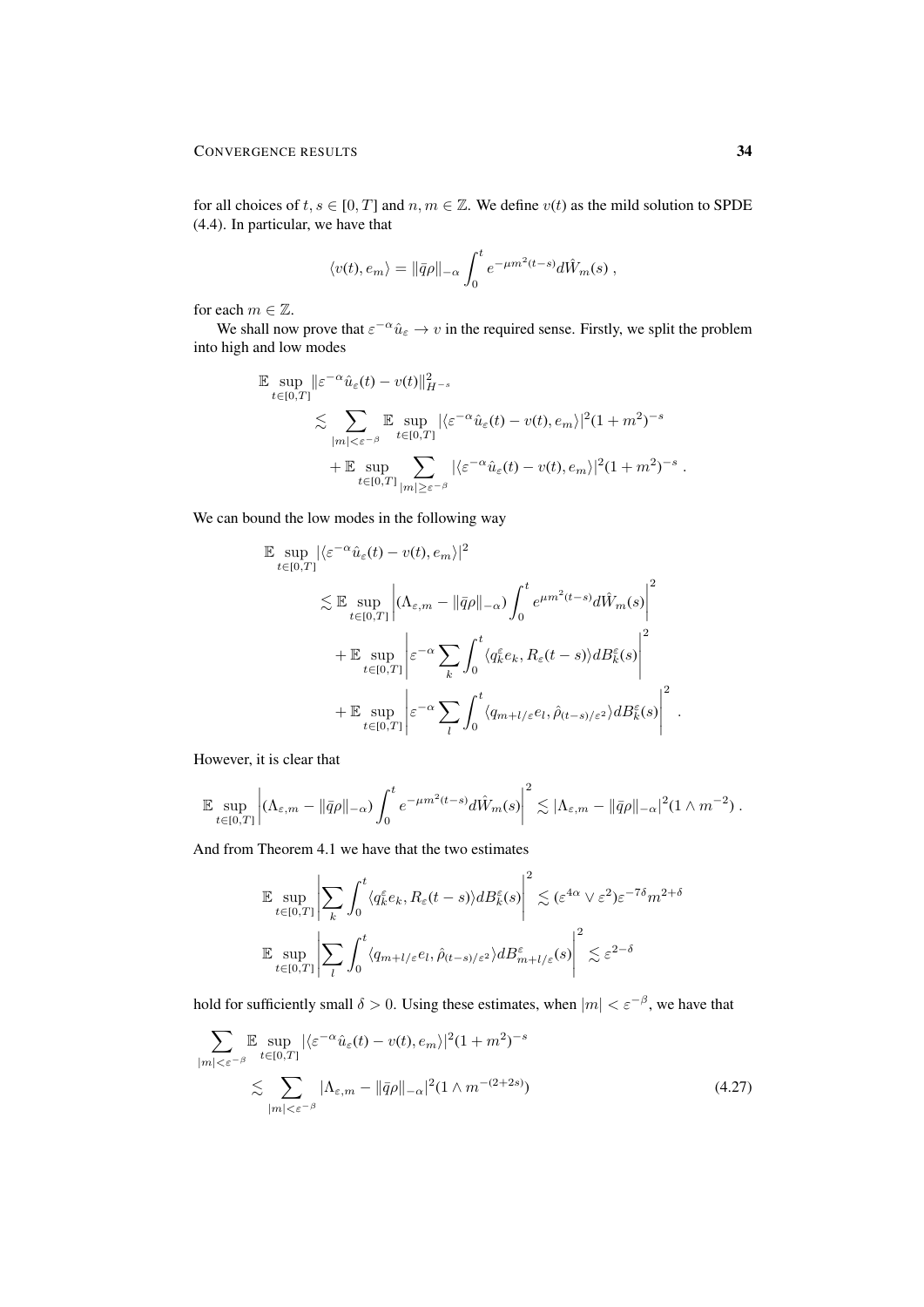for all choices of $t, s \in [0,T]$ and $n, m \in \mathbb{Z}$. We define $v(t)$ as the mild solution to SPDE (4.4). In particular, we have that

$$\langle v(t), e_m\rangle = \|\bar{q}\rho\|_{-\alpha} \int_0^t e^{-\mu m^2(t-s)} d\hat{W}_m(s) \,,$$

for each $m \in \mathbb{Z}$.

We shall now prove that $\varepsilon^{-\alpha}\hat{u}_\varepsilon \to v$ in the required sense. Firstly, we split the problem into high and low modes

$$\begin{aligned}
\mathbb{E} \sup_{t\in[0,T]} &\|\varepsilon^{-\alpha}\hat{u}_\varepsilon(t) - v(t)\|_{H^{-s}}^2 \\
&\lesssim \sum_{|m|<\varepsilon^{-\beta}} \mathbb{E} \sup_{t\in[0,T]} |\langle \varepsilon^{-\alpha}\hat{u}_\varepsilon(t) - v(t), e_m\rangle|^2 (1+m^2)^{-s} \\
&\quad + \mathbb{E} \sup_{t\in[0,T]} \sum_{|m|\geq\varepsilon^{-\beta}} |\langle \varepsilon^{-\alpha}\hat{u}_\varepsilon(t) - v(t), e_m\rangle|^2 (1+m^2)^{-s} \,.
\end{aligned}$$

We can bound the low modes in the following way

$$\begin{aligned}
\mathbb{E} \sup_{t\in[0,T]} &|\langle \varepsilon^{-\alpha}\hat{u}_\varepsilon(t) - v(t), e_m\rangle|^2 \\
&\lesssim \mathbb{E} \sup_{t\in[0,T]} \left| (\Lambda_{\varepsilon,m} - \|\bar{q}\rho\|_{-\alpha}) \int_0^t e^{\mu m^2(t-s)} d\hat{W}_m(s) \right|^2 \\
&\quad + \mathbb{E} \sup_{t\in[0,T]} \left| \varepsilon^{-\alpha} \sum_k \int_0^t \langle q_k^\varepsilon e_k, R_\varepsilon(t-s)\rangle dB_k^\varepsilon(s) \right|^2 \\
&\quad + \mathbb{E} \sup_{t\in[0,T]} \left| \varepsilon^{-\alpha} \sum_l \int_0^t \langle q_{m+l/\varepsilon} e_l, \hat{\rho}_{(t-s)/\varepsilon^2}\rangle dB_k^\varepsilon(s) \right|^2 \,.
\end{aligned}$$

However, it is clear that

$$\mathbb{E} \sup_{t\in[0,T]} \left| (\Lambda_{\varepsilon,m} - \|\bar{q}\rho\|_{-\alpha}) \int_0^t e^{-\mu m^2(t-s)} d\hat{W}_m(s) \right|^2 \lesssim |\Lambda_{\varepsilon,m} - \|\bar{q}\rho\|_{-\alpha}|^2 (1 \wedge m^{-2}) \,.$$

And from Theorem 4.1 we have that the two estimates

$$\begin{aligned}
&\mathbb{E} \sup_{t\in[0,T]} \left| \sum_k \int_0^t \langle q_k^\varepsilon e_k, R_\varepsilon(t-s)\rangle dB_k^\varepsilon(s) \right|^2 \lesssim (\varepsilon^{4\alpha} \vee \varepsilon^2)\varepsilon^{-7\delta} m^{2+\delta} \\
&\mathbb{E} \sup_{t\in[0,T]} \left| \sum_l \int_0^t \langle q_{m+l/\varepsilon} e_l, \hat{\rho}_{(t-s)/\varepsilon^2}\rangle dB_{m+l/\varepsilon}^\varepsilon(s) \right|^2 \lesssim \varepsilon^{2-\delta}
\end{aligned}$$

hold for sufficiently small $\delta > 0$. Using these estimates, when $|m| < \varepsilon^{-\beta}$, we have that

$$\begin{aligned}
\sum_{|m|<\varepsilon^{-\beta}} &\mathbb{E} \sup_{t\in[0,T]} |\langle \varepsilon^{-\alpha}\hat{u}_\varepsilon(t) - v(t), e_m\rangle|^2 (1+m^2)^{-s} \\
&\lesssim \sum_{|m|<\varepsilon^{-\beta}} |\Lambda_{\varepsilon,m} - \|\bar{q}\rho\|_{-\alpha}|^2 (1 \wedge m^{-(2+2s)}) \qquad (4.27)
\end{aligned}$$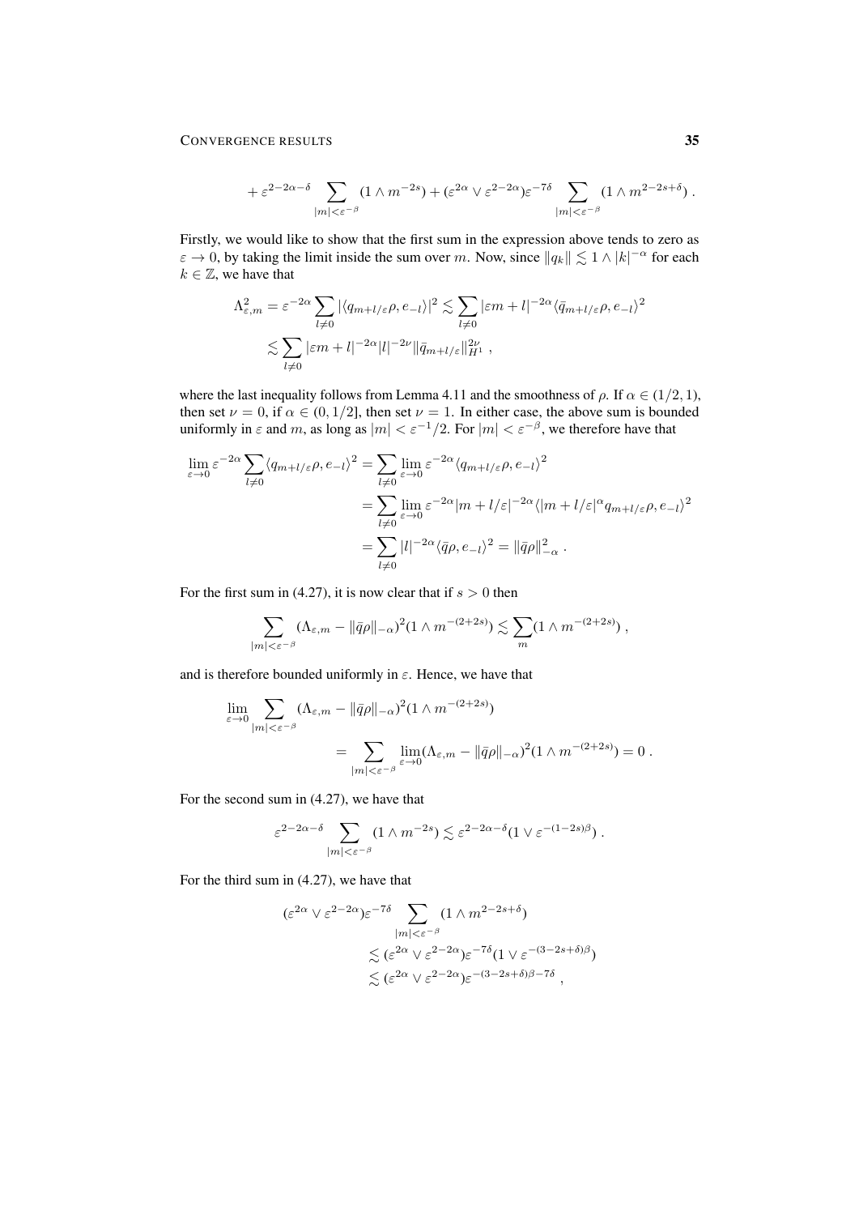$$+ \varepsilon^{2-2\alpha-\delta} \sum_{|m|<\varepsilon^{-\beta}} (1 \wedge m^{-2s}) + (\varepsilon^{2\alpha} \vee \varepsilon^{2-2\alpha})\varepsilon^{-7\delta} \sum_{|m|<\varepsilon^{-\beta}} (1 \wedge m^{2-2s+\delta}) \,.$$

Firstly, we would like to show that the first sum in the expression above tends to zero as $\varepsilon \to 0$, by taking the limit inside the sum over $m$. Now, since $\|q_k\| \lesssim 1 \wedge |k|^{-\alpha}$ for each $k \in \mathbb{Z}$, we have that

$$\Lambda^2_{\varepsilon,m} = \varepsilon^{-2\alpha} \sum_{l\neq 0} |\langle q_{m+l/\varepsilon}\rho, e_{-l}\rangle|^2 \lesssim \sum_{l\neq 0} |\varepsilon m + l|^{-2\alpha} \langle \bar{q}_{m+l/\varepsilon}\rho, e_{-l}\rangle^2$$
$$\lesssim \sum_{l\neq 0} |\varepsilon m + l|^{-2\alpha} |l|^{-2\nu} \|\bar{q}_{m+l/\varepsilon}\|^{2\nu}_{H^1} \,,$$

where the last inequality follows from Lemma 4.11 and the smoothness of $\rho$. If $\alpha \in (1/2, 1)$, then set $\nu = 0$, if $\alpha \in (0, 1/2]$, then set $\nu = 1$. In either case, the above sum is bounded uniformly in $\varepsilon$ and $m$, as long as $|m| < \varepsilon^{-1}/2$. For $|m| < \varepsilon^{-\beta}$, we therefore have that

$$\begin{aligned}
\lim_{\varepsilon\to 0} \varepsilon^{-2\alpha} \sum_{l\neq 0} \langle q_{m+l/\varepsilon}\rho, e_{-l}\rangle^2 &= \sum_{l\neq 0} \lim_{\varepsilon\to 0} \varepsilon^{-2\alpha} \langle q_{m+l/\varepsilon}\rho, e_{-l}\rangle^2 \\
&= \sum_{l\neq 0} \lim_{\varepsilon\to 0} \varepsilon^{-2\alpha} |m + l/\varepsilon|^{-2\alpha} \langle |m + l/\varepsilon|^{\alpha} q_{m+l/\varepsilon}\rho, e_{-l}\rangle^2 \\
&= \sum_{l\neq 0} |l|^{-2\alpha} \langle \bar{q}\rho, e_{-l}\rangle^2 = \|\bar{q}\rho\|^2_{-\alpha} \,.
\end{aligned}$$

For the first sum in (4.27), it is now clear that if $s > 0$ then

$$\sum_{|m|<\varepsilon^{-\beta}} (\Lambda_{\varepsilon,m} - \|\bar{q}\rho\|_{-\alpha})^2 (1 \wedge m^{-(2+2s)}) \lesssim \sum_m (1 \wedge m^{-(2+2s)}) \,,$$

and is therefore bounded uniformly in $\varepsilon$. Hence, we have that

$$\begin{aligned}
\lim_{\varepsilon\to 0} &\sum_{|m|<\varepsilon^{-\beta}} (\Lambda_{\varepsilon,m} - \|\bar{q}\rho\|_{-\alpha})^2 (1 \wedge m^{-(2+2s)}) \\
&= \sum_{|m|<\varepsilon^{-\beta}} \lim_{\varepsilon\to 0} (\Lambda_{\varepsilon,m} - \|\bar{q}\rho\|_{-\alpha})^2 (1 \wedge m^{-(2+2s)}) = 0 \,.
\end{aligned}$$

For the second sum in (4.27), we have that

$$\varepsilon^{2-2\alpha-\delta} \sum_{|m|<\varepsilon^{-\beta}} (1 \wedge m^{-2s}) \lesssim \varepsilon^{2-2\alpha-\delta} (1 \vee \varepsilon^{-(1-2s)\beta}) \,.$$

For the third sum in (4.27), we have that

$$\begin{aligned}
(\varepsilon^{2\alpha} \vee \varepsilon^{2-2\alpha})\varepsilon^{-7\delta} &\sum_{|m|<\varepsilon^{-\beta}} (1 \wedge m^{2-2s+\delta}) \\
&\lesssim (\varepsilon^{2\alpha} \vee \varepsilon^{2-2\alpha})\varepsilon^{-7\delta} (1 \vee \varepsilon^{-(3-2s+\delta)\beta}) \\
&\lesssim (\varepsilon^{2\alpha} \vee \varepsilon^{2-2\alpha})\varepsilon^{-(3-2s+\delta)\beta - 7\delta} \,,
\end{aligned}$$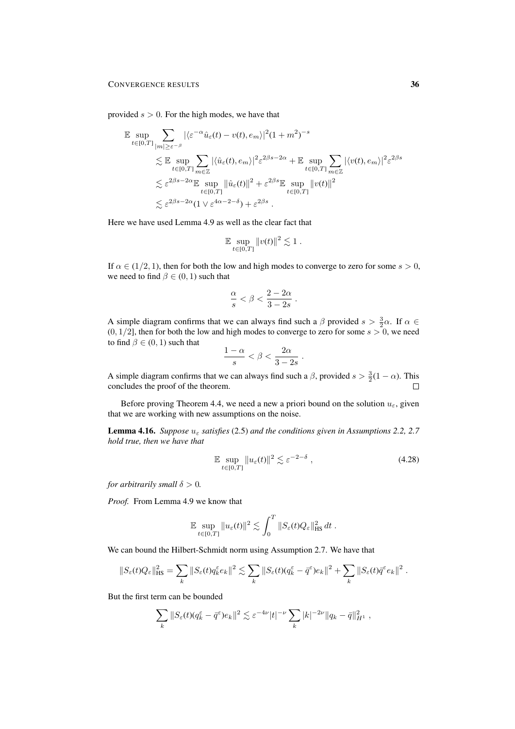provided $s > 0$. For the high modes, we have that

$$
\begin{aligned}
\mathbb{E} \sup_{t\in[0,T]} \sum_{|m|\geq \varepsilon^{-\beta}} &|\langle \varepsilon^{-\alpha}\hat{u}_\varepsilon(t) - v(t), e_m\rangle|^2 (1+m^2)^{-s} \\
&\lesssim \mathbb{E} \sup_{t\in[0,T]} \sum_{m\in\mathbb{Z}} |\langle \hat{u}_\varepsilon(t), e_m\rangle|^2 \varepsilon^{2\beta s - 2\alpha} + \mathbb{E} \sup_{t\in[0,T]} \sum_{m\in\mathbb{Z}} |\langle v(t), e_m\rangle|^2 \varepsilon^{2\beta s} \\
&\lesssim \varepsilon^{2\beta s-2\alpha} \mathbb{E} \sup_{t\in[0,T]} \|\hat{u}_\varepsilon(t)\|^2 + \varepsilon^{2\beta s} \mathbb{E} \sup_{t\in[0,T]} \|v(t)\|^2 \\
&\lesssim \varepsilon^{2\beta s - 2\alpha}(1 \vee \varepsilon^{4\alpha-2-\delta}) + \varepsilon^{2\beta s} \;.
\end{aligned}
$$

Here we have used Lemma 4.9 as well as the clear fact that

$$
\mathbb{E} \sup_{t\in[0,T]} \|v(t)\|^2 \lesssim 1 \;.
$$

If $\alpha \in (1/2, 1)$, then for both the low and high modes to converge to zero for some $s > 0$, we need to find $\beta \in (0,1)$ such that

$$
\frac{\alpha}{s} < \beta < \frac{2-2\alpha}{3-2s} \;.
$$

A simple diagram confirms that we can always find such a $\beta$ provided $s > \frac{3}{2}\alpha$. If $\alpha \in (0, 1/2]$, then for both the low and high modes to converge to zero for some $s > 0$, we need to find $\beta \in (0,1)$ such that

$$
\frac{1-\alpha}{s} < \beta < \frac{2\alpha}{3-2s} \;.
$$

A simple diagram confirms that we can always find such a $\beta$, provided $s > \frac{3}{2}(1-\alpha)$. This concludes the proof of the theorem. □

Before proving Theorem 4.4, we need a new a priori bound on the solution $u_\varepsilon$, given that we are working with new assumptions on the noise.

**Lemma 4.16.** *Suppose $u_\varepsilon$ satisfies* (2.5) *and the conditions given in Assumptions 2.2, 2.7 hold true, then we have that*

$$
\mathbb{E} \sup_{t\in[0,T]} \|u_\varepsilon(t)\|^2 \lesssim \varepsilon^{-2-\delta} \;, \tag{4.28}
$$

*for arbitrarily small $\delta > 0$.*

*Proof.* From Lemma 4.9 we know that

$$
\mathbb{E} \sup_{t\in[0,T]} \|u_\varepsilon(t)\|^2 \lesssim \int_0^T \|S_\varepsilon(t) Q_\varepsilon\|_{\mathrm{HS}}^2 \, dt \;.
$$

We can bound the Hilbert-Schmidt norm using Assumption 2.7. We have that

$$
\|S_\varepsilon(t)Q_\varepsilon\|_{\mathrm{HS}}^2 = \sum_k \|S_\varepsilon(t) q_k^\varepsilon e_k\|^2 \lesssim \sum_k \|S_\varepsilon(t)(q_k^\varepsilon - \bar{q}^\varepsilon)e_k\|^2 + \sum_k \|S_\varepsilon(t)\bar{q}^\varepsilon e_k\|^2 \;.
$$

But the first term can be bounded

$$
\sum_k \|S_\varepsilon(t)(q_k^\varepsilon - \bar{q}^\varepsilon)e_k\|^2 \lesssim \varepsilon^{-4\nu}|t|^{-\nu} \sum_k |k|^{-2\nu} \|q_k - \bar{q}\|_{H^1}^2 \;,
$$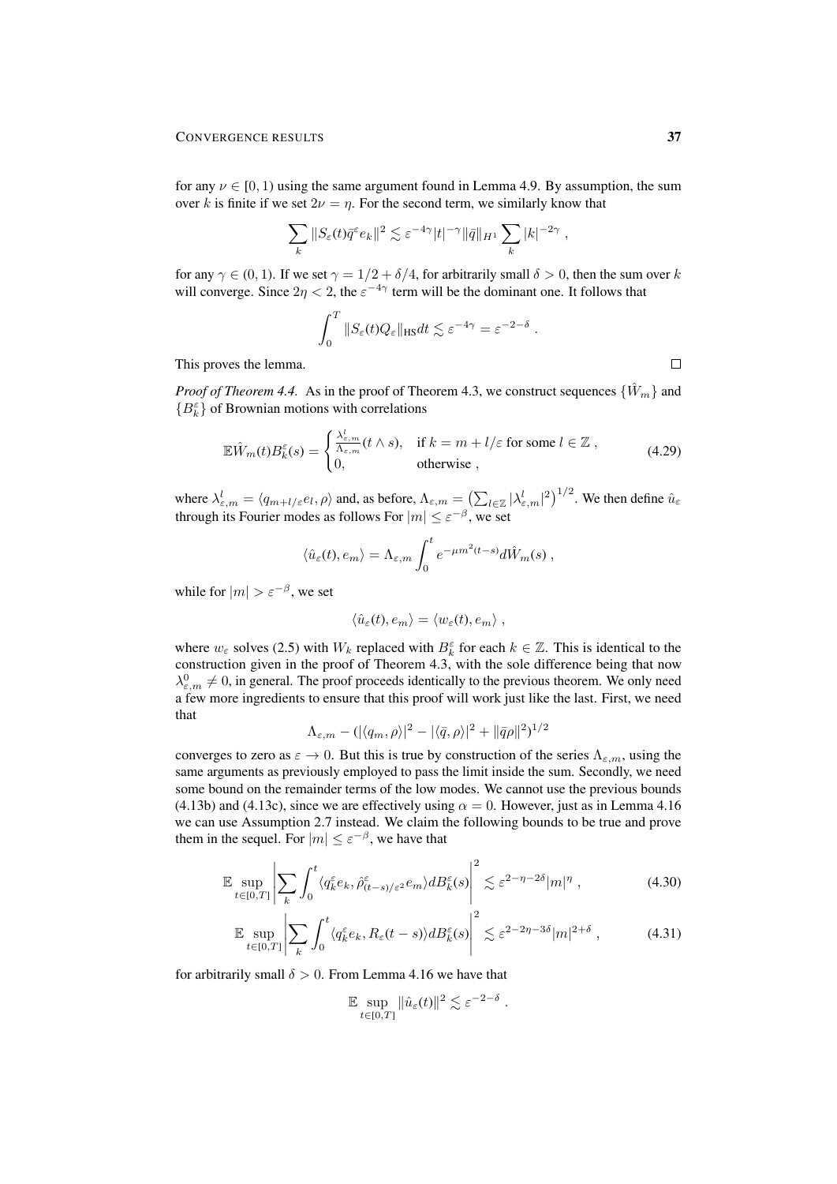for any $\nu \in [0, 1)$ using the same argument found in Lemma 4.9. By assumption, the sum over $k$ is finite if we set $2\nu = \eta$. For the second term, we similarly know that

$$\sum_k \|S_\varepsilon(t)\bar{q}^\varepsilon e_k\|^2 \lesssim \varepsilon^{-4\gamma} |t|^{-\gamma} \|\bar{q}\|_{H^1} \sum_k |k|^{-2\gamma} ,$$

for any $\gamma \in (0, 1)$. If we set $\gamma = 1/2 + \delta/4$, for arbitrarily small $\delta > 0$, then the sum over $k$ will converge. Since $2\eta < 2$, the $\varepsilon^{-4\gamma}$ term will be the dominant one. It follows that

$$\int_0^T \|S_\varepsilon(t) Q_\varepsilon\|_{\mathrm{HS}} dt \lesssim \varepsilon^{-4\gamma} = \varepsilon^{-2-\delta} .$$

This proves the lemma. ☐

*Proof of Theorem 4.4.* As in the proof of Theorem 4.3, we construct sequences $\{\hat{W}_m\}$ and $\{B_k^\varepsilon\}$ of Brownian motions with correlations

$$\mathbb{E}\hat{W}_m(t) B_k^\varepsilon(s) = \begin{cases} \frac{\lambda_{\varepsilon,m}^l}{\Lambda_{\varepsilon,m}}(t \wedge s), & \text{if } k = m + l/\varepsilon \text{ for some } l \in \mathbb{Z} , \\ 0, & \text{otherwise} , \end{cases} \tag{4.29}$$

where $\lambda_{\varepsilon,m}^l = \langle q_{m+l/\varepsilon} e_l, \rho\rangle$ and, as before, $\Lambda_{\varepsilon,m} = \big(\sum_{l\in\mathbb{Z}} |\lambda_{\varepsilon,m}^l|^2\big)^{1/2}$. We then define $\hat{u}_\varepsilon$ through its Fourier modes as follows For $|m| \le \varepsilon^{-\beta}$, we set

$$\langle \hat{u}_\varepsilon(t), e_m\rangle = \Lambda_{\varepsilon,m} \int_0^t e^{-\mu m^2 (t-s)} d\hat{W}_m(s) ,$$

while for $|m| > \varepsilon^{-\beta}$, we set

$$\langle \hat{u}_\varepsilon(t), e_m\rangle = \langle w_\varepsilon(t), e_m\rangle ,$$

where $w_\varepsilon$ solves (2.5) with $W_k$ replaced with $B_k^\varepsilon$ for each $k \in \mathbb{Z}$. This is identical to the construction given in the proof of Theorem 4.3, with the sole difference being that now $\lambda_{\varepsilon,m}^0 \neq 0$, in general. The proof proceeds identically to the previous theorem. We only need a few more ingredients to ensure that this proof will work just like the last. First, we need that

$$\Lambda_{\varepsilon,m} - (|\langle q_m, \rho\rangle|^2 - |\langle \bar{q}, \rho\rangle|^2 + \|\bar{q}\rho\|^2)^{1/2}$$

converges to zero as $\varepsilon \to 0$. But this is true by construction of the series $\Lambda_{\varepsilon,m}$, using the same arguments as previously employed to pass the limit inside the sum. Secondly, we need some bound on the remainder terms of the low modes. We cannot use the previous bounds (4.13b) and (4.13c), since we are effectively using $\alpha = 0$. However, just as in Lemma 4.16 we can use Assumption 2.7 instead. We claim the following bounds to be true and prove them in the sequel. For $|m| \le \varepsilon^{-\beta}$, we have that

$$\mathbb{E} \sup_{t\in[0,T]} \left| \sum_k \int_0^t \langle q_k^\varepsilon e_k, \hat{\rho}_{(t-s)/\varepsilon^2}^\varepsilon e_m\rangle dB_k^\varepsilon(s) \right|^2 \lesssim \varepsilon^{2-\eta-2\delta} |m|^\eta , \tag{4.30}$$

$$\mathbb{E} \sup_{t\in[0,T]} \left| \sum_k \int_0^t \langle q_k^\varepsilon e_k, R_\varepsilon(t-s)\rangle dB_k^\varepsilon(s) \right|^2 \lesssim \varepsilon^{2-2\eta-3\delta} |m|^{2+\delta} , \tag{4.31}$$

for arbitrarily small $\delta > 0$. From Lemma 4.16 we have that

$$\mathbb{E} \sup_{t\in[0,T]} \|\hat{u}_\varepsilon(t)\|^2 \lesssim \varepsilon^{-2-\delta} .$$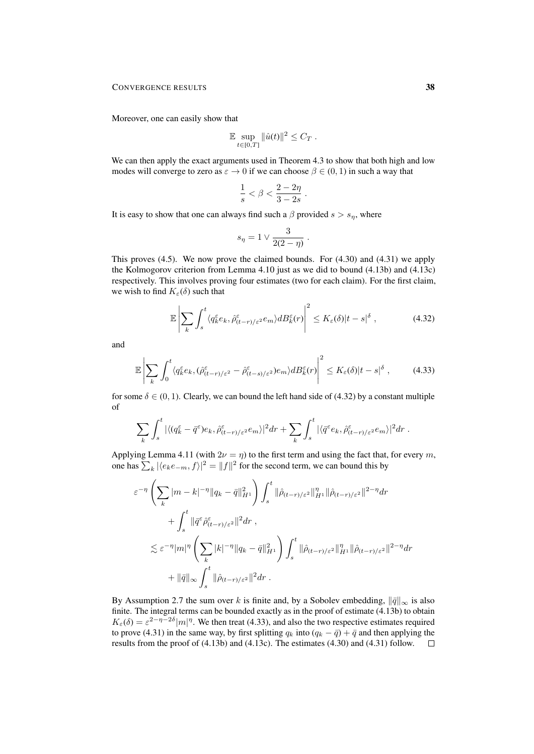Moreover, one can easily show that

$$\mathbb{E} \sup_{t\in[0,T]} \|\hat{u}(t)\|^2 \le C_T \;.$$

We can then apply the exact arguments used in Theorem 4.3 to show that both high and low modes will converge to zero as $\varepsilon \to 0$ if we can choose $\beta \in (0,1)$ in such a way that

$$\frac{1}{s} < \beta < \frac{2-2\eta}{3-2s} \;.$$

It is easy to show that one can always find such a $\beta$ provided $s > s_\eta$, where

$$s_\eta = 1 \vee \frac{3}{2(2-\eta)} \;.$$

This proves (4.5). We now prove the claimed bounds. For (4.30) and (4.31) we apply the Kolmogorov criterion from Lemma 4.10 just as we did to bound (4.13b) and (4.13c) respectively. This involves proving four estimates (two for each claim). For the first claim, we wish to find $K_\varepsilon(\delta)$ such that

$$\mathbb{E}\left|\sum_k \int_s^t \langle q_k^\varepsilon e_k, \hat{\rho}^\varepsilon_{(t-r)/\varepsilon^2} e_m\rangle dB_k^\varepsilon(r)\right|^2 \le K_\varepsilon(\delta)|t-s|^\delta \;, \tag{4.32}$$

and

$$\mathbb{E}\left|\sum_k \int_0^t \langle q_k^\varepsilon e_k, (\hat{\rho}^\varepsilon_{(t-r)/\varepsilon^2} - \hat{\rho}^\varepsilon_{(t-s)/\varepsilon^2}) e_m\rangle dB_k^\varepsilon(r)\right|^2 \le K_\varepsilon(\delta)|t-s|^\delta \;, \tag{4.33}$$

for some $\delta \in (0,1)$. Clearly, we can bound the left hand side of (4.32) by a constant multiple of

$$\sum_k \int_s^t |\langle (q_k^\varepsilon - \bar{q}^\varepsilon)e_k, \hat{\rho}^\varepsilon_{(t-r)/\varepsilon^2} e_m\rangle|^2 dr + \sum_k \int_s^t |\langle \bar{q}^\varepsilon e_k, \hat{\rho}^\varepsilon_{(t-r)/\varepsilon^2} e_m\rangle|^2 dr \;.$$

Applying Lemma 4.11 (with $2\nu = \eta$) to the first term and using the fact that, for every $m$, one has $\sum_k |\langle e_k e_{-m}, f\rangle|^2 = \|f\|^2$ for the second term, we can bound this by

$$\begin{aligned}
\varepsilon^{-\eta}&\left(\sum_k |m-k|^{-\eta}\|q_k - \bar{q}\|^2_{H^1}\right)\int_s^t \|\hat{\rho}_{(t-r)/\varepsilon^2}\|^\eta_{H^1}\|\hat{\rho}_{(t-r)/\varepsilon^2}\|^{2-\eta} dr \\
&\quad + \int_s^t \|\bar{q}^\varepsilon \hat{\rho}^\varepsilon_{(t-r)/\varepsilon^2}\|^2 dr \;, \\
&\lesssim \varepsilon^{-\eta}|m|^\eta\left(\sum_k |k|^{-\eta}\|q_k - \bar{q}\|^2_{H^1}\right)\int_s^t \|\hat{\rho}_{(t-r)/\varepsilon^2}\|^\eta_{H^1}\|\hat{\rho}_{(t-r)/\varepsilon^2}\|^{2-\eta} dr \\
&\quad + \|\bar{q}\|_\infty \int_s^t \|\hat{\rho}_{(t-r)/\varepsilon^2}\|^2 dr \;.
\end{aligned}$$

By Assumption 2.7 the sum over $k$ is finite and, by a Sobolev embedding, $\|\bar{q}\|_\infty$ is also finite. The integral terms can be bounded exactly as in the proof of estimate (4.13b) to obtain $K_\varepsilon(\delta) = \varepsilon^{2-\eta-2\delta}|m|^\eta$. We then treat (4.33), and also the two respective estimates required to prove (4.31) in the same way, by first splitting $q_k$ into $(q_k - \bar{q}) + \bar{q}$ and then applying the results from the proof of (4.13b) and (4.13c). The estimates (4.30) and (4.31) follow. □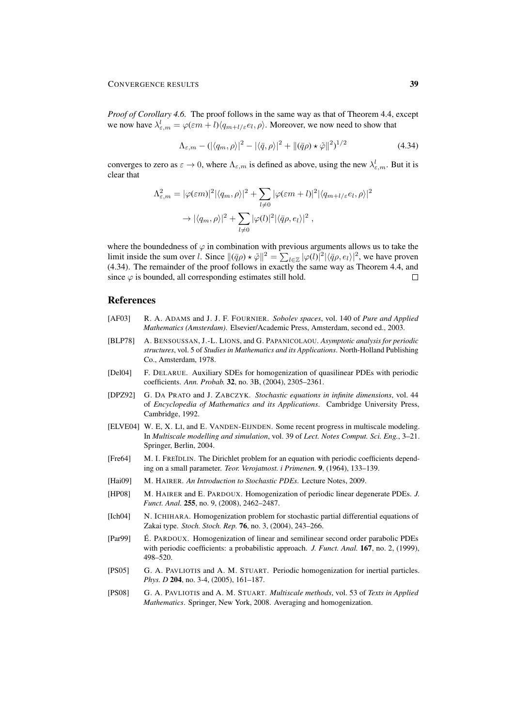*Proof of Corollary 4.6.* The proof follows in the same way as that of Theorem 4.4, except we now have $\lambda^l_{\varepsilon,m} = \varphi(\varepsilon m + l)\langle q_{m+l/\varepsilon} e_l, \rho\rangle$. Moreover, we now need to show that

$$\Lambda_{\varepsilon,m} - (|\langle q_m, \rho\rangle|^2 - |\langle \bar{q}, \rho\rangle|^2 + \|(\bar{q}\rho) \star \tilde{\varphi}\|^2)^{1/2} \tag{4.34}$$

converges to zero as $\varepsilon \to 0$, where $\Lambda_{\varepsilon,m}$ is defined as above, using the new $\lambda^l_{\varepsilon,m}$. But it is clear that

$$\begin{aligned}
\Lambda^2_{\varepsilon,m} &= |\varphi(\varepsilon m)|^2 |\langle q_m, \rho\rangle|^2 + \sum_{l \neq 0} |\varphi(\varepsilon m + l)|^2 |\langle q_{m+l/\varepsilon} e_l, \rho\rangle|^2 \\
&\to |\langle q_m, \rho\rangle|^2 + \sum_{l \neq 0} |\varphi(l)|^2 |\langle \bar{q}\rho, e_l\rangle|^2 \;,
\end{aligned}$$

where the boundedness of $\varphi$ in combination with previous arguments allows us to take the limit inside the sum over $l$. Since $\|(\bar{q}\rho) \star \tilde{\varphi}\|^2 = \sum_{l\in\mathbb{Z}} |\varphi(l)|^2 |\langle \bar{q}\rho, e_l\rangle|^2$, we have proven (4.34). The remainder of the proof follows in exactly the same way as Theorem 4.4, and since $\varphi$ is bounded, all corresponding estimates still hold. □

## References

- [AF03] R. A. ADAMS and J. J. F. FOURNIER. *Sobolev spaces*, vol. 140 of *Pure and Applied Mathematics (Amsterdam)*. Elsevier/Academic Press, Amsterdam, second ed., 2003.
- [BLP78] A. BENSOUSSAN, J.-L. LIONS, and G. PAPANICOLAOU. *Asymptotic analysis for periodic structures*, vol. 5 of *Studies in Mathematics and its Applications*. North-Holland Publishing Co., Amsterdam, 1978.
- [Del04] F. DELARUE. Auxiliary SDEs for homogenization of quasilinear PDEs with periodic coefficients. *Ann. Probab.* **32**, no. 3B, (2004), 2305–2361.
- [DPZ92] G. DA PRATO and J. ZABCZYK. *Stochastic equations in infinite dimensions*, vol. 44 of *Encyclopedia of Mathematics and its Applications*. Cambridge University Press, Cambridge, 1992.
- [ELVE04] W. E, X. LI, and E. VANDEN-EIJNDEN. Some recent progress in multiscale modeling. In *Multiscale modelling and simulation*, vol. 39 of *Lect. Notes Comput. Sci. Eng.*, 3–21. Springer, Berlin, 2004.
- [Fre64] M. I. FREĬDLIN. The Dirichlet problem for an equation with periodic coefficients depending on a small parameter. *Teor. Verojatnost. i Primenen.* **9**, (1964), 133–139.
- [Hai09] M. HAIRER. *An Introduction to Stochastic PDEs*. Lecture Notes, 2009.
- [HP08] M. HAIRER and E. PARDOUX. Homogenization of periodic linear degenerate PDEs. *J. Funct. Anal.* **255**, no. 9, (2008), 2462–2487.
- [Ich04] N. ICHIHARA. Homogenization problem for stochastic partial differential equations of Zakai type. *Stoch. Stoch. Rep.* **76**, no. 3, (2004), 243–266.
- [Par99] É. PARDOUX. Homogenization of linear and semilinear second order parabolic PDEs with periodic coefficients: a probabilistic approach. *J. Funct. Anal.* **167**, no. 2, (1999), 498–520.
- [PS05] G. A. PAVLIOTIS and A. M. STUART. Periodic homogenization for inertial particles. *Phys. D* **204**, no. 3-4, (2005), 161–187.
- [PS08] G. A. PAVLIOTIS and A. M. STUART. *Multiscale methods*, vol. 53 of *Texts in Applied Mathematics*. Springer, New York, 2008. Averaging and homogenization.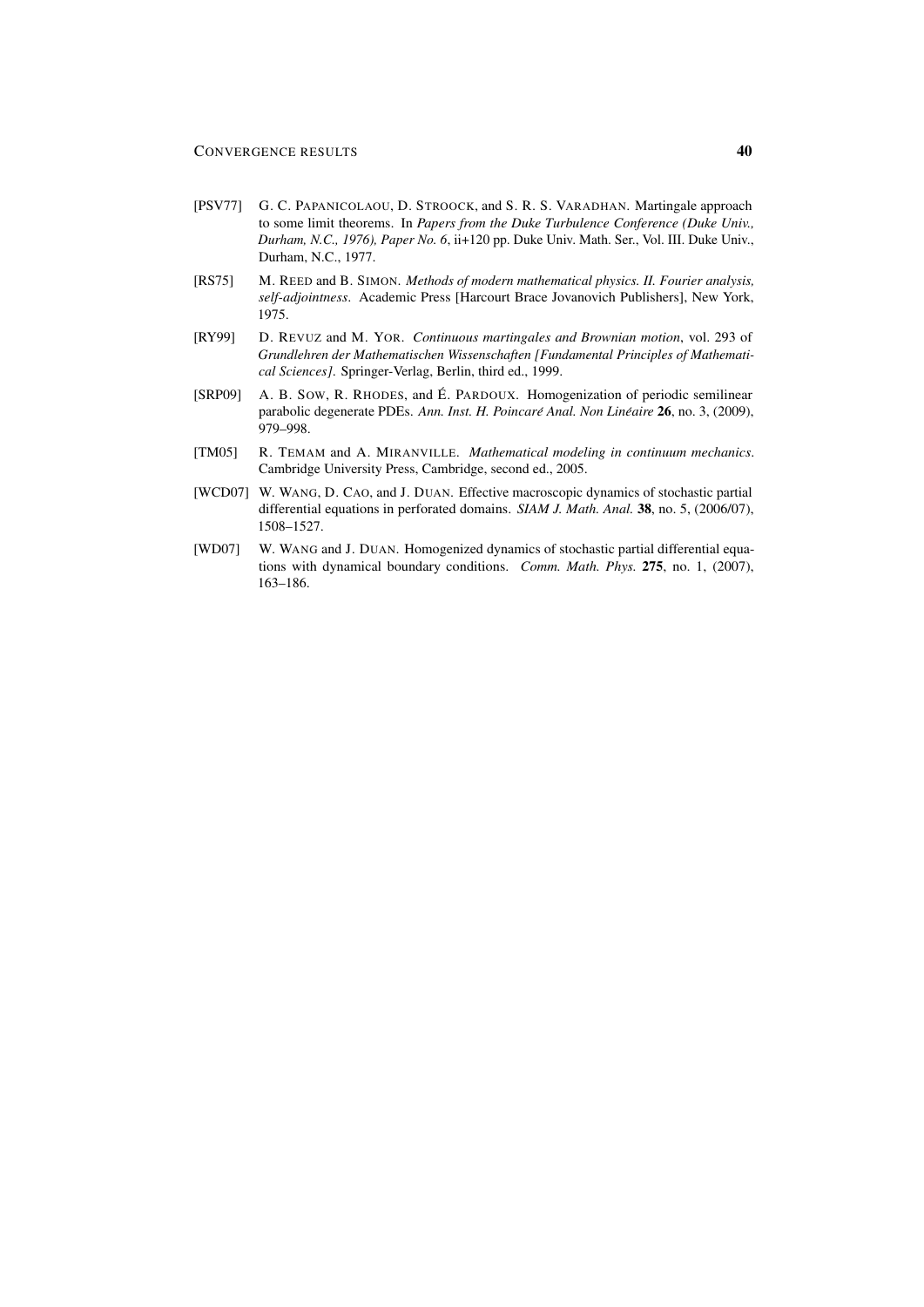[PSV77] G. C. PAPANICOLAOU, D. STROOCK, and S. R. S. VARADHAN. Martingale approach to some limit theorems. In *Papers from the Duke Turbulence Conference (Duke Univ., Durham, N.C., 1976), Paper No. 6*, ii+120 pp. Duke Univ. Math. Ser., Vol. III. Duke Univ., Durham, N.C., 1977.

[RS75] M. REED and B. SIMON. *Methods of modern mathematical physics. II. Fourier analysis, self-adjointness*. Academic Press [Harcourt Brace Jovanovich Publishers], New York, 1975.

[RY99] D. REVUZ and M. YOR. *Continuous martingales and Brownian motion*, vol. 293 of *Grundlehren der Mathematischen Wissenschaften [Fundamental Principles of Mathematical Sciences]*. Springer-Verlag, Berlin, third ed., 1999.

[SRP09] A. B. SOW, R. RHODES, and É. PARDOUX. Homogenization of periodic semilinear parabolic degenerate PDEs. *Ann. Inst. H. Poincaré Anal. Non Linéaire* **26**, no. 3, (2009), 979–998.

[TM05] R. TEMAM and A. MIRANVILLE. *Mathematical modeling in continuum mechanics*. Cambridge University Press, Cambridge, second ed., 2005.

[WCD07] W. WANG, D. CAO, and J. DUAN. Effective macroscopic dynamics of stochastic partial differential equations in perforated domains. *SIAM J. Math. Anal.* **38**, no. 5, (2006/07), 1508–1527.

[WD07] W. WANG and J. DUAN. Homogenized dynamics of stochastic partial differential equations with dynamical boundary conditions. *Comm. Math. Phys.* **275**, no. 1, (2007), 163–186.